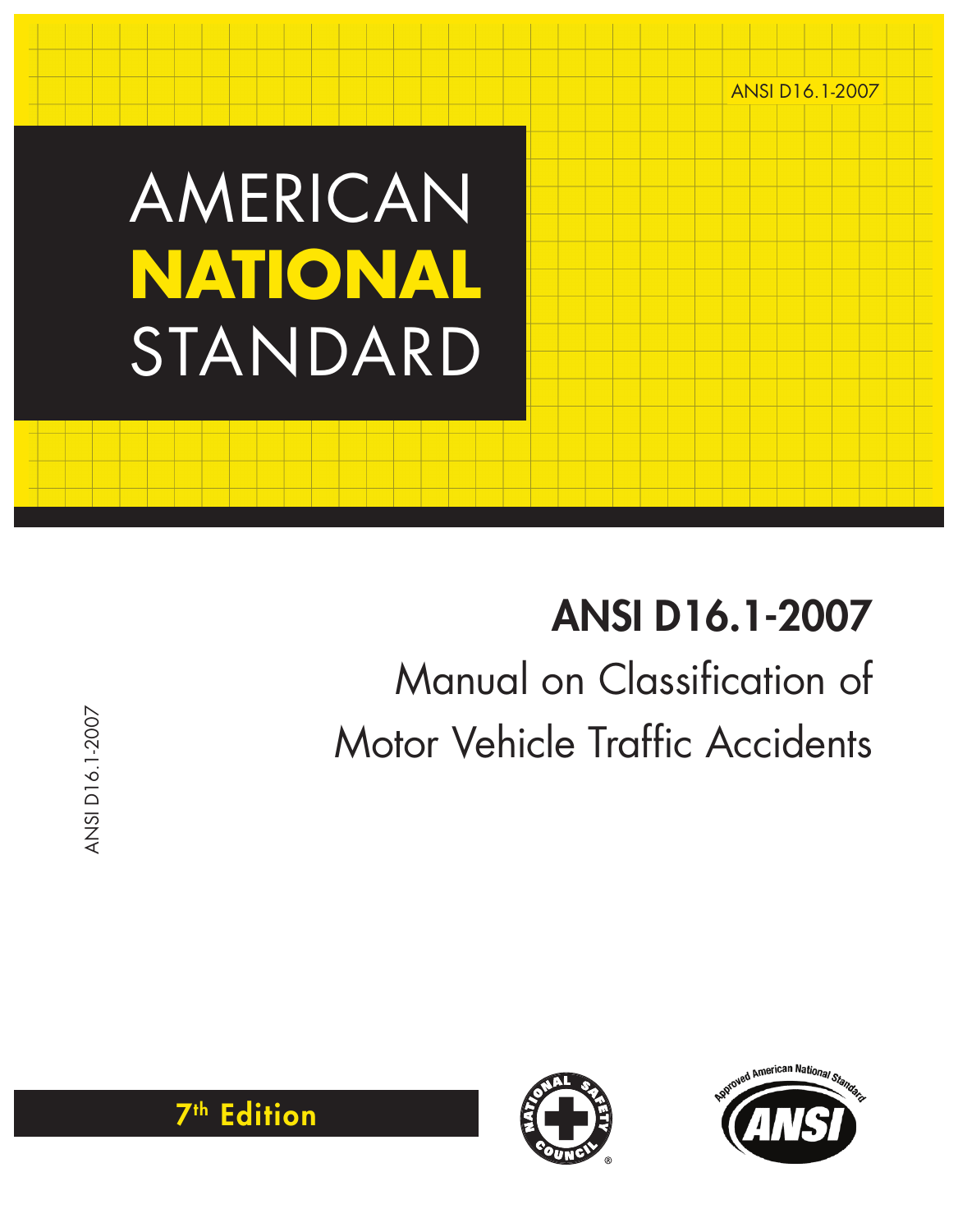ANSI D16.1-2007

# AMERICAN **NATIONAL** STANDARD

## ANSI D16.1-2007

Manual on Classification of Motor Vehicle Traffic Accidents

ANSI D16.1-2007

**7th Edition**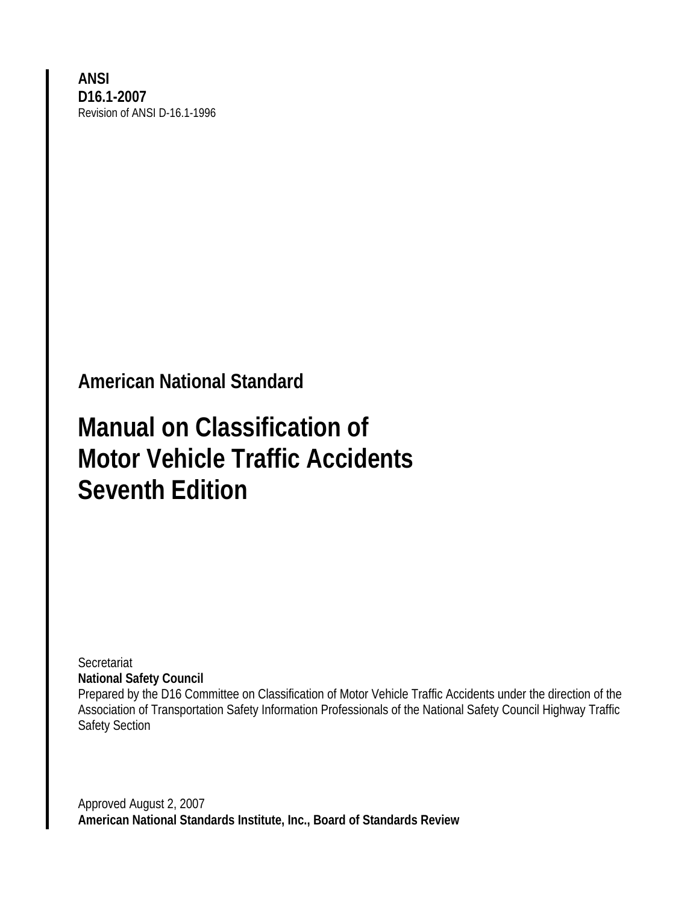**ANSI**
**D16.1-2007**
Revision of ANSI D-16.1-1996

## American National Standard

# Manual on Classification of Motor Vehicle Traffic Accidents Seventh Edition

Secretariat
**National Safety Council**
Prepared by the D16 Committee on Classification of Motor Vehicle Traffic Accidents under the direction of the Association of Transportation Safety Information Professionals of the National Safety Council Highway Traffic Safety Section

Approved August 2, 2007
**American National Standards Institute, Inc., Board of Standards Review**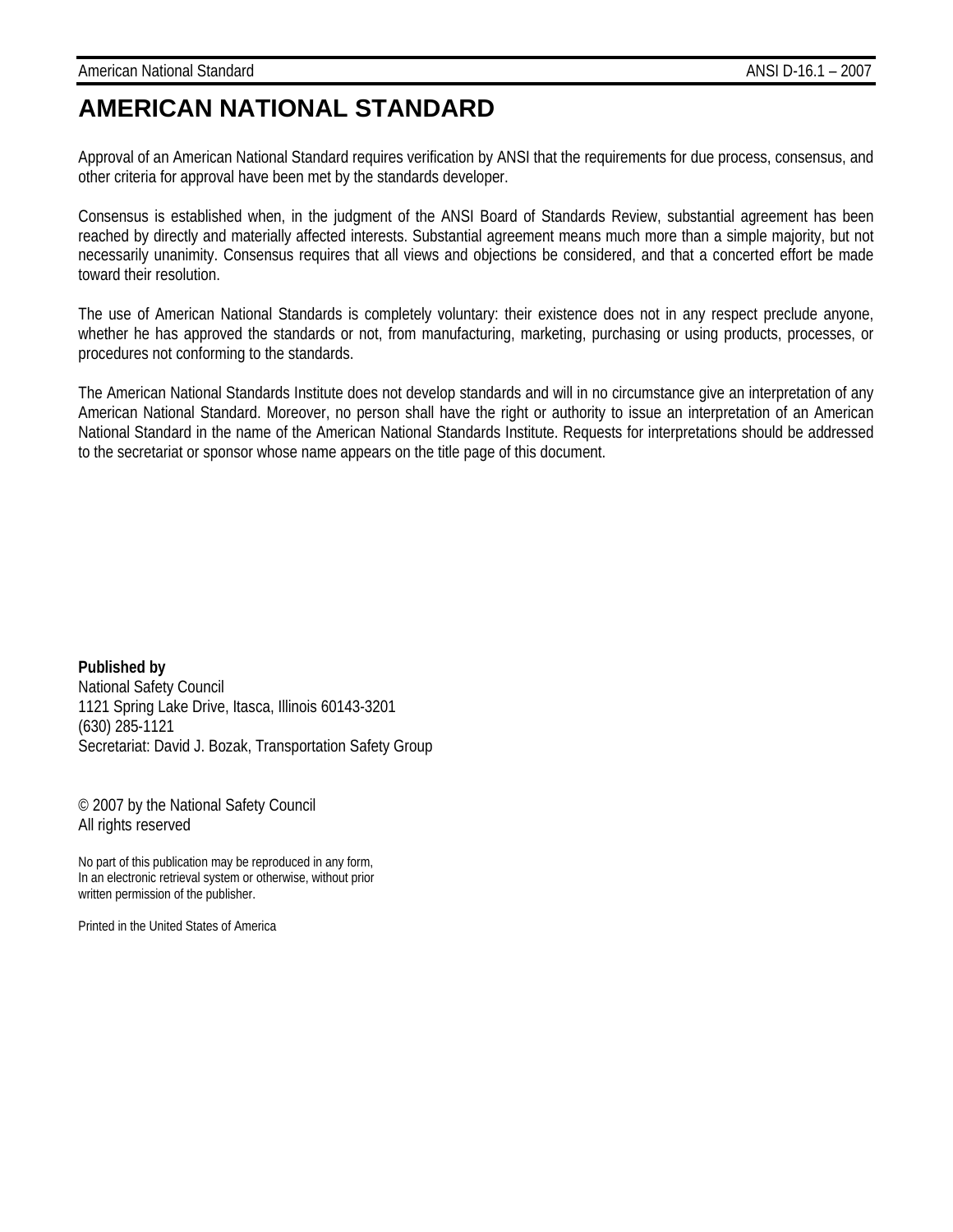# AMERICAN NATIONAL STANDARD

Approval of an American National Standard requires verification by ANSI that the requirements for due process, consensus, and other criteria for approval have been met by the standards developer.

Consensus is established when, in the judgment of the ANSI Board of Standards Review, substantial agreement has been reached by directly and materially affected interests. Substantial agreement means much more than a simple majority, but not necessarily unanimity. Consensus requires that all views and objections be considered, and that a concerted effort be made toward their resolution.

The use of American National Standards is completely voluntary: their existence does not in any respect preclude anyone, whether he has approved the standards or not, from manufacturing, marketing, purchasing or using products, processes, or procedures not conforming to the standards.

The American National Standards Institute does not develop standards and will in no circumstance give an interpretation of any American National Standard. Moreover, no person shall have the right or authority to issue an interpretation of an American National Standard in the name of the American National Standards Institute. Requests for interpretations should be addressed to the secretariat or sponsor whose name appears on the title page of this document.

**Published by**
National Safety Council
1121 Spring Lake Drive, Itasca, Illinois 60143-3201
(630) 285-1121
Secretariat: David J. Bozak, Transportation Safety Group

© 2007 by the National Safety Council
All rights reserved

No part of this publication may be reproduced in any form,
In an electronic retrieval system or otherwise, without prior
written permission of the publisher.

Printed in the United States of America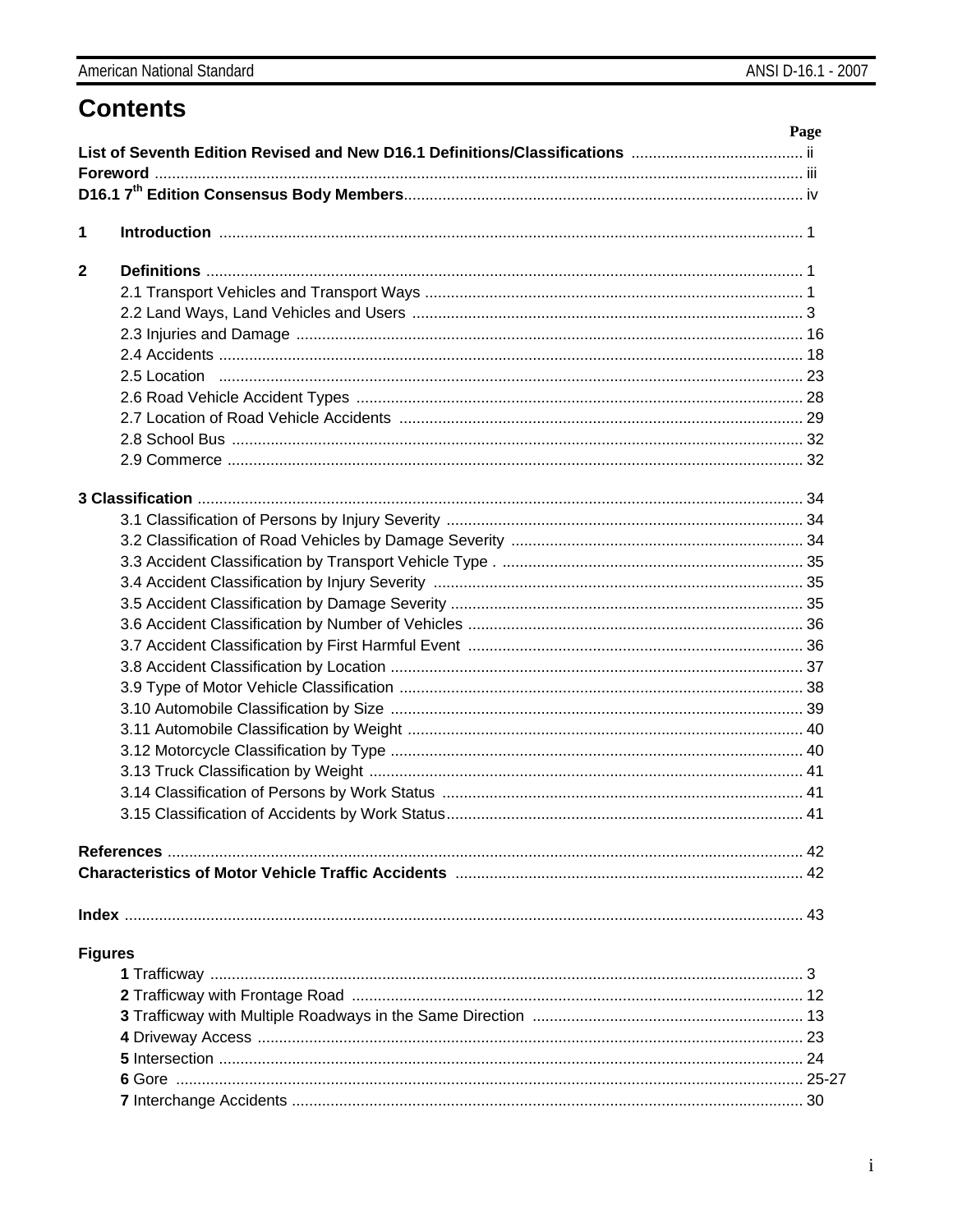# Contents

| | Page |
|---|---|
| **List of Seventh Edition Revised and New D16.1 Definitions/Classifications** | ii |
| **Foreword** | iii |
| **D16.1 7th Edition Consensus Body Members** | iv |
| | |
| **1 Introduction** | 1 |
| | |
| **2 Definitions** | 1 |
| 2.1 Transport Vehicles and Transport Ways | 1 |
| 2.2 Land Ways, Land Vehicles and Users | 3 |
| 2.3 Injuries and Damage | 16 |
| 2.4 Accidents | 18 |
| 2.5 Location | 23 |
| 2.6 Road Vehicle Accident Types | 28 |
| 2.7 Location of Road Vehicle Accidents | 29 |
| 2.8 School Bus | 32 |
| 2.9 Commerce | 32 |
| | |
| **3 Classification** | 34 |
| 3.1 Classification of Persons by Injury Severity | 34 |
| 3.2 Classification of Road Vehicles by Damage Severity | 34 |
| 3.3 Accident Classification by Transport Vehicle Type | 35 |
| 3.4 Accident Classification by Injury Severity | 35 |
| 3.5 Accident Classification by Damage Severity | 35 |
| 3.6 Accident Classification by Number of Vehicles | 36 |
| 3.7 Accident Classification by First Harmful Event | 36 |
| 3.8 Accident Classification by Location | 37 |
| 3.9 Type of Motor Vehicle Classification | 38 |
| 3.10 Automobile Classification by Size | 39 |
| 3.11 Automobile Classification by Weight | 40 |
| 3.12 Motorcycle Classification by Type | 40 |
| 3.13 Truck Classification by Weight | 41 |
| 3.14 Classification of Persons by Work Status | 41 |
| 3.15 Classification of Accidents by Work Status | 41 |
| | |
| **References** | 42 |
| **Characteristics of Motor Vehicle Traffic Accidents** | 42 |
| | |
| **Index** | 43 |
| | |
| **Figures** | |
| **1** Trafficway | 3 |
| **2** Trafficway with Frontage Road | 12 |
| **3** Trafficway with Multiple Roadways in the Same Direction | 13 |
| **4** Driveway Access | 23 |
| **5** Intersection | 24 |
| **6** Gore | 25-27 |
| **7** Interchange Accidents | 30 |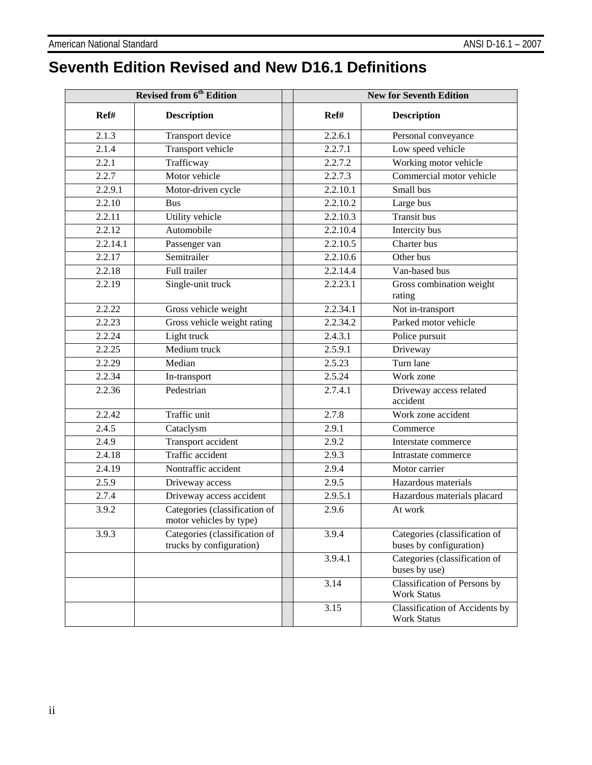# Seventh Edition Revised and New D16.1 Definitions

| Revised from 6th Edition | | | New for Seventh Edition | |
|---|---|---|---|---|
| **Ref#** | **Description** | | **Ref#** | **Description** |
| 2.1.3 | Transport device | | 2.2.6.1 | Personal conveyance |
| 2.1.4 | Transport vehicle | | 2.2.7.1 | Low speed vehicle |
| 2.2.1 | Trafficway | | 2.2.7.2 | Working motor vehicle |
| 2.2.7 | Motor vehicle | | 2.2.7.3 | Commercial motor vehicle |
| 2.2.9.1 | Motor-driven cycle | | 2.2.10.1 | Small bus |
| 2.2.10 | Bus | | 2.2.10.2 | Large bus |
| 2.2.11 | Utility vehicle | | 2.2.10.3 | Transit bus |
| 2.2.12 | Automobile | | 2.2.10.4 | Intercity bus |
| 2.2.14.1 | Passenger van | | 2.2.10.5 | Charter bus |
| 2.2.17 | Semitrailer | | 2.2.10.6 | Other bus |
| 2.2.18 | Full trailer | | 2.2.14.4 | Van-based bus |
| 2.2.19 | Single-unit truck | | 2.2.23.1 | Gross combination weight rating |
| 2.2.22 | Gross vehicle weight | | 2.2.34.1 | Not in-transport |
| 2.2.23 | Gross vehicle weight rating | | 2.2.34.2 | Parked motor vehicle |
| 2.2.24 | Light truck | | 2.4.3.1 | Police pursuit |
| 2.2.25 | Medium truck | | 2.5.9.1 | Driveway |
| 2.2.29 | Median | | 2.5.23 | Turn lane |
| 2.2.34 | In-transport | | 2.5.24 | Work zone |
| 2.2.36 | Pedestrian | | 2.7.4.1 | Driveway access related accident |
| 2.2.42 | Traffic unit | | 2.7.8 | Work zone accident |
| 2.4.5 | Cataclysm | | 2.9.1 | Commerce |
| 2.4.9 | Transport accident | | 2.9.2 | Interstate commerce |
| 2.4.18 | Traffic accident | | 2.9.3 | Intrastate commerce |
| 2.4.19 | Nontraffic accident | | 2.9.4 | Motor carrier |
| 2.5.9 | Driveway access | | 2.9.5 | Hazardous materials |
| 2.7.4 | Driveway access accident | | 2.9.5.1 | Hazardous materials placard |
| 3.9.2 | Categories (classification of motor vehicles by type) | | 2.9.6 | At work |
| 3.9.3 | Categories (classification of trucks by configuration) | | 3.9.4 | Categories (classification of buses by configuration) |
| | | | 3.9.4.1 | Categories (classification of buses by use) |
| | | | 3.14 | Classification of Persons by Work Status |
| | | | 3.15 | Classification of Accidents by Work Status |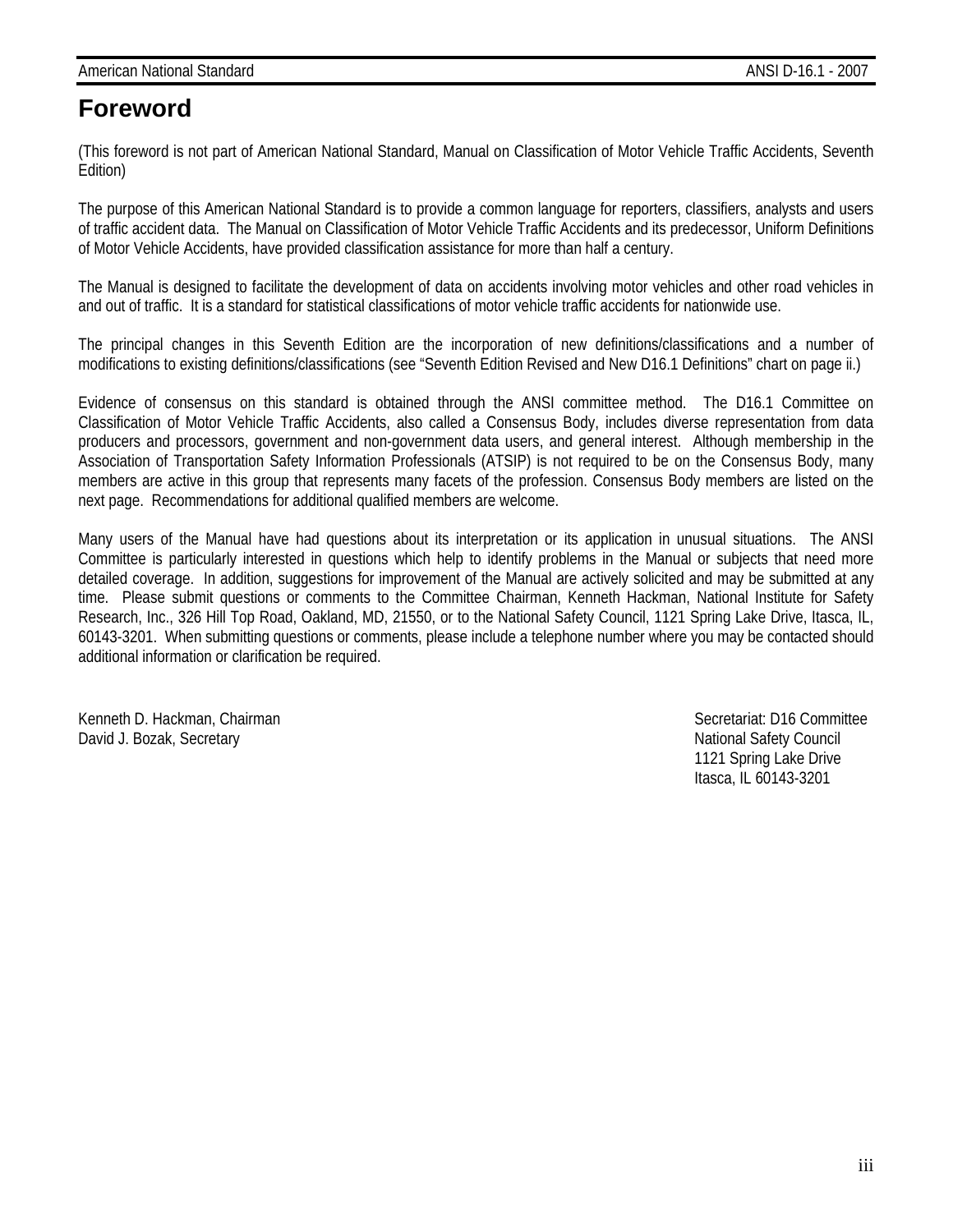# Foreword

(This foreword is not part of American National Standard, Manual on Classification of Motor Vehicle Traffic Accidents, Seventh Edition)

The purpose of this American National Standard is to provide a common language for reporters, classifiers, analysts and users of traffic accident data. The Manual on Classification of Motor Vehicle Traffic Accidents and its predecessor, Uniform Definitions of Motor Vehicle Accidents, have provided classification assistance for more than half a century.

The Manual is designed to facilitate the development of data on accidents involving motor vehicles and other road vehicles in and out of traffic. It is a standard for statistical classifications of motor vehicle traffic accidents for nationwide use.

The principal changes in this Seventh Edition are the incorporation of new definitions/classifications and a number of modifications to existing definitions/classifications (see "Seventh Edition Revised and New D16.1 Definitions" chart on page ii.)

Evidence of consensus on this standard is obtained through the ANSI committee method. The D16.1 Committee on Classification of Motor Vehicle Traffic Accidents, also called a Consensus Body, includes diverse representation from data producers and processors, government and non-government data users, and general interest. Although membership in the Association of Transportation Safety Information Professionals (ATSIP) is not required to be on the Consensus Body, many members are active in this group that represents many facets of the profession. Consensus Body members are listed on the next page. Recommendations for additional qualified members are welcome.

Many users of the Manual have had questions about its interpretation or its application in unusual situations. The ANSI Committee is particularly interested in questions which help to identify problems in the Manual or subjects that need more detailed coverage. In addition, suggestions for improvement of the Manual are actively solicited and may be submitted at any time. Please submit questions or comments to the Committee Chairman, Kenneth Hackman, National Institute for Safety Research, Inc., 326 Hill Top Road, Oakland, MD, 21550, or to the National Safety Council, 1121 Spring Lake Drive, Itasca, IL, 60143-3201. When submitting questions or comments, please include a telephone number where you may be contacted should additional information or clarification be required.

Kenneth D. Hackman, Chairman
David J. Bozak, Secretary

Secretariat: D16 Committee
National Safety Council
1121 Spring Lake Drive
Itasca, IL 60143-3201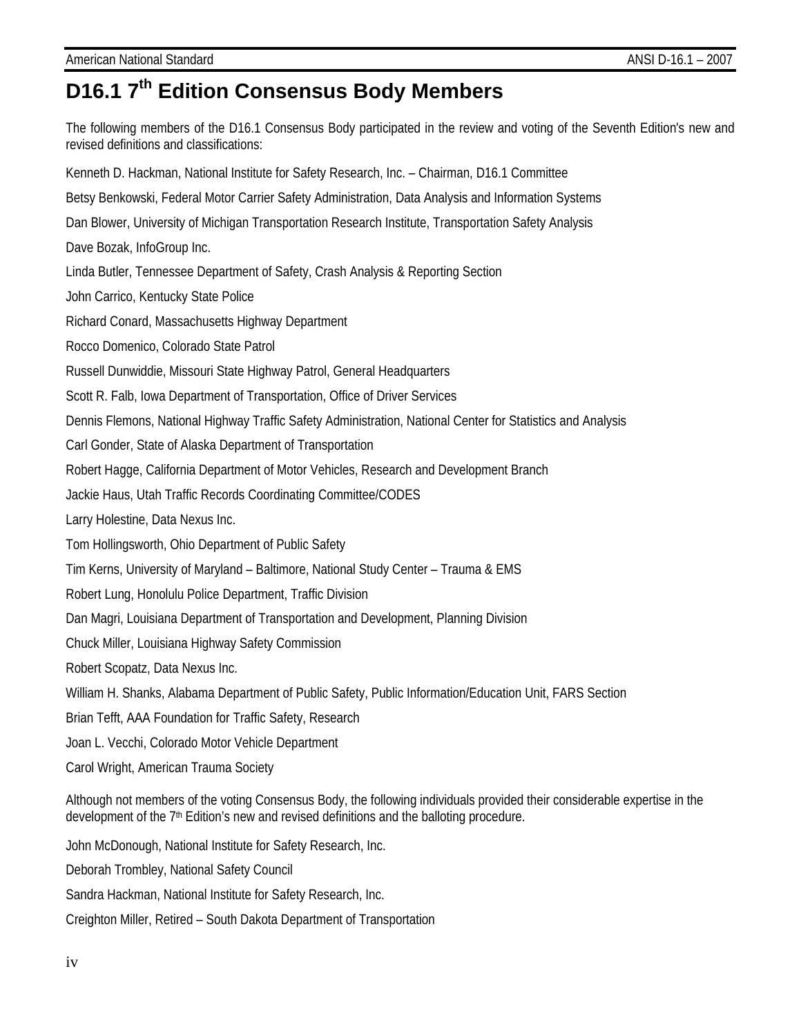# D16.1 7th Edition Consensus Body Members

The following members of the D16.1 Consensus Body participated in the review and voting of the Seventh Edition's new and revised definitions and classifications:

Kenneth D. Hackman, National Institute for Safety Research, Inc. – Chairman, D16.1 Committee

Betsy Benkowski, Federal Motor Carrier Safety Administration, Data Analysis and Information Systems

Dan Blower, University of Michigan Transportation Research Institute, Transportation Safety Analysis

Dave Bozak, InfoGroup Inc.

Linda Butler, Tennessee Department of Safety, Crash Analysis & Reporting Section

John Carrico, Kentucky State Police

Richard Conard, Massachusetts Highway Department

Rocco Domenico, Colorado State Patrol

Russell Dunwiddie, Missouri State Highway Patrol, General Headquarters

Scott R. Falb, Iowa Department of Transportation, Office of Driver Services

Dennis Flemons, National Highway Traffic Safety Administration, National Center for Statistics and Analysis

Carl Gonder, State of Alaska Department of Transportation

Robert Hagge, California Department of Motor Vehicles, Research and Development Branch

Jackie Haus, Utah Traffic Records Coordinating Committee/CODES

Larry Holestine, Data Nexus Inc.

Tom Hollingsworth, Ohio Department of Public Safety

Tim Kerns, University of Maryland – Baltimore, National Study Center – Trauma & EMS

Robert Lung, Honolulu Police Department, Traffic Division

Dan Magri, Louisiana Department of Transportation and Development, Planning Division

Chuck Miller, Louisiana Highway Safety Commission

Robert Scopatz, Data Nexus Inc.

William H. Shanks, Alabama Department of Public Safety, Public Information/Education Unit, FARS Section

Brian Tefft, AAA Foundation for Traffic Safety, Research

Joan L. Vecchi, Colorado Motor Vehicle Department

Carol Wright, American Trauma Society

Although not members of the voting Consensus Body, the following individuals provided their considerable expertise in the development of the 7th Edition's new and revised definitions and the balloting procedure.

John McDonough, National Institute for Safety Research, Inc.

Deborah Trombley, National Safety Council

Sandra Hackman, National Institute for Safety Research, Inc.

Creighton Miller, Retired – South Dakota Department of Transportation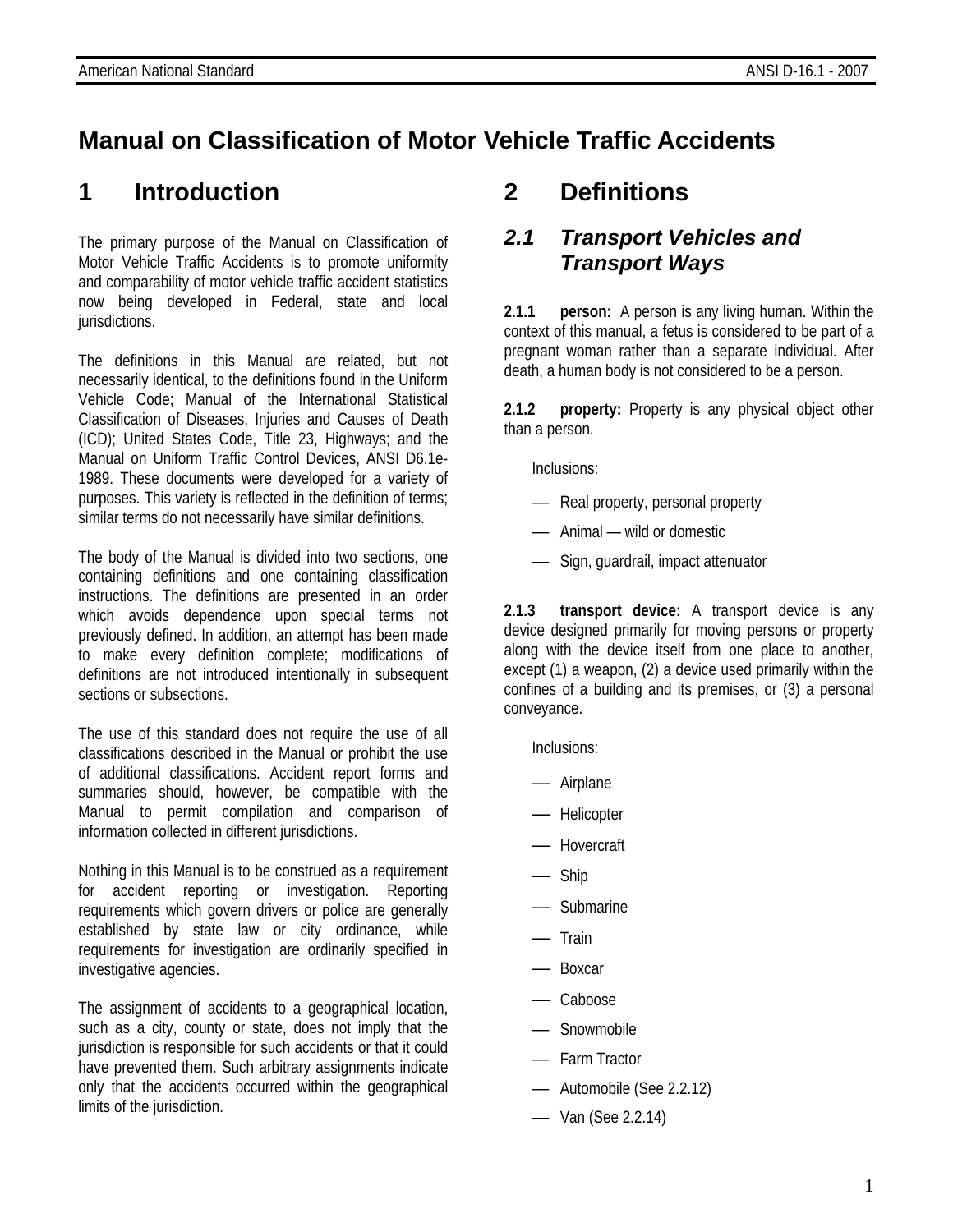# Manual on Classification of Motor Vehicle Traffic Accidents

## 1 Introduction

The primary purpose of the Manual on Classification of Motor Vehicle Traffic Accidents is to promote uniformity and comparability of motor vehicle traffic accident statistics now being developed in Federal, state and local jurisdictions.

The definitions in this Manual are related, but not necessarily identical, to the definitions found in the Uniform Vehicle Code; Manual of the International Statistical Classification of Diseases, Injuries and Causes of Death (ICD); United States Code, Title 23, Highways; and the Manual on Uniform Traffic Control Devices, ANSI D6.1e-1989. These documents were developed for a variety of purposes. This variety is reflected in the definition of terms; similar terms do not necessarily have similar definitions.

The body of the Manual is divided into two sections, one containing definitions and one containing classification instructions. The definitions are presented in an order which avoids dependence upon special terms not previously defined. In addition, an attempt has been made to make every definition complete; modifications of definitions are not introduced intentionally in subsequent sections or subsections.

The use of this standard does not require the use of all classifications described in the Manual or prohibit the use of additional classifications. Accident report forms and summaries should, however, be compatible with the Manual to permit compilation and comparison of information collected in different jurisdictions.

Nothing in this Manual is to be construed as a requirement for accident reporting or investigation. Reporting requirements which govern drivers or police are generally established by state law or city ordinance, while requirements for investigation are ordinarily specified in investigative agencies.

The assignment of accidents to a geographical location, such as a city, county or state, does not imply that the jurisdiction is responsible for such accidents or that it could have prevented them. Such arbitrary assignments indicate only that the accidents occurred within the geographical limits of the jurisdiction.

## 2 Definitions

### *2.1 Transport Vehicles and Transport Ways*

**2.1.1 person:** A person is any living human. Within the context of this manual, a fetus is considered to be part of a pregnant woman rather than a separate individual. After death, a human body is not considered to be a person.

**2.1.2 property:** Property is any physical object other than a person.

Inclusions:

- Real property, personal property
- Animal — wild or domestic
- Sign, guardrail, impact attenuator

**2.1.3 transport device:** A transport device is any device designed primarily for moving persons or property along with the device itself from one place to another, except (1) a weapon, (2) a device used primarily within the confines of a building and its premises, or (3) a personal conveyance.

Inclusions:

- Airplane
- Helicopter
- Hovercraft
- Ship
- Submarine
- Train
- Boxcar
- Caboose
- Snowmobile
- Farm Tractor
- Automobile (See 2.2.12)
- Van (See 2.2.14)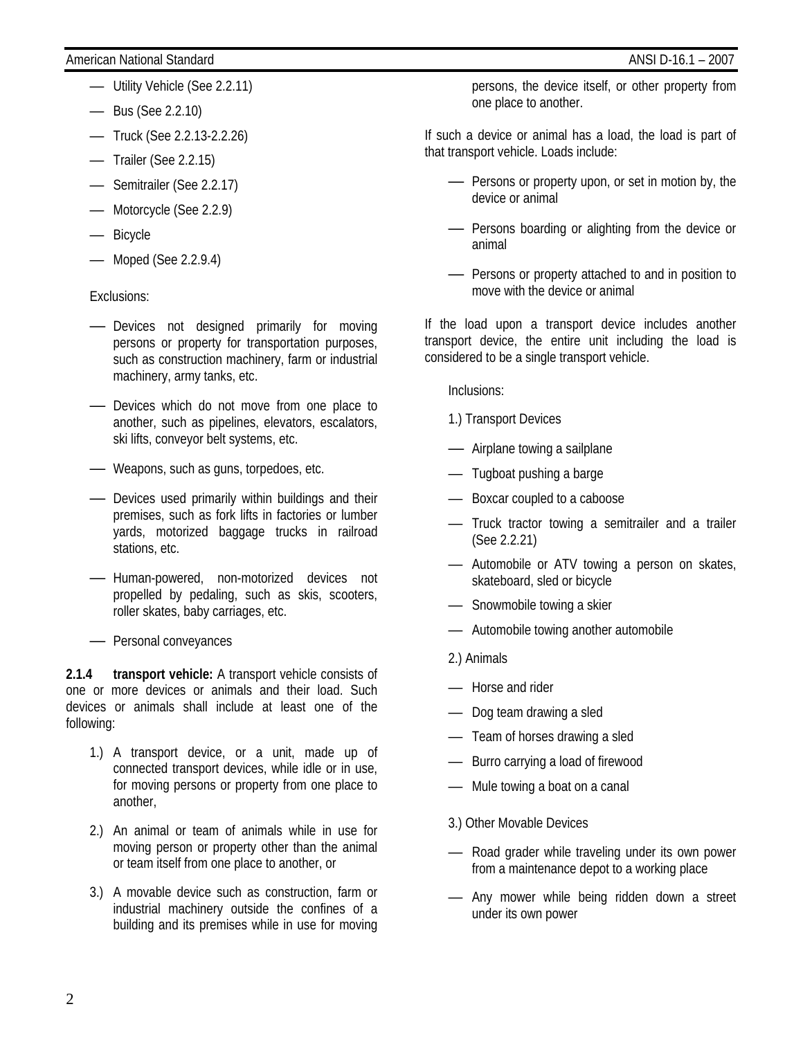- Utility Vehicle (See 2.2.11)
- Bus (See 2.2.10)
- Truck (See 2.2.13-2.2.26)
- Trailer (See 2.2.15)
- Semitrailer (See 2.2.17)
- Motorcycle (See 2.2.9)
- Bicycle
- Moped (See 2.2.9.4)

Exclusions:

- Devices not designed primarily for moving persons or property for transportation purposes, such as construction machinery, farm or industrial machinery, army tanks, etc.
- Devices which do not move from one place to another, such as pipelines, elevators, escalators, ski lifts, conveyor belt systems, etc.
- Weapons, such as guns, torpedoes, etc.
- Devices used primarily within buildings and their premises, such as fork lifts in factories or lumber yards, motorized baggage trucks in railroad stations, etc.
- Human-powered, non-motorized devices not propelled by pedaling, such as skis, scooters, roller skates, baby carriages, etc.
- Personal conveyances

**2.1.4 transport vehicle:** A transport vehicle consists of one or more devices or animals and their load. Such devices or animals shall include at least one of the following:

1.) A transport device, or a unit, made up of connected transport devices, while idle or in use, for moving persons or property from one place to another,

2.) An animal or team of animals while in use for moving person or property other than the animal or team itself from one place to another, or

3.) A movable device such as construction, farm or industrial machinery outside the confines of a building and its premises while in use for moving persons, the device itself, or other property from one place to another.

If such a device or animal has a load, the load is part of that transport vehicle. Loads include:

- Persons or property upon, or set in motion by, the device or animal
- Persons boarding or alighting from the device or animal
- Persons or property attached to and in position to move with the device or animal

If the load upon a transport device includes another transport device, the entire unit including the load is considered to be a single transport vehicle.

Inclusions:

1.) Transport Devices

- Airplane towing a sailplane
- Tugboat pushing a barge
- Boxcar coupled to a caboose
- Truck tractor towing a semitrailer and a trailer (See 2.2.21)
- Automobile or ATV towing a person on skates, skateboard, sled or bicycle
- Snowmobile towing a skier
- Automobile towing another automobile

2.) Animals

- Horse and rider
- Dog team drawing a sled
- Team of horses drawing a sled
- Burro carrying a load of firewood
- Mule towing a boat on a canal

3.) Other Movable Devices

- Road grader while traveling under its own power from a maintenance depot to a working place
- Any mower while being ridden down a street under its own power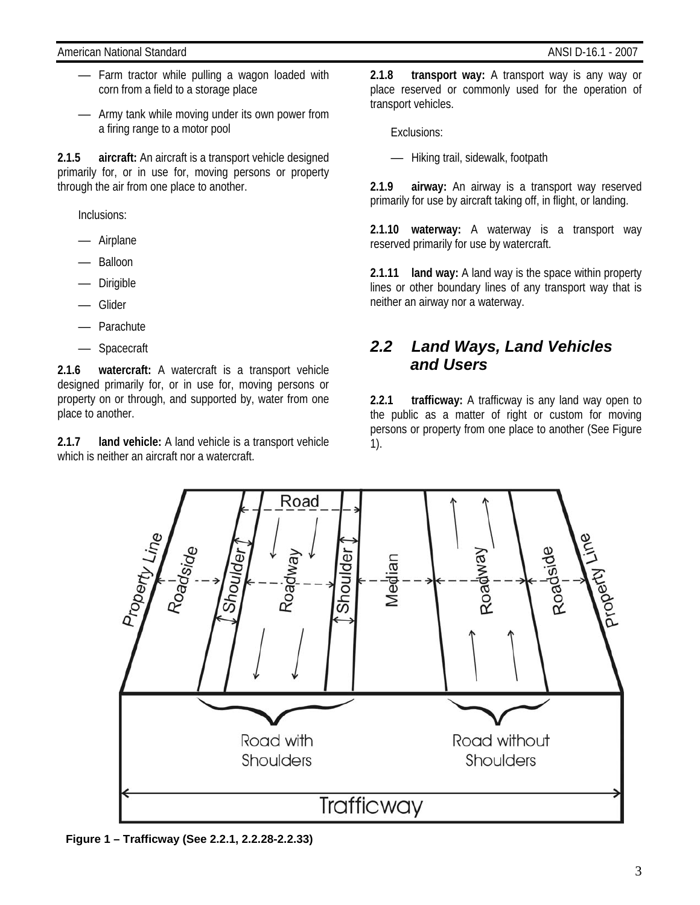— Farm tractor while pulling a wagon loaded with corn from a field to a storage place

— Army tank while moving under its own power from a firing range to a motor pool

**2.1.5 aircraft:** An aircraft is a transport vehicle designed primarily for, or in use for, moving persons or property through the air from one place to another.

Inclusions:

— Airplane

— Balloon

— Dirigible

— Glider

— Parachute

— Spacecraft

**2.1.6 watercraft:** A watercraft is a transport vehicle designed primarily for, or in use for, moving persons or property on or through, and supported by, water from one place to another.

**2.1.7 land vehicle:** A land vehicle is a transport vehicle which is neither an aircraft nor a watercraft.

**2.1.8 transport way:** A transport way is any way or place reserved or commonly used for the operation of transport vehicles.

Exclusions:

— Hiking trail, sidewalk, footpath

**2.1.9 airway:** An airway is a transport way reserved primarily for use by aircraft taking off, in flight, or landing.

**2.1.10 waterway:** A waterway is a transport way reserved primarily for use by watercraft.

**2.1.11 land way:** A land way is the space within property lines or other boundary lines of any transport way that is neither an airway nor a waterway.

## *2.2 Land Ways, Land Vehicles and Users*

**2.2.1 trafficway:** A trafficway is any land way open to the public as a matter of right or custom for moving persons or property from one place to another (See Figure 1).

**Figure 1 – Trafficway (See 2.2.1, 2.2.28-2.2.33)**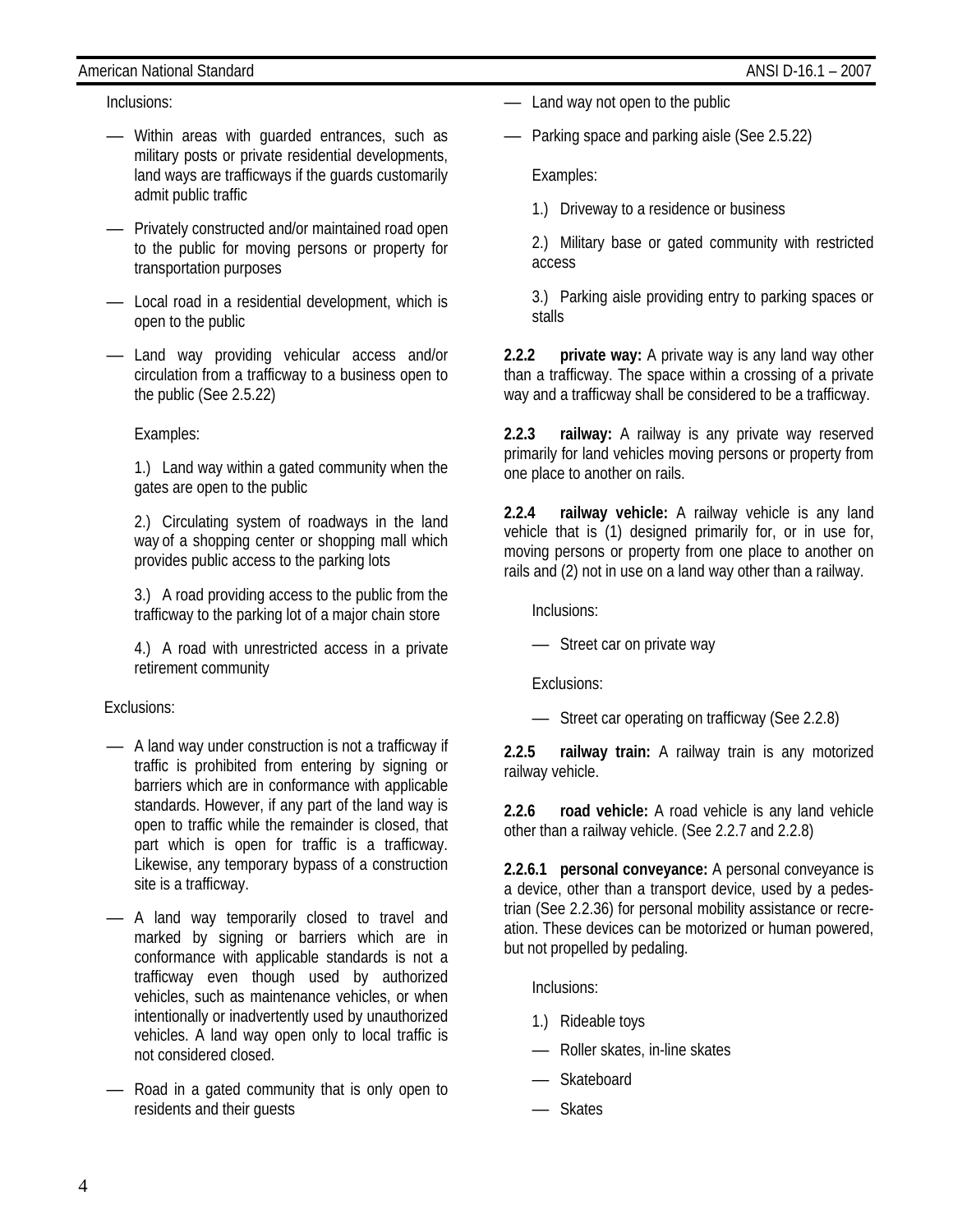Inclusions:

- Within areas with guarded entrances, such as military posts or private residential developments, land ways are trafficways if the guards customarily admit public traffic
- Privately constructed and/or maintained road open to the public for moving persons or property for transportation purposes
- Local road in a residential development, which is open to the public
- Land way providing vehicular access and/or circulation from a trafficway to a business open to the public (See 2.5.22)

Examples:

1.) Land way within a gated community when the gates are open to the public

2.) Circulating system of roadways in the land way of a shopping center or shopping mall which provides public access to the parking lots

3.) A road providing access to the public from the trafficway to the parking lot of a major chain store

4.) A road with unrestricted access in a private retirement community

Exclusions:

- A land way under construction is not a trafficway if traffic is prohibited from entering by signing or barriers which are in conformance with applicable standards. However, if any part of the land way is open to traffic while the remainder is closed, that part which is open for traffic is a trafficway. Likewise, any temporary bypass of a construction site is a trafficway.
- A land way temporarily closed to travel and marked by signing or barriers which are in conformance with applicable standards is not a trafficway even though used by authorized vehicles, such as maintenance vehicles, or when intentionally or inadvertently used by unauthorized vehicles. A land way open only to local traffic is not considered closed.
- Road in a gated community that is only open to residents and their guests
- Land way not open to the public
- Parking space and parking aisle (See 2.5.22)

Examples:

1.) Driveway to a residence or business

2.) Military base or gated community with restricted access

3.) Parking aisle providing entry to parking spaces or stalls

**2.2.2 private way:** A private way is any land way other than a trafficway. The space within a crossing of a private way and a trafficway shall be considered to be a trafficway.

**2.2.3 railway:** A railway is any private way reserved primarily for land vehicles moving persons or property from one place to another on rails.

**2.2.4 railway vehicle:** A railway vehicle is any land vehicle that is (1) designed primarily for, or in use for, moving persons or property from one place to another on rails and (2) not in use on a land way other than a railway.

Inclusions:

- Street car on private way

Exclusions:

- Street car operating on trafficway (See 2.2.8)

**2.2.5 railway train:** A railway train is any motorized railway vehicle.

**2.2.6 road vehicle:** A road vehicle is any land vehicle other than a railway vehicle. (See 2.2.7 and 2.2.8)

**2.2.6.1 personal conveyance:** A personal conveyance is a device, other than a transport device, used by a pedestrian (See 2.2.36) for personal mobility assistance or recreation. These devices can be motorized or human powered, but not propelled by pedaling.

Inclusions:

1.) Rideable toys

- Roller skates, in-line skates
- Skateboard
- Skates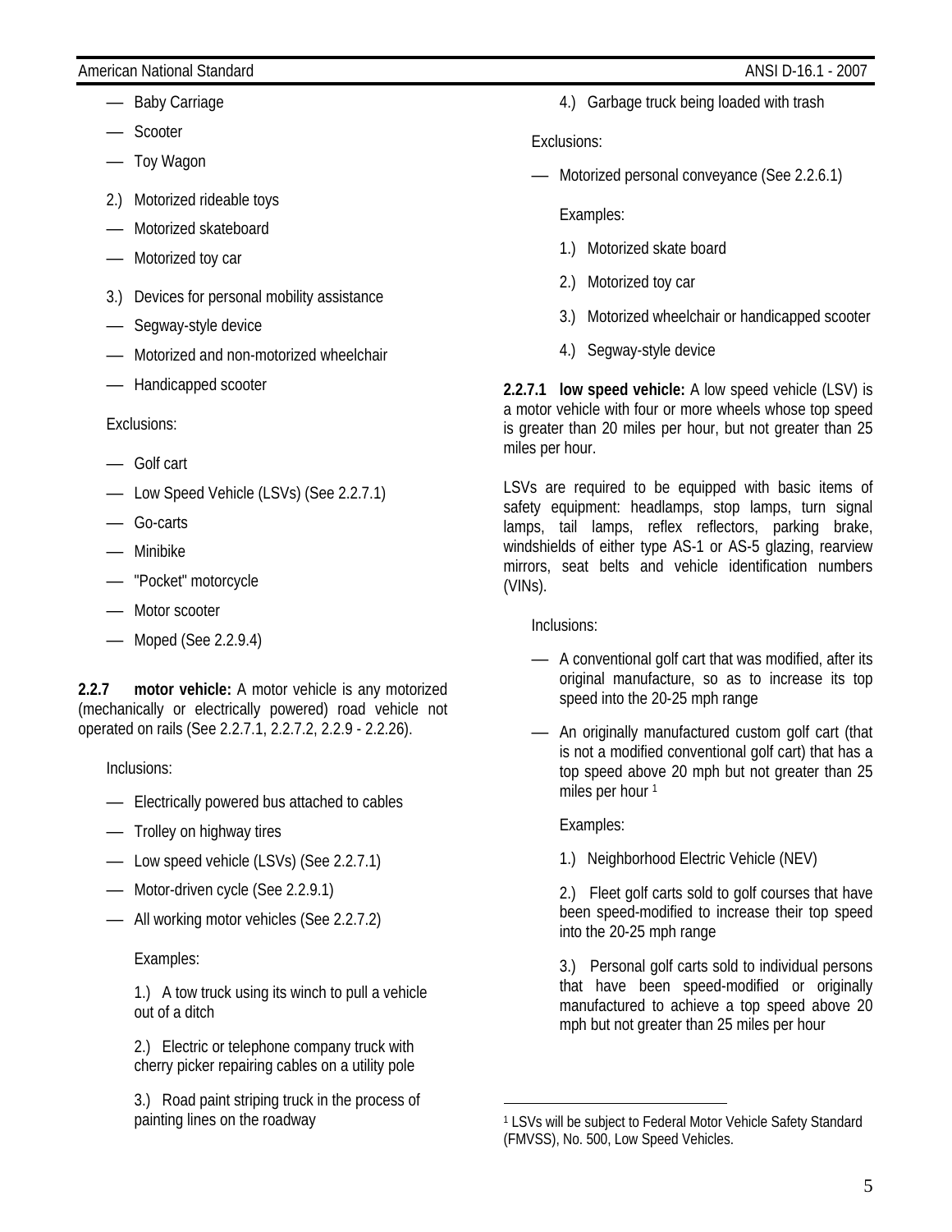— Baby Carriage

— Scooter

— Toy Wagon

2.) Motorized rideable toys

— Motorized skateboard

— Motorized toy car

3.) Devices for personal mobility assistance

— Segway-style device

— Motorized and non-motorized wheelchair

— Handicapped scooter

Exclusions:

— Golf cart

— Low Speed Vehicle (LSVs) (See 2.2.7.1)

— Go-carts

— Minibike

— "Pocket" motorcycle

— Motor scooter

— Moped (See 2.2.9.4)

**2.2.7 motor vehicle:** A motor vehicle is any motorized (mechanically or electrically powered) road vehicle not operated on rails (See 2.2.7.1, 2.2.7.2, 2.2.9 - 2.2.26).

Inclusions:

— Electrically powered bus attached to cables

— Trolley on highway tires

— Low speed vehicle (LSVs) (See 2.2.7.1)

— Motor-driven cycle (See 2.2.9.1)

— All working motor vehicles (See 2.2.7.2)

Examples:

1.) A tow truck using its winch to pull a vehicle out of a ditch

2.) Electric or telephone company truck with cherry picker repairing cables on a utility pole

3.) Road paint striping truck in the process of painting lines on the roadway

4.) Garbage truck being loaded with trash

Exclusions:

— Motorized personal conveyance (See 2.2.6.1)

Examples:

1.) Motorized skate board

2.) Motorized toy car

3.) Motorized wheelchair or handicapped scooter

4.) Segway-style device

**2.2.7.1 low speed vehicle:** A low speed vehicle (LSV) is a motor vehicle with four or more wheels whose top speed is greater than 20 miles per hour, but not greater than 25 miles per hour.

LSVs are required to be equipped with basic items of safety equipment: headlamps, stop lamps, turn signal lamps, tail lamps, reflex reflectors, parking brake, windshields of either type AS-1 or AS-5 glazing, rearview mirrors, seat belts and vehicle identification numbers (VINs).

Inclusions:

— A conventional golf cart that was modified, after its original manufacture, so as to increase its top speed into the 20-25 mph range

— An originally manufactured custom golf cart (that is not a modified conventional golf cart) that has a top speed above 20 mph but not greater than 25 miles per hour [1]

Examples:

1.) Neighborhood Electric Vehicle (NEV)

2.) Fleet golf carts sold to golf courses that have been speed-modified to increase their top speed into the 20-25 mph range

3.) Personal golf carts sold to individual persons that have been speed-modified or originally manufactured to achieve a top speed above 20 mph but not greater than 25 miles per hour

[1] LSVs will be subject to Federal Motor Vehicle Safety Standard (FMVSS), No. 500, Low Speed Vehicles.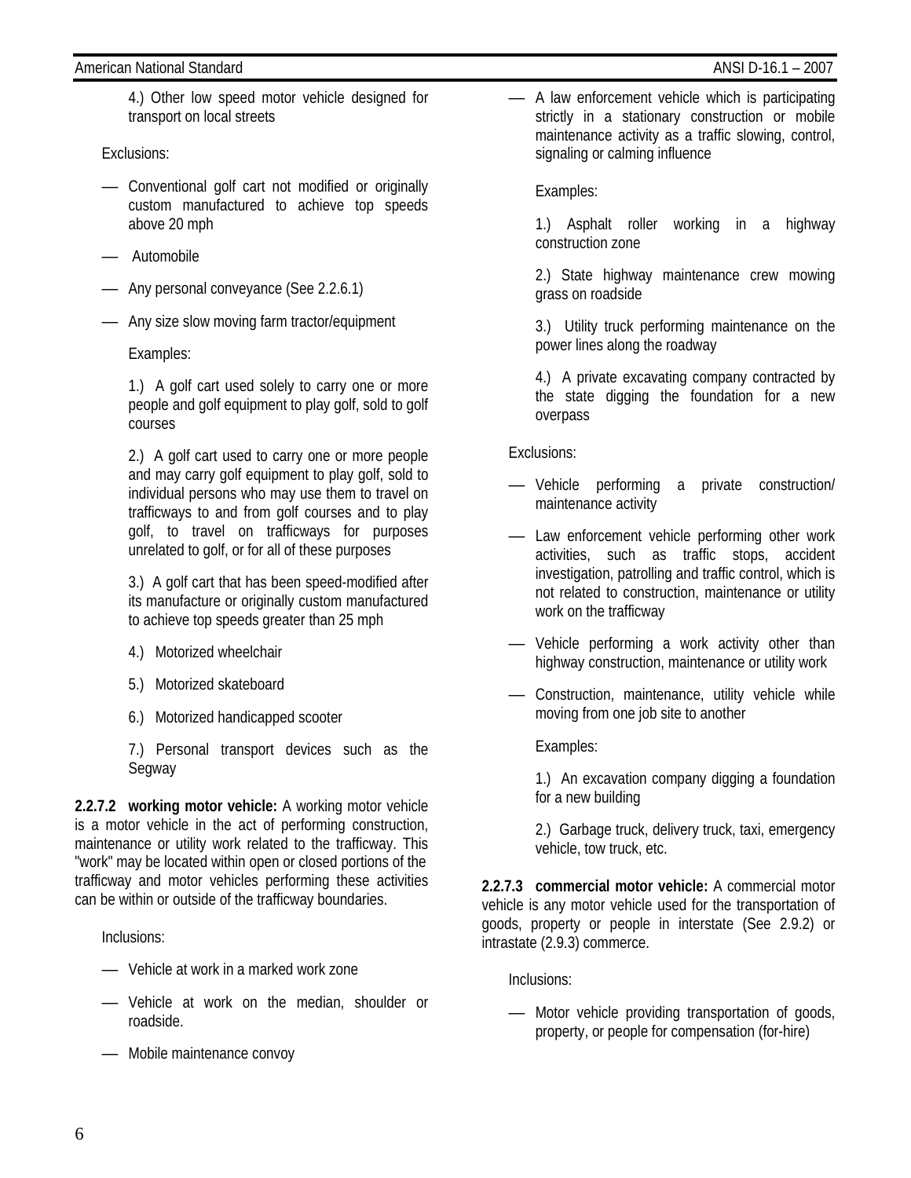4.) Other low speed motor vehicle designed for transport on local streets

Exclusions:

- Conventional golf cart not modified or originally custom manufactured to achieve top speeds above 20 mph
- Automobile
- Any personal conveyance (See 2.2.6.1)
- Any size slow moving farm tractor/equipment

Examples:

1.) A golf cart used solely to carry one or more people and golf equipment to play golf, sold to golf courses

2.) A golf cart used to carry one or more people and may carry golf equipment to play golf, sold to individual persons who may use them to travel on trafficways to and from golf courses and to play golf, to travel on trafficways for purposes unrelated to golf, or for all of these purposes

3.) A golf cart that has been speed-modified after its manufacture or originally custom manufactured to achieve top speeds greater than 25 mph

4.) Motorized wheelchair

5.) Motorized skateboard

6.) Motorized handicapped scooter

7.) Personal transport devices such as the Segway

**2.2.7.2 working motor vehicle:** A working motor vehicle is a motor vehicle in the act of performing construction, maintenance or utility work related to the trafficway. This "work" may be located within open or closed portions of the trafficway and motor vehicles performing these activities can be within or outside of the trafficway boundaries.

Inclusions:

- Vehicle at work in a marked work zone
- Vehicle at work on the median, shoulder or roadside.
- Mobile maintenance convoy
- A law enforcement vehicle which is participating strictly in a stationary construction or mobile maintenance activity as a traffic slowing, control, signaling or calming influence

Examples:

1.) Asphalt roller working in a highway construction zone

2.) State highway maintenance crew mowing grass on roadside

3.) Utility truck performing maintenance on the power lines along the roadway

4.) A private excavating company contracted by the state digging the foundation for a new overpass

Exclusions:

- Vehicle performing a private construction/ maintenance activity
- Law enforcement vehicle performing other work activities, such as traffic stops, accident investigation, patrolling and traffic control, which is not related to construction, maintenance or utility work on the trafficway
- Vehicle performing a work activity other than highway construction, maintenance or utility work
- Construction, maintenance, utility vehicle while moving from one job site to another

Examples:

1.) An excavation company digging a foundation for a new building

2.) Garbage truck, delivery truck, taxi, emergency vehicle, tow truck, etc.

**2.2.7.3 commercial motor vehicle:** A commercial motor vehicle is any motor vehicle used for the transportation of goods, property or people in interstate (See 2.9.2) or intrastate (2.9.3) commerce.

Inclusions:

- Motor vehicle providing transportation of goods, property, or people for compensation (for-hire)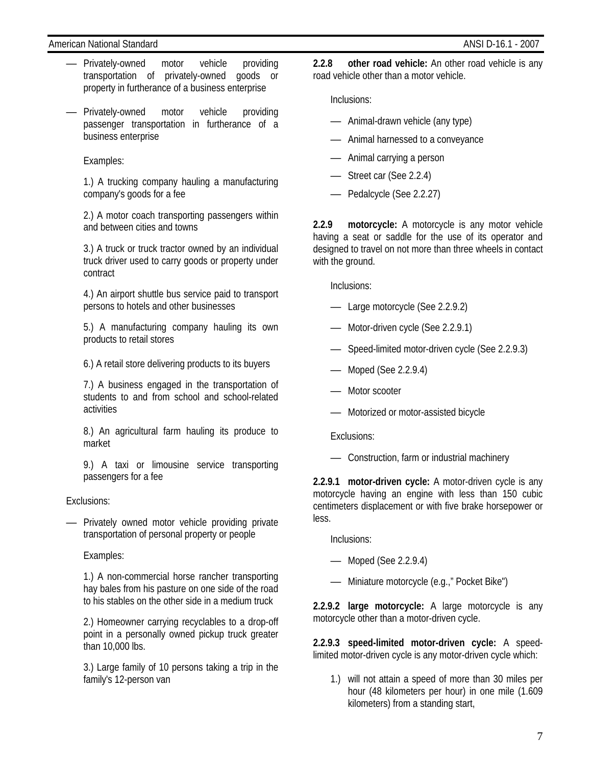- Privately-owned motor vehicle providing transportation of privately-owned goods or property in furtherance of a business enterprise

- Privately-owned motor vehicle providing passenger transportation in furtherance of a business enterprise

  Examples:

  1.) A trucking company hauling a manufacturing company's goods for a fee

  2.) A motor coach transporting passengers within and between cities and towns

  3.) A truck or truck tractor owned by an individual truck driver used to carry goods or property under contract

  4.) An airport shuttle bus service paid to transport persons to hotels and other businesses

  5.) A manufacturing company hauling its own products to retail stores

  6.) A retail store delivering products to its buyers

  7.) A business engaged in the transportation of students to and from school and school-related activities

  8.) An agricultural farm hauling its produce to market

  9.) A taxi or limousine service transporting passengers for a fee

Exclusions:

- Privately owned motor vehicle providing private transportation of personal property or people

  Examples:

  1.) A non-commercial horse rancher transporting hay bales from his pasture on one side of the road to his stables on the other side in a medium truck

  2.) Homeowner carrying recyclables to a drop-off point in a personally owned pickup truck greater than 10,000 lbs.

  3.) Large family of 10 persons taking a trip in the family's 12-person van

**2.2.8 other road vehicle:** An other road vehicle is any road vehicle other than a motor vehicle.

Inclusions:

- Animal-drawn vehicle (any type)
- Animal harnessed to a conveyance
- Animal carrying a person
- Street car (See 2.2.4)
- Pedalcycle (See 2.2.27)

**2.2.9 motorcycle:** A motorcycle is any motor vehicle having a seat or saddle for the use of its operator and designed to travel on not more than three wheels in contact with the ground.

Inclusions:

- Large motorcycle (See 2.2.9.2)
- Motor-driven cycle (See 2.2.9.1)
- Speed-limited motor-driven cycle (See 2.2.9.3)
- Moped (See 2.2.9.4)
- Motor scooter
- Motorized or motor-assisted bicycle

Exclusions:

- Construction, farm or industrial machinery

**2.2.9.1 motor-driven cycle:** A motor-driven cycle is any motorcycle having an engine with less than 150 cubic centimeters displacement or with five brake horsepower or less.

Inclusions:

- Moped (See 2.2.9.4)
- Miniature motorcycle (e.g.," Pocket Bike")

**2.2.9.2 large motorcycle:** A large motorcycle is any motorcycle other than a motor-driven cycle.

**2.2.9.3 speed-limited motor-driven cycle:** A speed-limited motor-driven cycle is any motor-driven cycle which:

1.) will not attain a speed of more than 30 miles per hour (48 kilometers per hour) in one mile (1.609 kilometers) from a standing start,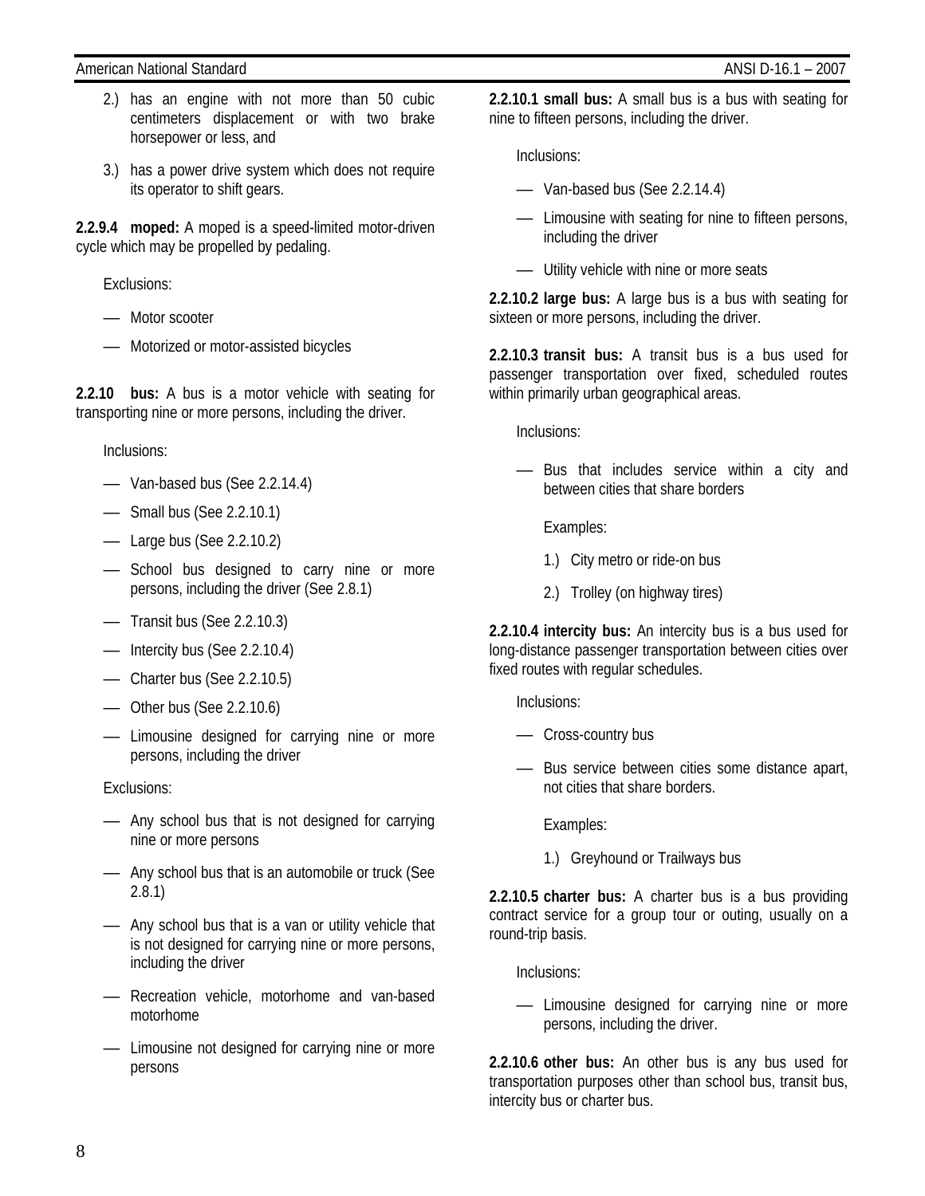2.) has an engine with not more than 50 cubic centimeters displacement or with two brake horsepower or less, and

3.) has a power drive system which does not require its operator to shift gears.

**2.2.9.4 moped:** A moped is a speed-limited motor-driven cycle which may be propelled by pedaling.

Exclusions:

- Motor scooter
- Motorized or motor-assisted bicycles

**2.2.10 bus:** A bus is a motor vehicle with seating for transporting nine or more persons, including the driver.

Inclusions:

- Van-based bus (See 2.2.14.4)
- Small bus (See 2.2.10.1)
- Large bus (See 2.2.10.2)
- School bus designed to carry nine or more persons, including the driver (See 2.8.1)
- Transit bus (See 2.2.10.3)
- Intercity bus (See 2.2.10.4)
- Charter bus (See 2.2.10.5)
- Other bus (See 2.2.10.6)
- Limousine designed for carrying nine or more persons, including the driver

Exclusions:

- Any school bus that is not designed for carrying nine or more persons
- Any school bus that is an automobile or truck (See 2.8.1)
- Any school bus that is a van or utility vehicle that is not designed for carrying nine or more persons, including the driver
- Recreation vehicle, motorhome and van-based motorhome
- Limousine not designed for carrying nine or more persons

**2.2.10.1 small bus:** A small bus is a bus with seating for nine to fifteen persons, including the driver.

Inclusions:

- Van-based bus (See 2.2.14.4)
- Limousine with seating for nine to fifteen persons, including the driver
- Utility vehicle with nine or more seats

**2.2.10.2 large bus:** A large bus is a bus with seating for sixteen or more persons, including the driver.

**2.2.10.3 transit bus:** A transit bus is a bus used for passenger transportation over fixed, scheduled routes within primarily urban geographical areas.

Inclusions:

- Bus that includes service within a city and between cities that share borders

  Examples:

  1.) City metro or ride-on bus

  2.) Trolley (on highway tires)

**2.2.10.4 intercity bus:** An intercity bus is a bus used for long-distance passenger transportation between cities over fixed routes with regular schedules.

Inclusions:

- Cross-country bus
- Bus service between cities some distance apart, not cities that share borders.

  Examples:

  1.) Greyhound or Trailways bus

**2.2.10.5 charter bus:** A charter bus is a bus providing contract service for a group tour or outing, usually on a round-trip basis.

Inclusions:

- Limousine designed for carrying nine or more persons, including the driver.

**2.2.10.6 other bus:** An other bus is any bus used for transportation purposes other than school bus, transit bus, intercity bus or charter bus.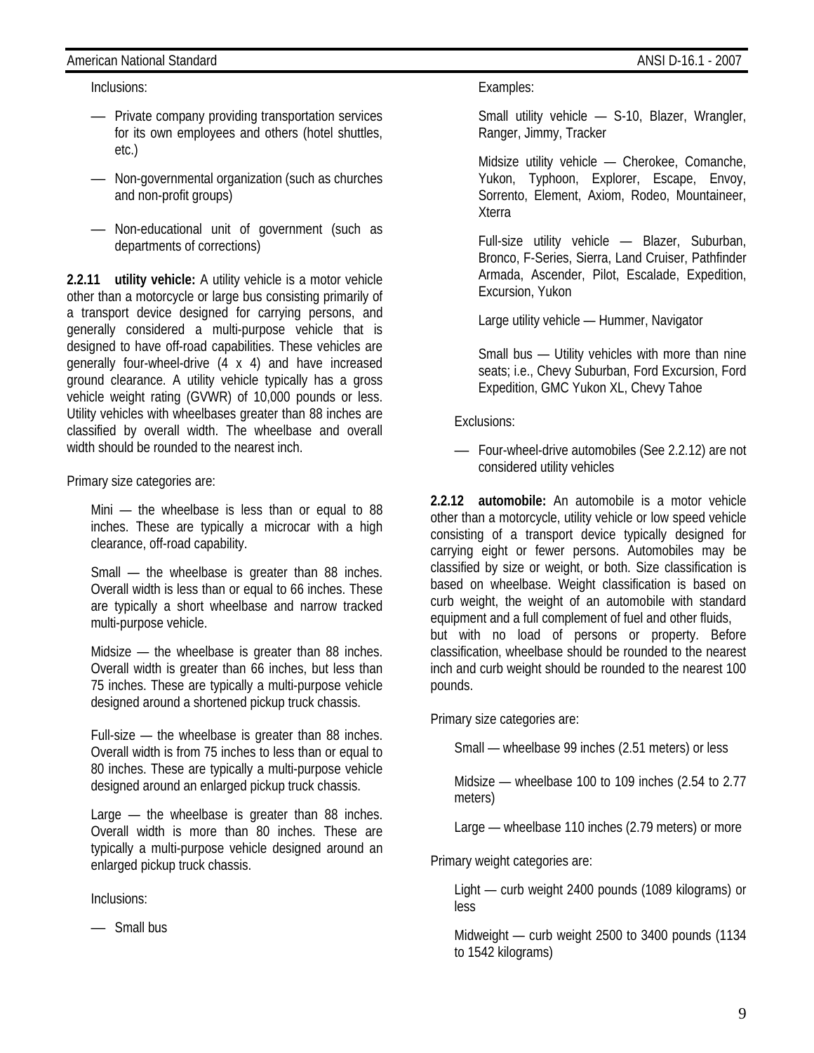Inclusions:

- Private company providing transportation services for its own employees and others (hotel shuttles, etc.)
- Non-governmental organization (such as churches and non-profit groups)
- Non-educational unit of government (such as departments of corrections)

**2.2.11 utility vehicle:** A utility vehicle is a motor vehicle other than a motorcycle or large bus consisting primarily of a transport device designed for carrying persons, and generally considered a multi-purpose vehicle that is designed to have off-road capabilities. These vehicles are generally four-wheel-drive (4 x 4) and have increased ground clearance. A utility vehicle typically has a gross vehicle weight rating (GVWR) of 10,000 pounds or less. Utility vehicles with wheelbases greater than 88 inches are classified by overall width. The wheelbase and overall width should be rounded to the nearest inch.

Primary size categories are:

Mini — the wheelbase is less than or equal to 88 inches. These are typically a microcar with a high clearance, off-road capability.

Small — the wheelbase is greater than 88 inches. Overall width is less than or equal to 66 inches. These are typically a short wheelbase and narrow tracked multi-purpose vehicle.

Midsize — the wheelbase is greater than 88 inches. Overall width is greater than 66 inches, but less than 75 inches. These are typically a multi-purpose vehicle designed around a shortened pickup truck chassis.

Full-size — the wheelbase is greater than 88 inches. Overall width is from 75 inches to less than or equal to 80 inches. These are typically a multi-purpose vehicle designed around an enlarged pickup truck chassis.

Large — the wheelbase is greater than 88 inches. Overall width is more than 80 inches. These are typically a multi-purpose vehicle designed around an enlarged pickup truck chassis.

Inclusions:

- Small bus

Examples:

Small utility vehicle — S-10, Blazer, Wrangler, Ranger, Jimmy, Tracker

Midsize utility vehicle — Cherokee, Comanche, Yukon, Typhoon, Explorer, Escape, Envoy, Sorrento, Element, Axiom, Rodeo, Mountaineer, Xterra

Full-size utility vehicle — Blazer, Suburban, Bronco, F-Series, Sierra, Land Cruiser, Pathfinder Armada, Ascender, Pilot, Escalade, Expedition, Excursion, Yukon

Large utility vehicle — Hummer, Navigator

Small bus — Utility vehicles with more than nine seats; i.e., Chevy Suburban, Ford Excursion, Ford Expedition, GMC Yukon XL, Chevy Tahoe

Exclusions:

- Four-wheel-drive automobiles (See 2.2.12) are not considered utility vehicles

**2.2.12 automobile:** An automobile is a motor vehicle other than a motorcycle, utility vehicle or low speed vehicle consisting of a transport device typically designed for carrying eight or fewer persons. Automobiles may be classified by size or weight, or both. Size classification is based on wheelbase. Weight classification is based on curb weight, the weight of an automobile with standard equipment and a full complement of fuel and other fluids, but with no load of persons or property. Before classification, wheelbase should be rounded to the nearest inch and curb weight should be rounded to the nearest 100 pounds.

Primary size categories are:

Small — wheelbase 99 inches (2.51 meters) or less

Midsize — wheelbase 100 to 109 inches (2.54 to 2.77 meters)

Large — wheelbase 110 inches (2.79 meters) or more

Primary weight categories are:

Light — curb weight 2400 pounds (1089 kilograms) or less

Midweight — curb weight 2500 to 3400 pounds (1134 to 1542 kilograms)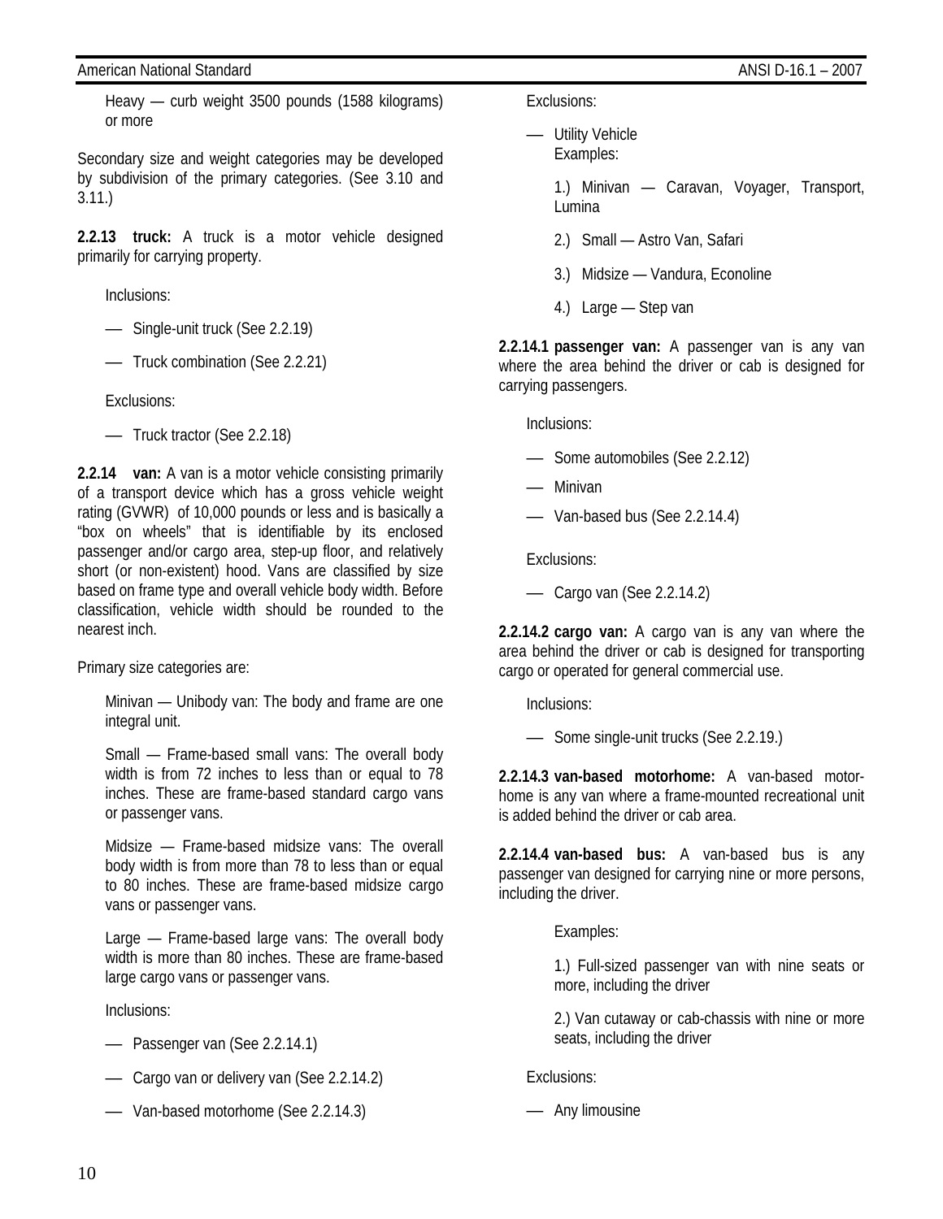Heavy — curb weight 3500 pounds (1588 kilograms) or more

Secondary size and weight categories may be developed by subdivision of the primary categories. (See 3.10 and 3.11.)

**2.2.13 truck:** A truck is a motor vehicle designed primarily for carrying property.

Inclusions:

- Single-unit truck (See 2.2.19)
- Truck combination (See 2.2.21)

Exclusions:

- Truck tractor (See 2.2.18)

**2.2.14 van:** A van is a motor vehicle consisting primarily of a transport device which has a gross vehicle weight rating (GVWR) of 10,000 pounds or less and is basically a "box on wheels" that is identifiable by its enclosed passenger and/or cargo area, step-up floor, and relatively short (or non-existent) hood. Vans are classified by size based on frame type and overall vehicle body width. Before classification, vehicle width should be rounded to the nearest inch.

Primary size categories are:

Minivan — Unibody van: The body and frame are one integral unit.

Small — Frame-based small vans: The overall body width is from 72 inches to less than or equal to 78 inches. These are frame-based standard cargo vans or passenger vans.

Midsize — Frame-based midsize vans: The overall body width is from more than 78 to less than or equal to 80 inches. These are frame-based midsize cargo vans or passenger vans.

Large — Frame-based large vans: The overall body width is more than 80 inches. These are frame-based large cargo vans or passenger vans.

Inclusions:

- Passenger van (See 2.2.14.1)
- Cargo van or delivery van (See 2.2.14.2)
- Van-based motorhome (See 2.2.14.3)

Exclusions:

- Utility Vehicle

  Examples:

  1.) Minivan — Caravan, Voyager, Transport, Lumina

  2.) Small — Astro Van, Safari

  3.) Midsize — Vandura, Econoline

  4.) Large — Step van

**2.2.14.1 passenger van:** A passenger van is any van where the area behind the driver or cab is designed for carrying passengers.

Inclusions:

- Some automobiles (See 2.2.12)
- Minivan
- Van-based bus (See 2.2.14.4)

Exclusions:

- Cargo van (See 2.2.14.2)

**2.2.14.2 cargo van:** A cargo van is any van where the area behind the driver or cab is designed for transporting cargo or operated for general commercial use.

Inclusions:

- Some single-unit trucks (See 2.2.19.)

**2.2.14.3 van-based motorhome:** A van-based motorhome is any van where a frame-mounted recreational unit is added behind the driver or cab area.

**2.2.14.4 van-based bus:** A van-based bus is any passenger van designed for carrying nine or more persons, including the driver.

Examples:

1.) Full-sized passenger van with nine seats or more, including the driver

2.) Van cutaway or cab-chassis with nine or more seats, including the driver

Exclusions:

- Any limousine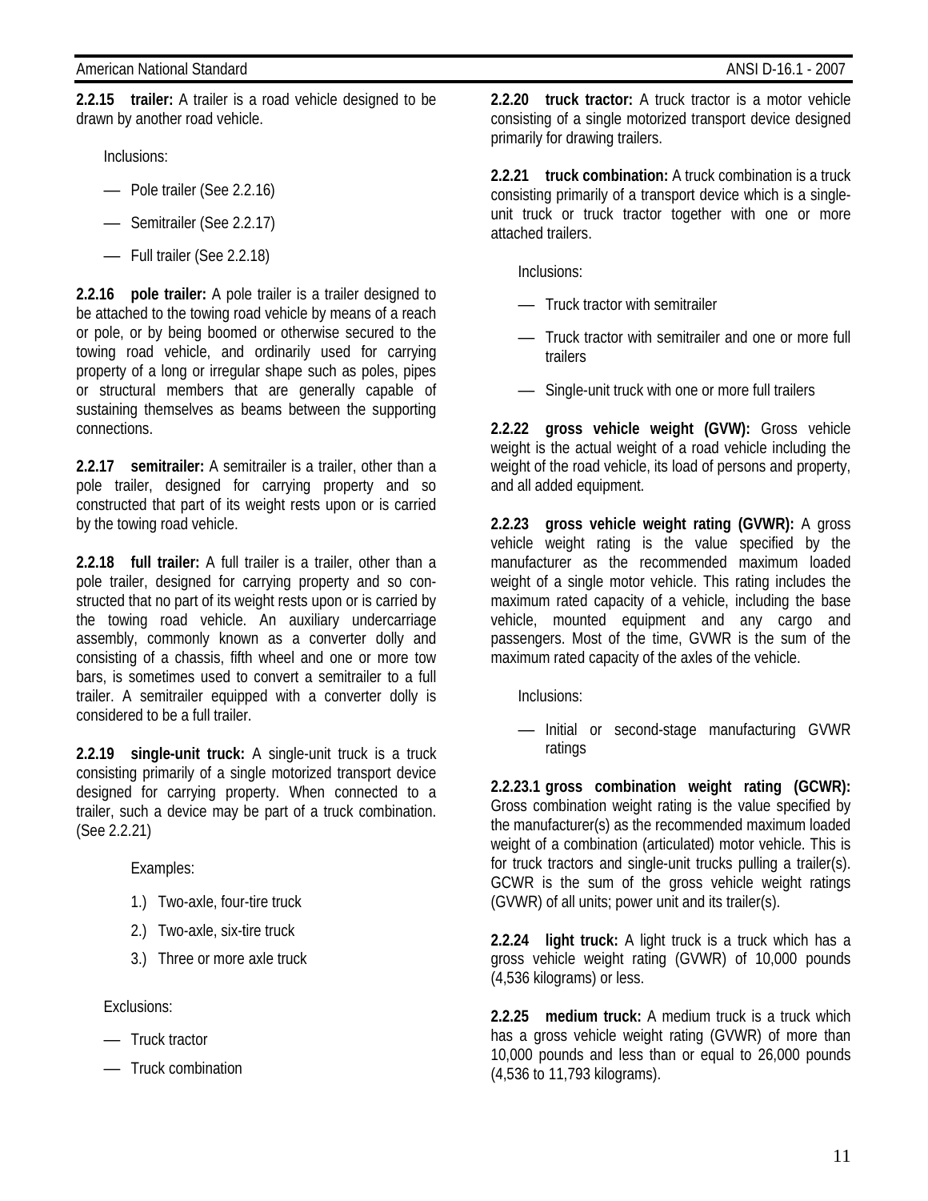**2.2.15 trailer:** A trailer is a road vehicle designed to be drawn by another road vehicle.

Inclusions:

- Pole trailer (See 2.2.16)
- Semitrailer (See 2.2.17)
- Full trailer (See 2.2.18)

**2.2.16 pole trailer:** A pole trailer is a trailer designed to be attached to the towing road vehicle by means of a reach or pole, or by being boomed or otherwise secured to the towing road vehicle, and ordinarily used for carrying property of a long or irregular shape such as poles, pipes or structural members that are generally capable of sustaining themselves as beams between the supporting connections.

**2.2.17 semitrailer:** A semitrailer is a trailer, other than a pole trailer, designed for carrying property and so constructed that part of its weight rests upon or is carried by the towing road vehicle.

**2.2.18 full trailer:** A full trailer is a trailer, other than a pole trailer, designed for carrying property and so constructed that no part of its weight rests upon or is carried by the towing road vehicle. An auxiliary undercarriage assembly, commonly known as a converter dolly and consisting of a chassis, fifth wheel and one or more tow bars, is sometimes used to convert a semitrailer to a full trailer. A semitrailer equipped with a converter dolly is considered to be a full trailer.

**2.2.19 single-unit truck:** A single-unit truck is a truck consisting primarily of a single motorized transport device designed for carrying property. When connected to a trailer, such a device may be part of a truck combination. (See 2.2.21)

Examples:

1.) Two-axle, four-tire truck
2.) Two-axle, six-tire truck
3.) Three or more axle truck

Exclusions:

- Truck tractor
- Truck combination

**2.2.20 truck tractor:** A truck tractor is a motor vehicle consisting of a single motorized transport device designed primarily for drawing trailers.

**2.2.21 truck combination:** A truck combination is a truck consisting primarily of a transport device which is a single-unit truck or truck tractor together with one or more attached trailers.

Inclusions:

- Truck tractor with semitrailer
- Truck tractor with semitrailer and one or more full trailers
- Single-unit truck with one or more full trailers

**2.2.22 gross vehicle weight (GVW):** Gross vehicle weight is the actual weight of a road vehicle including the weight of the road vehicle, its load of persons and property, and all added equipment.

**2.2.23 gross vehicle weight rating (GVWR):** A gross vehicle weight rating is the value specified by the manufacturer as the recommended maximum loaded weight of a single motor vehicle. This rating includes the maximum rated capacity of a vehicle, including the base vehicle, mounted equipment and any cargo and passengers. Most of the time, GVWR is the sum of the maximum rated capacity of the axles of the vehicle.

Inclusions:

- Initial or second-stage manufacturing GVWR ratings

**2.2.23.1 gross combination weight rating (GCWR):** Gross combination weight rating is the value specified by the manufacturer(s) as the recommended maximum loaded weight of a combination (articulated) motor vehicle. This is for truck tractors and single-unit trucks pulling a trailer(s). GCWR is the sum of the gross vehicle weight ratings (GVWR) of all units; power unit and its trailer(s).

**2.2.24 light truck:** A light truck is a truck which has a gross vehicle weight rating (GVWR) of 10,000 pounds (4,536 kilograms) or less.

**2.2.25 medium truck:** A medium truck is a truck which has a gross vehicle weight rating (GVWR) of more than 10,000 pounds and less than or equal to 26,000 pounds (4,536 to 11,793 kilograms).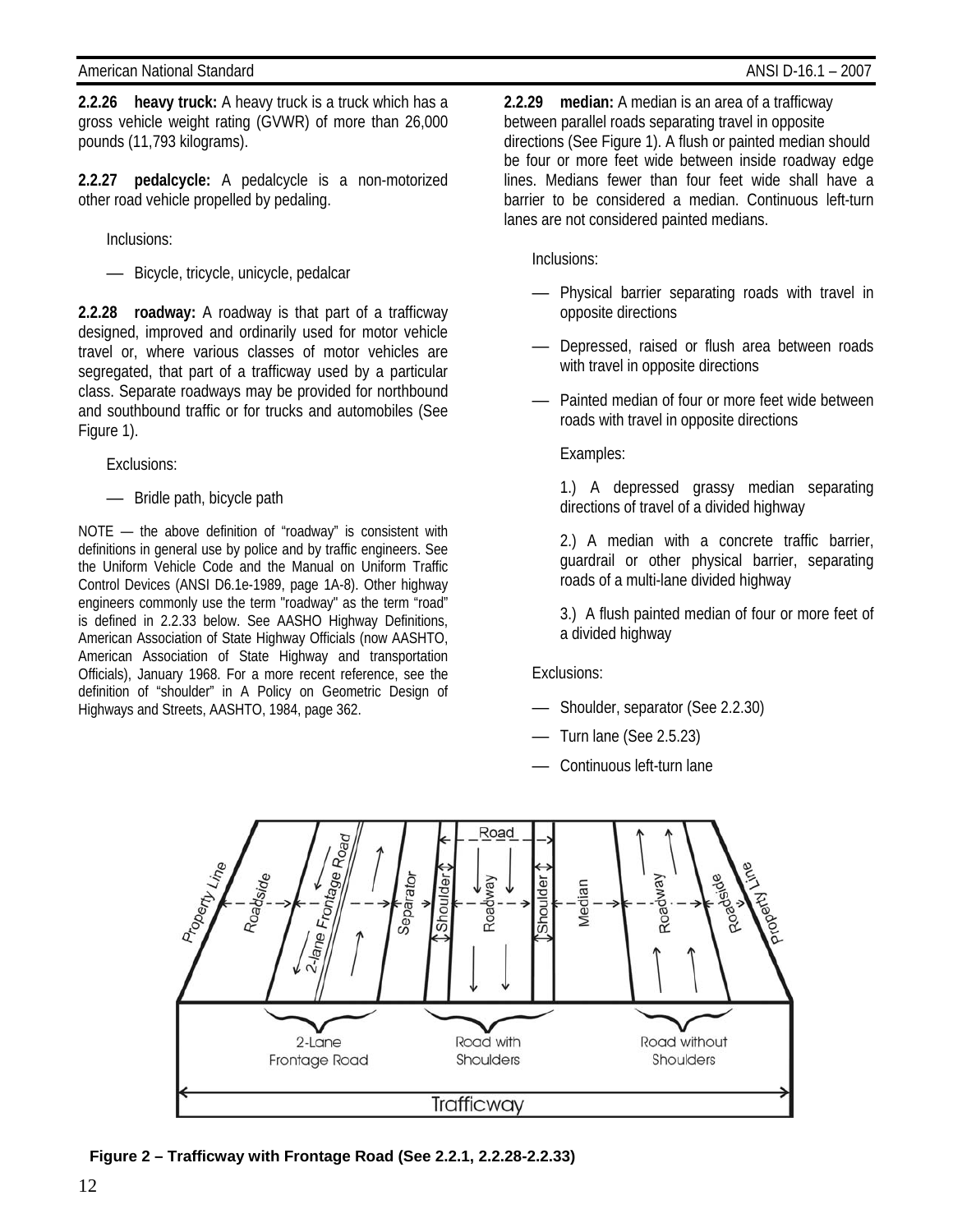**2.2.26 heavy truck:** A heavy truck is a truck which has a gross vehicle weight rating (GVWR) of more than 26,000 pounds (11,793 kilograms).

**2.2.27 pedalcycle:** A pedalcycle is a non-motorized other road vehicle propelled by pedaling.

Inclusions:

— Bicycle, tricycle, unicycle, pedalcar

**2.2.28 roadway:** A roadway is that part of a trafficway designed, improved and ordinarily used for motor vehicle travel or, where various classes of motor vehicles are segregated, that part of a trafficway used by a particular class. Separate roadways may be provided for northbound and southbound traffic or for trucks and automobiles (See Figure 1).

Exclusions:

— Bridle path, bicycle path

NOTE — the above definition of "roadway" is consistent with definitions in general use by police and by traffic engineers. See the Uniform Vehicle Code and the Manual on Uniform Traffic Control Devices (ANSI D6.1e-1989, page 1A-8). Other highway engineers commonly use the term "roadway" as the term "road" is defined in 2.2.33 below. See AASHO Highway Definitions, American Association of State Highway Officials (now AASHTO, American Association of State Highway and transportation Officials), January 1968. For a more recent reference, see the definition of "shoulder" in A Policy on Geometric Design of Highways and Streets, AASHTO, 1984, page 362.

**2.2.29 median:** A median is an area of a trafficway between parallel roads separating travel in opposite directions (See Figure 1). A flush or painted median should be four or more feet wide between inside roadway edge lines. Medians fewer than four feet wide shall have a barrier to be considered a median. Continuous left-turn lanes are not considered painted medians.

Inclusions:

— Physical barrier separating roads with travel in opposite directions

— Depressed, raised or flush area between roads with travel in opposite directions

— Painted median of four or more feet wide between roads with travel in opposite directions

Examples:

1.) A depressed grassy median separating directions of travel of a divided highway

2.) A median with a concrete traffic barrier, guardrail or other physical barrier, separating roads of a multi-lane divided highway

3.) A flush painted median of four or more feet of a divided highway

Exclusions:

— Shoulder, separator (See 2.2.30)

— Turn lane (See 2.5.23)

— Continuous left-turn lane

**Figure 2 – Trafficway with Frontage Road (See 2.2.1, 2.2.28-2.2.33)**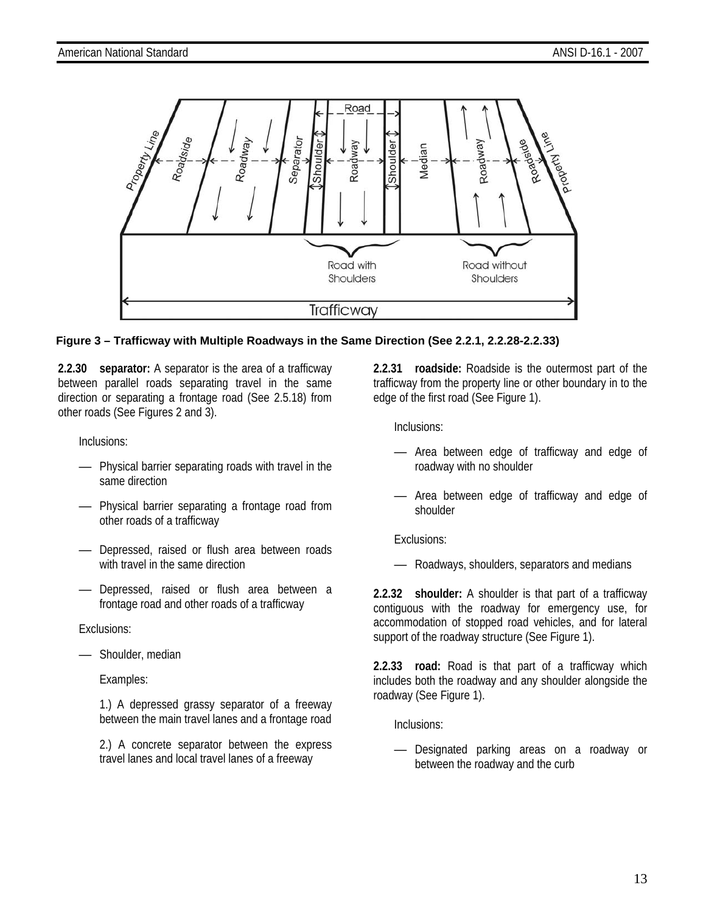**Figure 3 – Trafficway with Multiple Roadways in the Same Direction (See 2.2.1, 2.2.28-2.2.33)**

**2.2.30 separator:** A separator is the area of a trafficway between parallel roads separating travel in the same direction or separating a frontage road (See 2.5.18) from other roads (See Figures 2 and 3).

Inclusions:

- Physical barrier separating roads with travel in the same direction
- Physical barrier separating a frontage road from other roads of a trafficway
- Depressed, raised or flush area between roads with travel in the same direction
- Depressed, raised or flush area between a frontage road and other roads of a trafficway

Exclusions:

- Shoulder, median

Examples:

1.) A depressed grassy separator of a freeway between the main travel lanes and a frontage road

2.) A concrete separator between the express travel lanes and local travel lanes of a freeway

**2.2.31 roadside:** Roadside is the outermost part of the trafficway from the property line or other boundary in to the edge of the first road (See Figure 1).

Inclusions:

- Area between edge of trafficway and edge of roadway with no shoulder
- Area between edge of trafficway and edge of shoulder

Exclusions:

- Roadways, shoulders, separators and medians

**2.2.32 shoulder:** A shoulder is that part of a trafficway contiguous with the roadway for emergency use, for accommodation of stopped road vehicles, and for lateral support of the roadway structure (See Figure 1).

**2.2.33 road:** Road is that part of a trafficway which includes both the roadway and any shoulder alongside the roadway (See Figure 1).

Inclusions:

- Designated parking areas on a roadway or between the roadway and the curb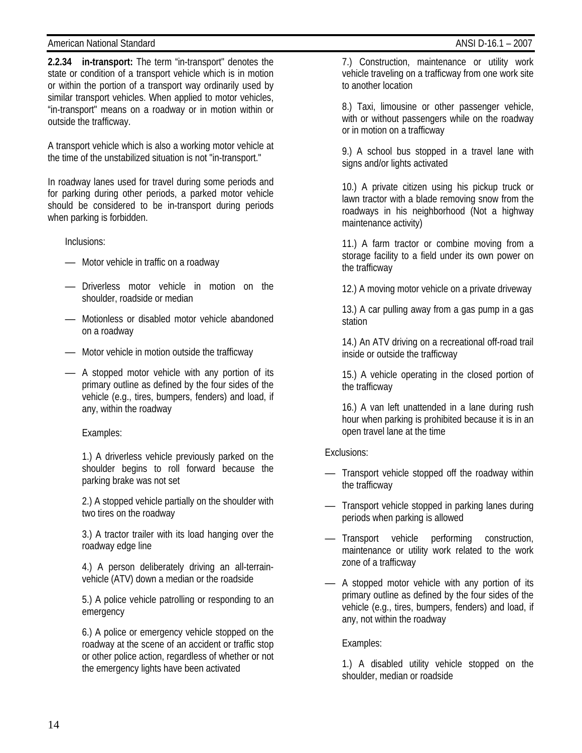**2.2.34 in-transport:** The term "in-transport" denotes the state or condition of a transport vehicle which is in motion or within the portion of a transport way ordinarily used by similar transport vehicles. When applied to motor vehicles, "in-transport" means on a roadway or in motion within or outside the trafficway.

A transport vehicle which is also a working motor vehicle at the time of the unstabilized situation is not "in-transport."

In roadway lanes used for travel during some periods and for parking during other periods, a parked motor vehicle should be considered to be in-transport during periods when parking is forbidden.

Inclusions:

- Motor vehicle in traffic on a roadway
- Driverless motor vehicle in motion on the shoulder, roadside or median
- Motionless or disabled motor vehicle abandoned on a roadway
- Motor vehicle in motion outside the trafficway
- A stopped motor vehicle with any portion of its primary outline as defined by the four sides of the vehicle (e.g., tires, bumpers, fenders) and load, if any, within the roadway

Examples:

1.) A driverless vehicle previously parked on the shoulder begins to roll forward because the parking brake was not set

2.) A stopped vehicle partially on the shoulder with two tires on the roadway

3.) A tractor trailer with its load hanging over the roadway edge line

4.) A person deliberately driving an all-terrain-vehicle (ATV) down a median or the roadside

5.) A police vehicle patrolling or responding to an emergency

6.) A police or emergency vehicle stopped on the roadway at the scene of an accident or traffic stop or other police action, regardless of whether or not the emergency lights have been activated

7.) Construction, maintenance or utility work vehicle traveling on a trafficway from one work site to another location

8.) Taxi, limousine or other passenger vehicle, with or without passengers while on the roadway or in motion on a trafficway

9.) A school bus stopped in a travel lane with signs and/or lights activated

10.) A private citizen using his pickup truck or lawn tractor with a blade removing snow from the roadways in his neighborhood (Not a highway maintenance activity)

11.) A farm tractor or combine moving from a storage facility to a field under its own power on the trafficway

12.) A moving motor vehicle on a private driveway

13.) A car pulling away from a gas pump in a gas station

14.) An ATV driving on a recreational off-road trail inside or outside the trafficway

15.) A vehicle operating in the closed portion of the trafficway

16.) A van left unattended in a lane during rush hour when parking is prohibited because it is in an open travel lane at the time

Exclusions:

- Transport vehicle stopped off the roadway within the trafficway
- Transport vehicle stopped in parking lanes during periods when parking is allowed
- Transport vehicle performing construction, maintenance or utility work related to the work zone of a trafficway
- A stopped motor vehicle with any portion of its primary outline as defined by the four sides of the vehicle (e.g., tires, bumpers, fenders) and load, if any, not within the roadway

Examples:

1.) A disabled utility vehicle stopped on the shoulder, median or roadside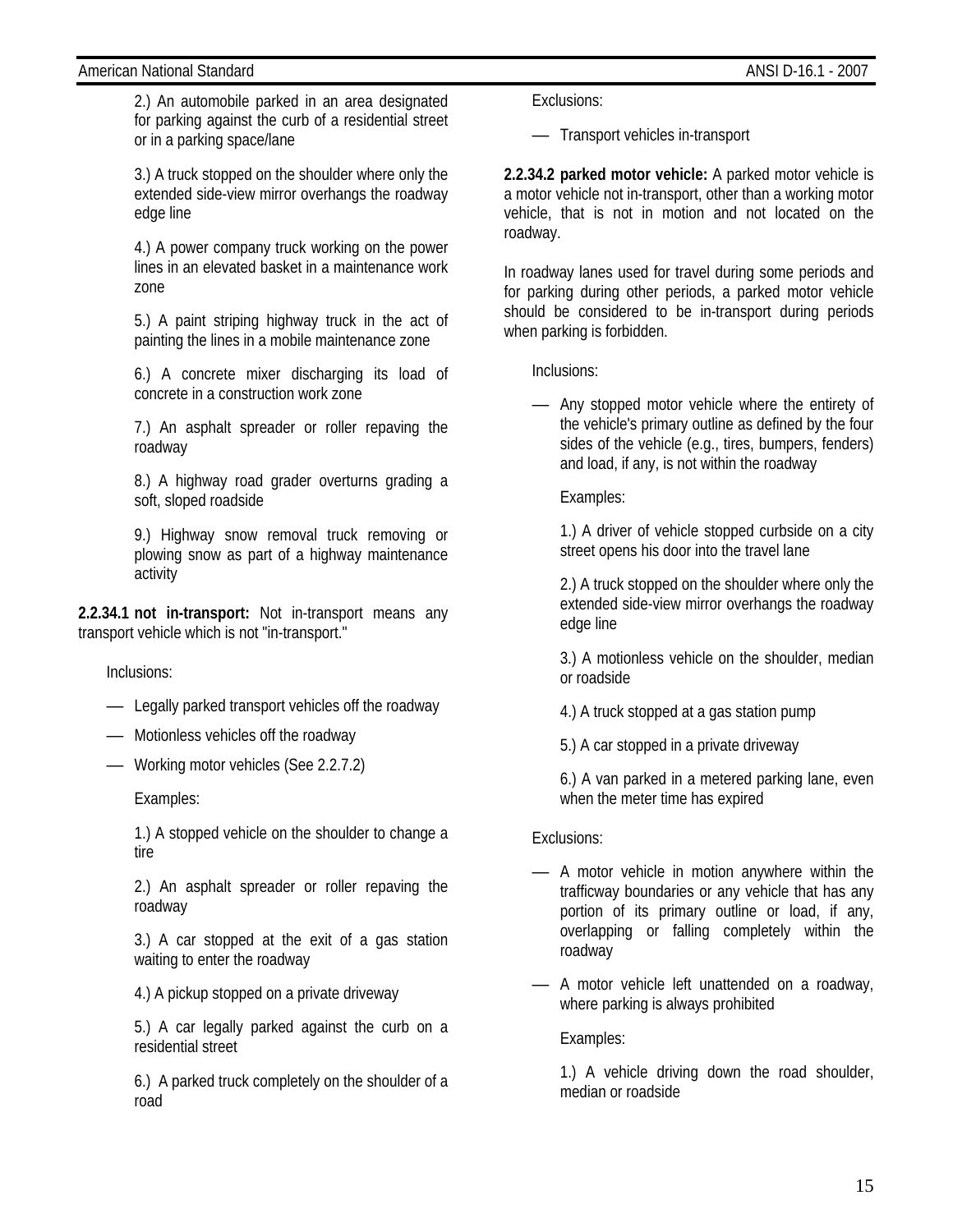2.) An automobile parked in an area designated for parking against the curb of a residential street or in a parking space/lane

3.) A truck stopped on the shoulder where only the extended side-view mirror overhangs the roadway edge line

4.) A power company truck working on the power lines in an elevated basket in a maintenance work zone

5.) A paint striping highway truck in the act of painting the lines in a mobile maintenance zone

6.) A concrete mixer discharging its load of concrete in a construction work zone

7.) An asphalt spreader or roller repaving the roadway

8.) A highway road grader overturns grading a soft, sloped roadside

9.) Highway snow removal truck removing or plowing snow as part of a highway maintenance activity

**2.2.34.1 not in-transport:** Not in-transport means any transport vehicle which is not "in-transport."

Inclusions:

- Legally parked transport vehicles off the roadway
- Motionless vehicles off the roadway
- Working motor vehicles (See 2.2.7.2)

Examples:

1.) A stopped vehicle on the shoulder to change a tire

2.) An asphalt spreader or roller repaving the roadway

3.) A car stopped at the exit of a gas station waiting to enter the roadway

4.) A pickup stopped on a private driveway

5.) A car legally parked against the curb on a residential street

6.) A parked truck completely on the shoulder of a road

Exclusions:

- Transport vehicles in-transport

**2.2.34.2 parked motor vehicle:** A parked motor vehicle is a motor vehicle not in-transport, other than a working motor vehicle, that is not in motion and not located on the roadway.

In roadway lanes used for travel during some periods and for parking during other periods, a parked motor vehicle should be considered to be in-transport during periods when parking is forbidden.

Inclusions:

- Any stopped motor vehicle where the entirety of the vehicle's primary outline as defined by the four sides of the vehicle (e.g., tires, bumpers, fenders) and load, if any, is not within the roadway

Examples:

1.) A driver of vehicle stopped curbside on a city street opens his door into the travel lane

2.) A truck stopped on the shoulder where only the extended side-view mirror overhangs the roadway edge line

3.) A motionless vehicle on the shoulder, median or roadside

4.) A truck stopped at a gas station pump

5.) A car stopped in a private driveway

6.) A van parked in a metered parking lane, even when the meter time has expired

Exclusions:

- A motor vehicle in motion anywhere within the trafficway boundaries or any vehicle that has any portion of its primary outline or load, if any, overlapping or falling completely within the roadway
- A motor vehicle left unattended on a roadway, where parking is always prohibited

Examples:

1.) A vehicle driving down the road shoulder, median or roadside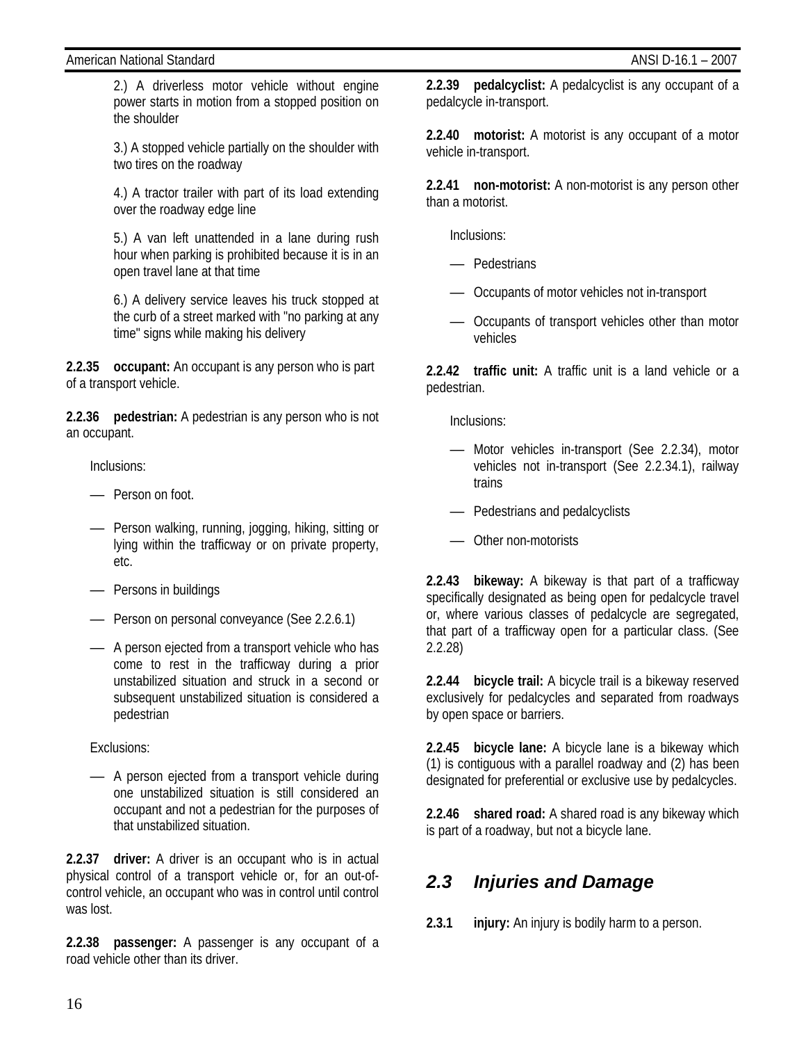2.) A driverless motor vehicle without engine power starts in motion from a stopped position on the shoulder

3.) A stopped vehicle partially on the shoulder with two tires on the roadway

4.) A tractor trailer with part of its load extending over the roadway edge line

5.) A van left unattended in a lane during rush hour when parking is prohibited because it is in an open travel lane at that time

6.) A delivery service leaves his truck stopped at the curb of a street marked with "no parking at any time" signs while making his delivery

**2.2.35 occupant:** An occupant is any person who is part of a transport vehicle.

**2.2.36 pedestrian:** A pedestrian is any person who is not an occupant.

Inclusions:

- Person on foot.
- Person walking, running, jogging, hiking, sitting or lying within the trafficway or on private property, etc.
- Persons in buildings
- Person on personal conveyance (See 2.2.6.1)
- A person ejected from a transport vehicle who has come to rest in the trafficway during a prior unstabilized situation and struck in a second or subsequent unstabilized situation is considered a pedestrian

Exclusions:

- A person ejected from a transport vehicle during one unstabilized situation is still considered an occupant and not a pedestrian for the purposes of that unstabilized situation.

**2.2.37 driver:** A driver is an occupant who is in actual physical control of a transport vehicle or, for an out-of-control vehicle, an occupant who was in control until control was lost.

**2.2.38 passenger:** A passenger is any occupant of a road vehicle other than its driver.

**2.2.39 pedalcyclist:** A pedalcyclist is any occupant of a pedalcycle in-transport.

**2.2.40 motorist:** A motorist is any occupant of a motor vehicle in-transport.

**2.2.41 non-motorist:** A non-motorist is any person other than a motorist.

Inclusions:

- Pedestrians
- Occupants of motor vehicles not in-transport
- Occupants of transport vehicles other than motor vehicles

**2.2.42 traffic unit:** A traffic unit is a land vehicle or a pedestrian.

Inclusions:

- Motor vehicles in-transport (See 2.2.34), motor vehicles not in-transport (See 2.2.34.1), railway trains
- Pedestrians and pedalcyclists
- Other non-motorists

**2.2.43 bikeway:** A bikeway is that part of a trafficway specifically designated as being open for pedalcycle travel or, where various classes of pedalcycle are segregated, that part of a trafficway open for a particular class. (See 2.2.28)

**2.2.44 bicycle trail:** A bicycle trail is a bikeway reserved exclusively for pedalcycles and separated from roadways by open space or barriers.

**2.2.45 bicycle lane:** A bicycle lane is a bikeway which (1) is contiguous with a parallel roadway and (2) has been designated for preferential or exclusive use by pedalcycles.

**2.2.46 shared road:** A shared road is any bikeway which is part of a roadway, but not a bicycle lane.

## *2.3 Injuries and Damage*

**2.3.1 injury:** An injury is bodily harm to a person.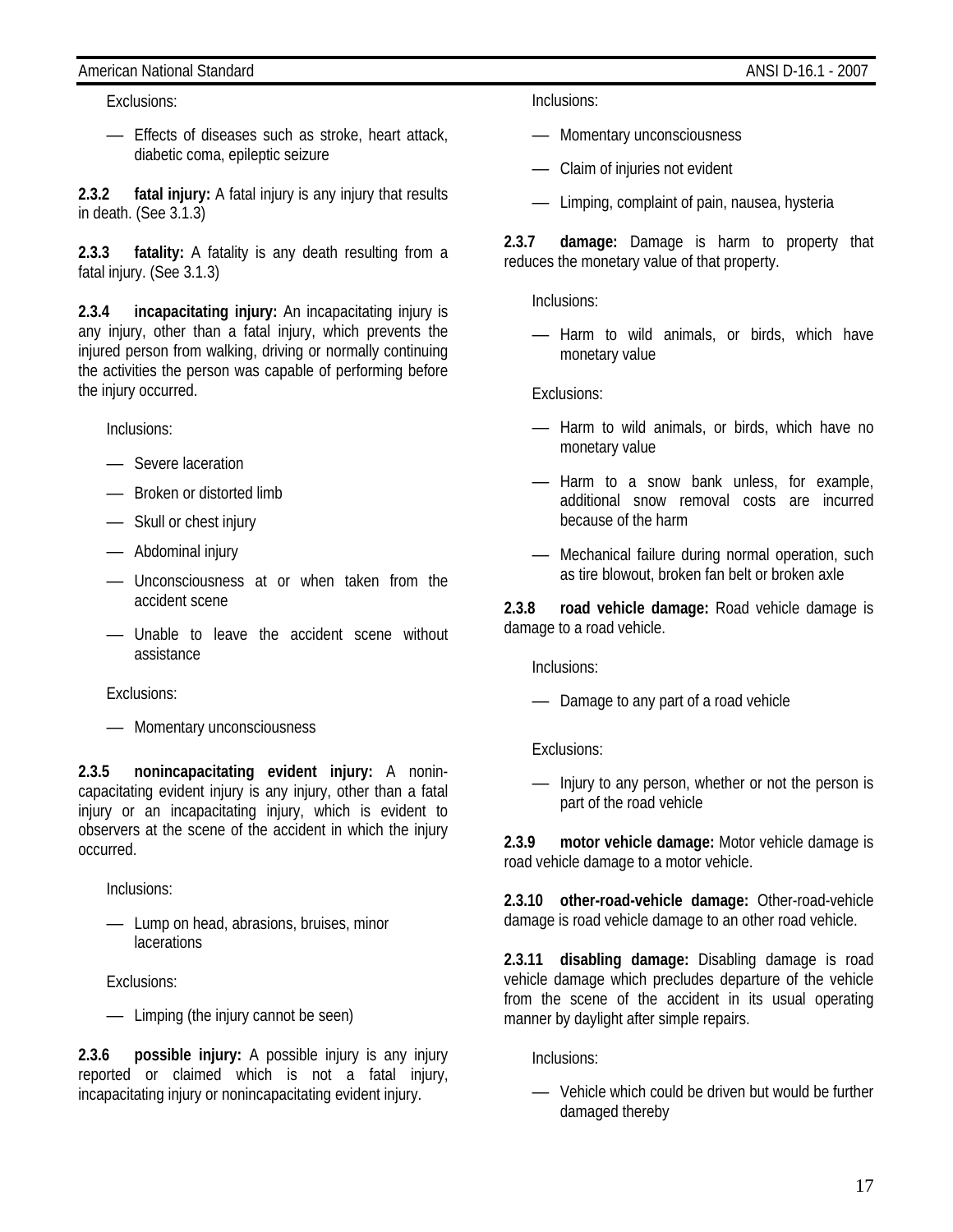Exclusions:

- Effects of diseases such as stroke, heart attack, diabetic coma, epileptic seizure

**2.3.2 fatal injury:** A fatal injury is any injury that results in death. (See 3.1.3)

**2.3.3 fatality:** A fatality is any death resulting from a fatal injury. (See 3.1.3)

**2.3.4 incapacitating injury:** An incapacitating injury is any injury, other than a fatal injury, which prevents the injured person from walking, driving or normally continuing the activities the person was capable of performing before the injury occurred.

Inclusions:

- Severe laceration
- Broken or distorted limb
- Skull or chest injury
- Abdominal injury
- Unconsciousness at or when taken from the accident scene
- Unable to leave the accident scene without assistance

Exclusions:

- Momentary unconsciousness

**2.3.5 nonincapacitating evident injury:** A nonincapacitating evident injury is any injury, other than a fatal injury or an incapacitating injury, which is evident to observers at the scene of the accident in which the injury occurred.

Inclusions:

- Lump on head, abrasions, bruises, minor lacerations

Exclusions:

- Limping (the injury cannot be seen)

**2.3.6 possible injury:** A possible injury is any injury reported or claimed which is not a fatal injury, incapacitating injury or nonincapacitating evident injury.

Inclusions:

- Momentary unconsciousness
- Claim of injuries not evident
- Limping, complaint of pain, nausea, hysteria

**2.3.7 damage:** Damage is harm to property that reduces the monetary value of that property.

Inclusions:

- Harm to wild animals, or birds, which have monetary value

Exclusions:

- Harm to wild animals, or birds, which have no monetary value
- Harm to a snow bank unless, for example, additional snow removal costs are incurred because of the harm
- Mechanical failure during normal operation, such as tire blowout, broken fan belt or broken axle

**2.3.8 road vehicle damage:** Road vehicle damage is damage to a road vehicle.

Inclusions:

- Damage to any part of a road vehicle

Exclusions:

- Injury to any person, whether or not the person is part of the road vehicle

**2.3.9 motor vehicle damage:** Motor vehicle damage is road vehicle damage to a motor vehicle.

**2.3.10 other-road-vehicle damage:** Other-road-vehicle damage is road vehicle damage to an other road vehicle.

**2.3.11 disabling damage:** Disabling damage is road vehicle damage which precludes departure of the vehicle from the scene of the accident in its usual operating manner by daylight after simple repairs.

Inclusions:

- Vehicle which could be driven but would be further damaged thereby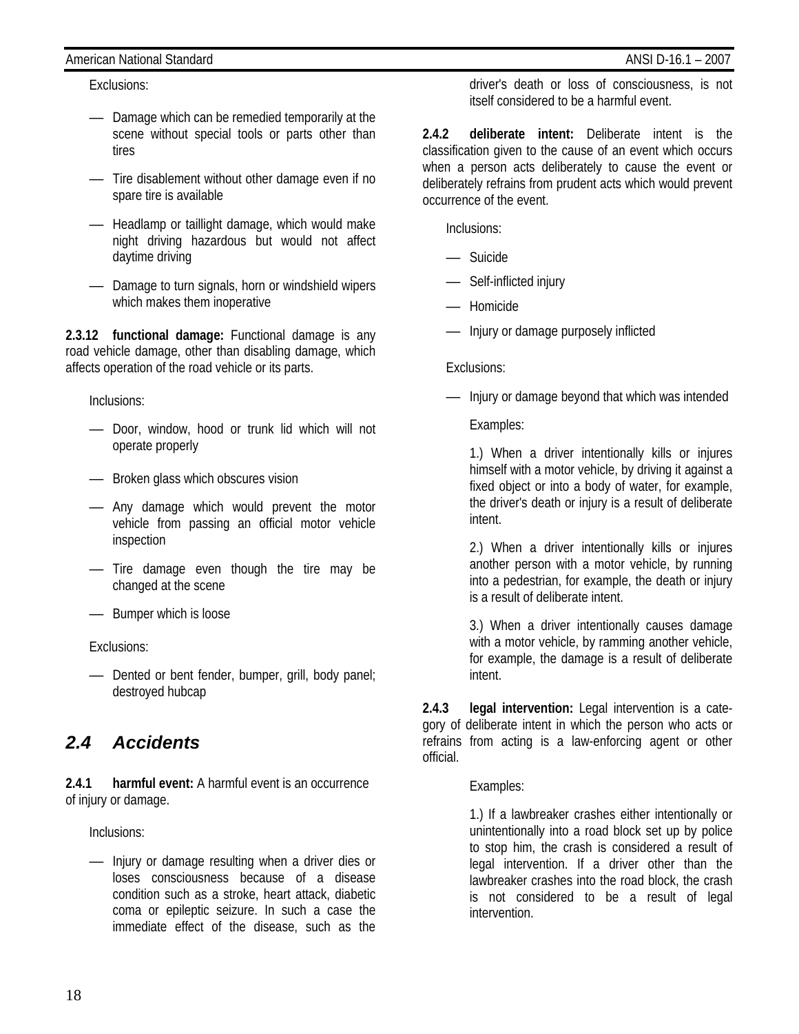Exclusions:

- Damage which can be remedied temporarily at the scene without special tools or parts other than tires
- Tire disablement without other damage even if no spare tire is available
- Headlamp or taillight damage, which would make night driving hazardous but would not affect daytime driving
- Damage to turn signals, horn or windshield wipers which makes them inoperative

**2.3.12 functional damage:** Functional damage is any road vehicle damage, other than disabling damage, which affects operation of the road vehicle or its parts.

Inclusions:

- Door, window, hood or trunk lid which will not operate properly
- Broken glass which obscures vision
- Any damage which would prevent the motor vehicle from passing an official motor vehicle inspection
- Tire damage even though the tire may be changed at the scene
- Bumper which is loose

Exclusions:

- Dented or bent fender, bumper, grill, body panel; destroyed hubcap

## *2.4 Accidents*

**2.4.1 harmful event:** A harmful event is an occurrence of injury or damage.

Inclusions:

- Injury or damage resulting when a driver dies or loses consciousness because of a disease condition such as a stroke, heart attack, diabetic coma or epileptic seizure. In such a case the immediate effect of the disease, such as the driver's death or loss of consciousness, is not itself considered to be a harmful event.

**2.4.2 deliberate intent:** Deliberate intent is the classification given to the cause of an event which occurs when a person acts deliberately to cause the event or deliberately refrains from prudent acts which would prevent occurrence of the event.

Inclusions:

- Suicide
- Self-inflicted injury
- Homicide
- Injury or damage purposely inflicted

Exclusions:

- Injury or damage beyond that which was intended

  Examples:

  1.) When a driver intentionally kills or injures himself with a motor vehicle, by driving it against a fixed object or into a body of water, for example, the driver's death or injury is a result of deliberate intent.

  2.) When a driver intentionally kills or injures another person with a motor vehicle, by running into a pedestrian, for example, the death or injury is a result of deliberate intent.

  3.) When a driver intentionally causes damage with a motor vehicle, by ramming another vehicle, for example, the damage is a result of deliberate intent.

**2.4.3 legal intervention:** Legal intervention is a category of deliberate intent in which the person who acts or refrains from acting is a law-enforcing agent or other official.

Examples:

1.) If a lawbreaker crashes either intentionally or unintentionally into a road block set up by police to stop him, the crash is considered a result of legal intervention. If a driver other than the lawbreaker crashes into the road block, the crash is not considered to be a result of legal intervention.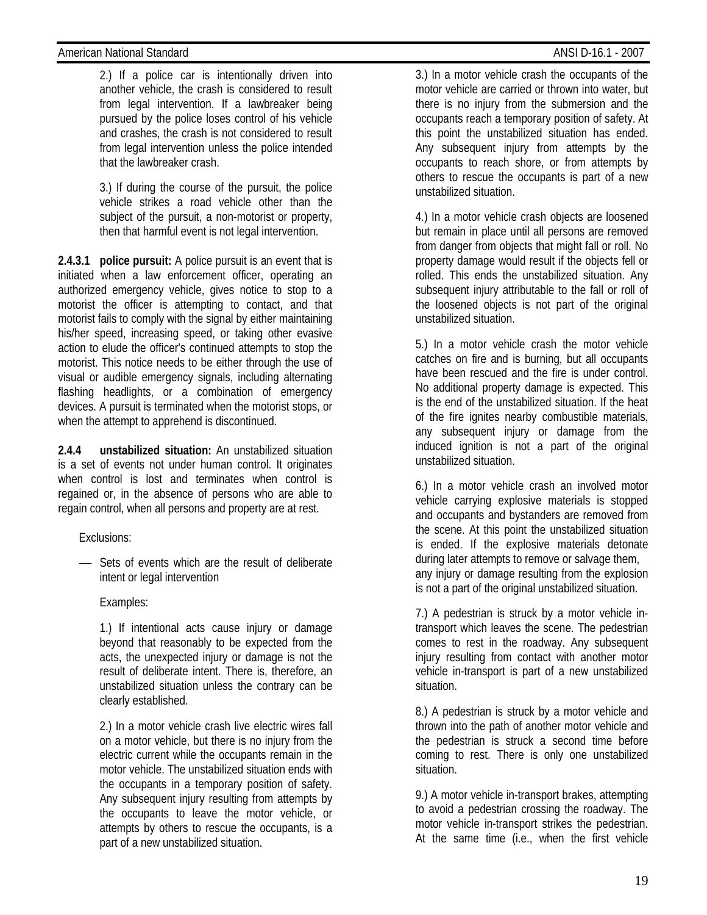2.) If a police car is intentionally driven into another vehicle, the crash is considered to result from legal intervention. If a lawbreaker being pursued by the police loses control of his vehicle and crashes, the crash is not considered to result from legal intervention unless the police intended that the lawbreaker crash.

3.) If during the course of the pursuit, the police vehicle strikes a road vehicle other than the subject of the pursuit, a non-motorist or property, then that harmful event is not legal intervention.

**2.4.3.1 police pursuit:** A police pursuit is an event that is initiated when a law enforcement officer, operating an authorized emergency vehicle, gives notice to stop to a motorist the officer is attempting to contact, and that motorist fails to comply with the signal by either maintaining his/her speed, increasing speed, or taking other evasive action to elude the officer's continued attempts to stop the motorist. This notice needs to be either through the use of visual or audible emergency signals, including alternating flashing headlights, or a combination of emergency devices. A pursuit is terminated when the motorist stops, or when the attempt to apprehend is discontinued.

**2.4.4 unstabilized situation:** An unstabilized situation is a set of events not under human control. It originates when control is lost and terminates when control is regained or, in the absence of persons who are able to regain control, when all persons and property are at rest.

Exclusions:

— Sets of events which are the result of deliberate intent or legal intervention

Examples:

1.) If intentional acts cause injury or damage beyond that reasonably to be expected from the acts, the unexpected injury or damage is not the result of deliberate intent. There is, therefore, an unstabilized situation unless the contrary can be clearly established.

2.) In a motor vehicle crash live electric wires fall on a motor vehicle, but there is no injury from the electric current while the occupants remain in the motor vehicle. The unstabilized situation ends with the occupants in a temporary position of safety. Any subsequent injury resulting from attempts by the occupants to leave the motor vehicle, or attempts by others to rescue the occupants, is a part of a new unstabilized situation.

3.) In a motor vehicle crash the occupants of the motor vehicle are carried or thrown into water, but there is no injury from the submersion and the occupants reach a temporary position of safety. At this point the unstabilized situation has ended. Any subsequent injury from attempts by the occupants to reach shore, or from attempts by others to rescue the occupants is part of a new unstabilized situation.

4.) In a motor vehicle crash objects are loosened but remain in place until all persons are removed from danger from objects that might fall or roll. No property damage would result if the objects fell or rolled. This ends the unstabilized situation. Any subsequent injury attributable to the fall or roll of the loosened objects is not part of the original unstabilized situation.

5.) In a motor vehicle crash the motor vehicle catches on fire and is burning, but all occupants have been rescued and the fire is under control. No additional property damage is expected. This is the end of the unstabilized situation. If the heat of the fire ignites nearby combustible materials, any subsequent injury or damage from the induced ignition is not a part of the original unstabilized situation.

6.) In a motor vehicle crash an involved motor vehicle carrying explosive materials is stopped and occupants and bystanders are removed from the scene. At this point the unstabilized situation is ended. If the explosive materials detonate during later attempts to remove or salvage them, any injury or damage resulting from the explosion is not a part of the original unstabilized situation.

7.) A pedestrian is struck by a motor vehicle in-transport which leaves the scene. The pedestrian comes to rest in the roadway. Any subsequent injury resulting from contact with another motor vehicle in-transport is part of a new unstabilized situation.

8.) A pedestrian is struck by a motor vehicle and thrown into the path of another motor vehicle and the pedestrian is struck a second time before coming to rest. There is only one unstabilized situation.

9.) A motor vehicle in-transport brakes, attempting to avoid a pedestrian crossing the roadway. The motor vehicle in-transport strikes the pedestrian. At the same time (i.e., when the first vehicle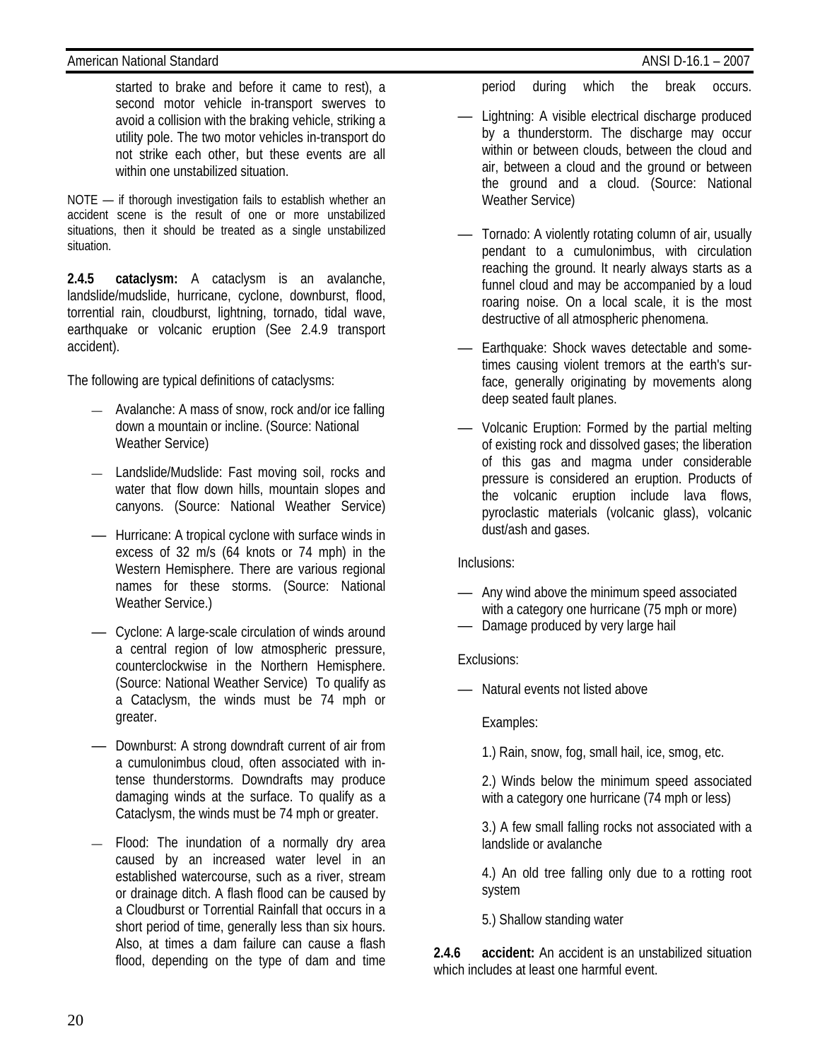started to brake and before it came to rest), a second motor vehicle in-transport swerves to avoid a collision with the braking vehicle, striking a utility pole. The two motor vehicles in-transport do not strike each other, but these events are all within one unstabilized situation.

NOTE — if thorough investigation fails to establish whether an accident scene is the result of one or more unstabilized situations, then it should be treated as a single unstabilized situation.

**2.4.5 cataclysm:** A cataclysm is an avalanche, landslide/mudslide, hurricane, cyclone, downburst, flood, torrential rain, cloudburst, lightning, tornado, tidal wave, earthquake or volcanic eruption (See 2.4.9 transport accident).

The following are typical definitions of cataclysms:

- Avalanche: A mass of snow, rock and/or ice falling down a mountain or incline. (Source: National Weather Service)
- Landslide/Mudslide: Fast moving soil, rocks and water that flow down hills, mountain slopes and canyons. (Source: National Weather Service)
- Hurricane: A tropical cyclone with surface winds in excess of 32 m/s (64 knots or 74 mph) in the Western Hemisphere. There are various regional names for these storms. (Source: National Weather Service.)
- Cyclone: A large-scale circulation of winds around a central region of low atmospheric pressure, counterclockwise in the Northern Hemisphere. (Source: National Weather Service) To qualify as a Cataclysm, the winds must be 74 mph or greater.
- Downburst: A strong downdraft current of air from a cumulonimbus cloud, often associated with intense thunderstorms. Downdrafts may produce damaging winds at the surface. To qualify as a Cataclysm, the winds must be 74 mph or greater.
- Flood: The inundation of a normally dry area caused by an increased water level in an established watercourse, such as a river, stream or drainage ditch. A flash flood can be caused by a Cloudburst or Torrential Rainfall that occurs in a short period of time, generally less than six hours. Also, at times a dam failure can cause a flash flood, depending on the type of dam and time period during which the break occurs.
- Lightning: A visible electrical discharge produced by a thunderstorm. The discharge may occur within or between clouds, between the cloud and air, between a cloud and the ground or between the ground and a cloud. (Source: National Weather Service)
- Tornado: A violently rotating column of air, usually pendant to a cumulonimbus, with circulation reaching the ground. It nearly always starts as a funnel cloud and may be accompanied by a loud roaring noise. On a local scale, it is the most destructive of all atmospheric phenomena.
- Earthquake: Shock waves detectable and sometimes causing violent tremors at the earth's surface, generally originating by movements along deep seated fault planes.
- Volcanic Eruption: Formed by the partial melting of existing rock and dissolved gases; the liberation of this gas and magma under considerable pressure is considered an eruption. Products of the volcanic eruption include lava flows, pyroclastic materials (volcanic glass), volcanic dust/ash and gases.

Inclusions:

- Any wind above the minimum speed associated with a category one hurricane (75 mph or more)
- Damage produced by very large hail

Exclusions:

- Natural events not listed above

  Examples:

  1.) Rain, snow, fog, small hail, ice, smog, etc.

  2.) Winds below the minimum speed associated with a category one hurricane (74 mph or less)

  3.) A few small falling rocks not associated with a landslide or avalanche

  4.) An old tree falling only due to a rotting root system

  5.) Shallow standing water

**2.4.6 accident:** An accident is an unstabilized situation which includes at least one harmful event.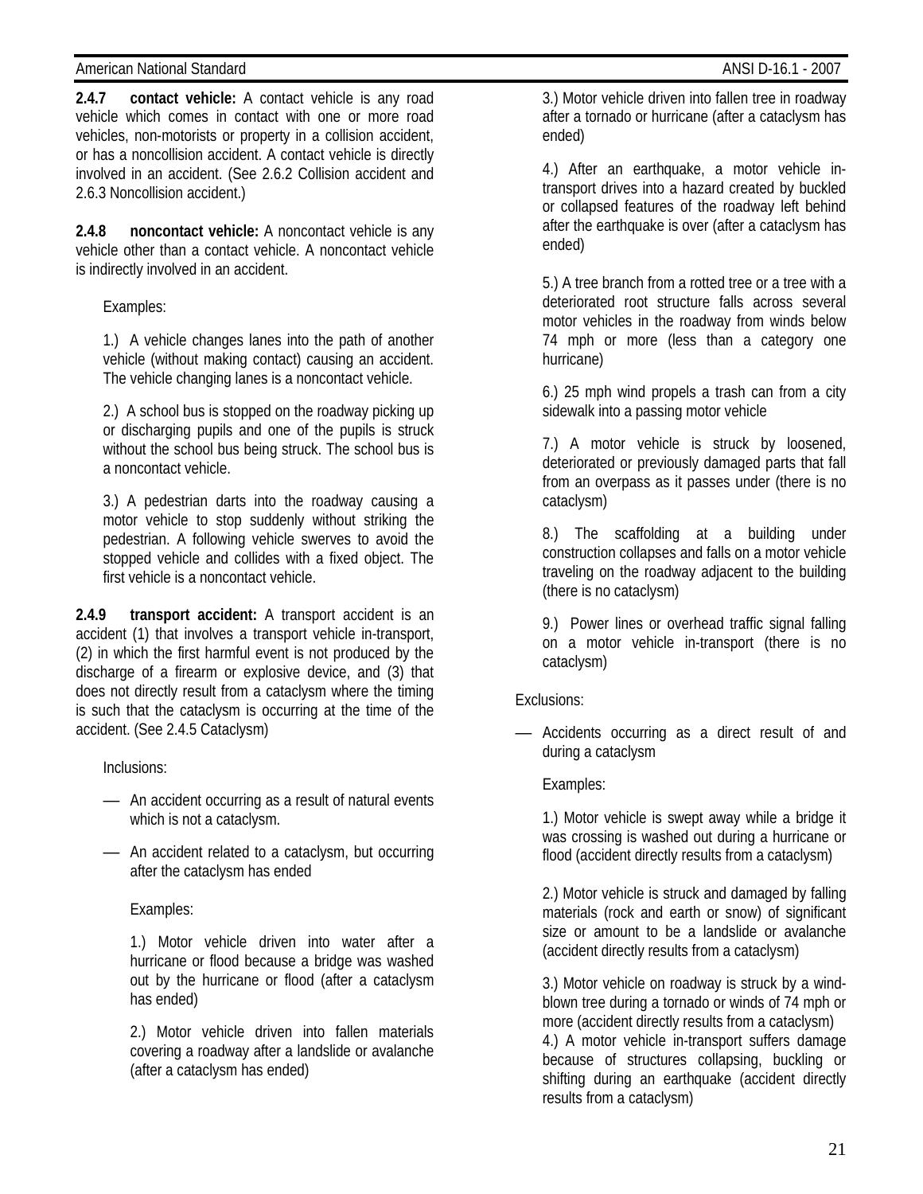**2.4.7 contact vehicle:** A contact vehicle is any road vehicle which comes in contact with one or more road vehicles, non-motorists or property in a collision accident, or has a noncollision accident. A contact vehicle is directly involved in an accident. (See 2.6.2 Collision accident and 2.6.3 Noncollision accident.)

**2.4.8 noncontact vehicle:** A noncontact vehicle is any vehicle other than a contact vehicle. A noncontact vehicle is indirectly involved in an accident.

Examples:

1.) A vehicle changes lanes into the path of another vehicle (without making contact) causing an accident. The vehicle changing lanes is a noncontact vehicle.

2.) A school bus is stopped on the roadway picking up or discharging pupils and one of the pupils is struck without the school bus being struck. The school bus is a noncontact vehicle.

3.) A pedestrian darts into the roadway causing a motor vehicle to stop suddenly without striking the pedestrian. A following vehicle swerves to avoid the stopped vehicle and collides with a fixed object. The first vehicle is a noncontact vehicle.

**2.4.9 transport accident:** A transport accident is an accident (1) that involves a transport vehicle in-transport, (2) in which the first harmful event is not produced by the discharge of a firearm or explosive device, and (3) that does not directly result from a cataclysm where the timing is such that the cataclysm is occurring at the time of the accident. (See 2.4.5 Cataclysm)

Inclusions:

- An accident occurring as a result of natural events which is not a cataclysm.
- An accident related to a cataclysm, but occurring after the cataclysm has ended

  Examples:

  1.) Motor vehicle driven into water after a hurricane or flood because a bridge was washed out by the hurricane or flood (after a cataclysm has ended)

  2.) Motor vehicle driven into fallen materials covering a roadway after a landslide or avalanche (after a cataclysm has ended)

  3.) Motor vehicle driven into fallen tree in roadway after a tornado or hurricane (after a cataclysm has ended)

  4.) After an earthquake, a motor vehicle in-transport drives into a hazard created by buckled or collapsed features of the roadway left behind after the earthquake is over (after a cataclysm has ended)

  5.) A tree branch from a rotted tree or a tree with a deteriorated root structure falls across several motor vehicles in the roadway from winds below 74 mph or more (less than a category one hurricane)

  6.) 25 mph wind propels a trash can from a city sidewalk into a passing motor vehicle

  7.) A motor vehicle is struck by loosened, deteriorated or previously damaged parts that fall from an overpass as it passes under (there is no cataclysm)

  8.) The scaffolding at a building under construction collapses and falls on a motor vehicle traveling on the roadway adjacent to the building (there is no cataclysm)

  9.) Power lines or overhead traffic signal falling on a motor vehicle in-transport (there is no cataclysm)

Exclusions:

- Accidents occurring as a direct result of and during a cataclysm

  Examples:

  1.) Motor vehicle is swept away while a bridge it was crossing is washed out during a hurricane or flood (accident directly results from a cataclysm)

  2.) Motor vehicle is struck and damaged by falling materials (rock and earth or snow) of significant size or amount to be a landslide or avalanche (accident directly results from a cataclysm)

  3.) Motor vehicle on roadway is struck by a wind-blown tree during a tornado or winds of 74 mph or more (accident directly results from a cataclysm)

  4.) A motor vehicle in-transport suffers damage because of structures collapsing, buckling or shifting during an earthquake (accident directly results from a cataclysm)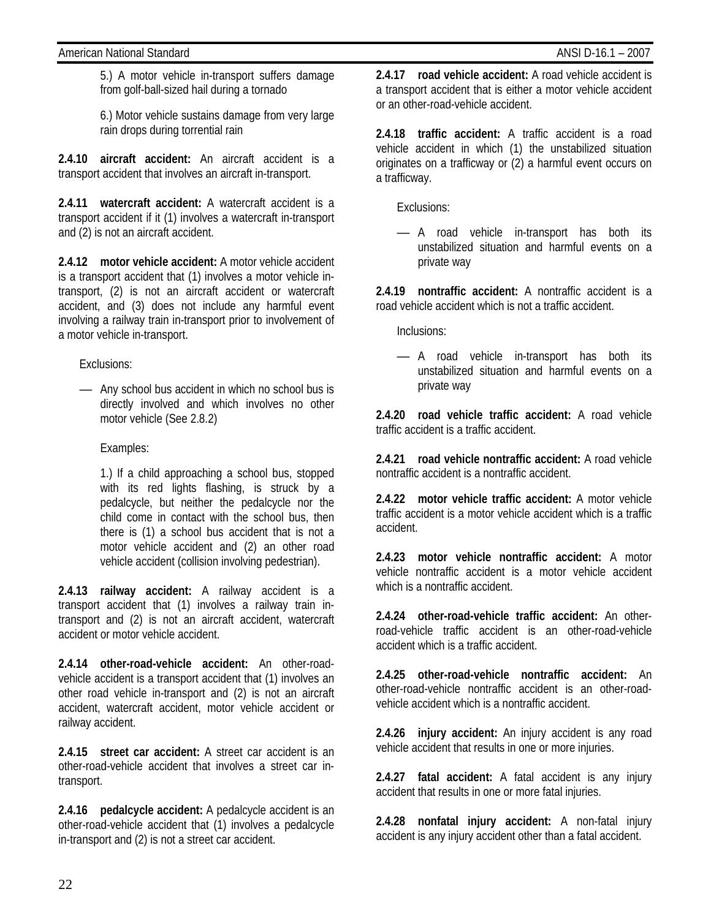5.) A motor vehicle in-transport suffers damage from golf-ball-sized hail during a tornado

6.) Motor vehicle sustains damage from very large rain drops during torrential rain

**2.4.10 aircraft accident:** An aircraft accident is a transport accident that involves an aircraft in-transport.

**2.4.11 watercraft accident:** A watercraft accident is a transport accident if it (1) involves a watercraft in-transport and (2) is not an aircraft accident.

**2.4.12 motor vehicle accident:** A motor vehicle accident is a transport accident that (1) involves a motor vehicle in-transport, (2) is not an aircraft accident or watercraft accident, and (3) does not include any harmful event involving a railway train in-transport prior to involvement of a motor vehicle in-transport.

Exclusions:

— Any school bus accident in which no school bus is directly involved and which involves no other motor vehicle (See 2.8.2)

Examples:

1.) If a child approaching a school bus, stopped with its red lights flashing, is struck by a pedalcycle, but neither the pedalcycle nor the child come in contact with the school bus, then there is (1) a school bus accident that is not a motor vehicle accident and (2) an other road vehicle accident (collision involving pedestrian).

**2.4.13 railway accident:** A railway accident is a transport accident that (1) involves a railway train in-transport and (2) is not an aircraft accident, watercraft accident or motor vehicle accident.

**2.4.14 other-road-vehicle accident:** An other-road-vehicle accident is a transport accident that (1) involves an other road vehicle in-transport and (2) is not an aircraft accident, watercraft accident, motor vehicle accident or railway accident.

**2.4.15 street car accident:** A street car accident is an other-road-vehicle accident that involves a street car in-transport.

**2.4.16 pedalcycle accident:** A pedalcycle accident is an other-road-vehicle accident that (1) involves a pedalcycle in-transport and (2) is not a street car accident.

**2.4.17 road vehicle accident:** A road vehicle accident is a transport accident that is either a motor vehicle accident or an other-road-vehicle accident.

**2.4.18 traffic accident:** A traffic accident is a road vehicle accident in which (1) the unstabilized situation originates on a trafficway or (2) a harmful event occurs on a trafficway.

Exclusions:

— A road vehicle in-transport has both its unstabilized situation and harmful events on a private way

**2.4.19 nontraffic accident:** A nontraffic accident is a road vehicle accident which is not a traffic accident.

Inclusions:

— A road vehicle in-transport has both its unstabilized situation and harmful events on a private way

**2.4.20 road vehicle traffic accident:** A road vehicle traffic accident is a traffic accident.

**2.4.21 road vehicle nontraffic accident:** A road vehicle nontraffic accident is a nontraffic accident.

**2.4.22 motor vehicle traffic accident:** A motor vehicle traffic accident is a motor vehicle accident which is a traffic accident.

**2.4.23 motor vehicle nontraffic accident:** A motor vehicle nontraffic accident is a motor vehicle accident which is a nontraffic accident.

**2.4.24 other-road-vehicle traffic accident:** An other-road-vehicle traffic accident is an other-road-vehicle accident which is a traffic accident.

**2.4.25 other-road-vehicle nontraffic accident:** An other-road-vehicle nontraffic accident is an other-road-vehicle accident which is a nontraffic accident.

**2.4.26 injury accident:** An injury accident is any road vehicle accident that results in one or more injuries.

**2.4.27 fatal accident:** A fatal accident is any injury accident that results in one or more fatal injuries.

**2.4.28 nonfatal injury accident:** A non-fatal injury accident is any injury accident other than a fatal accident.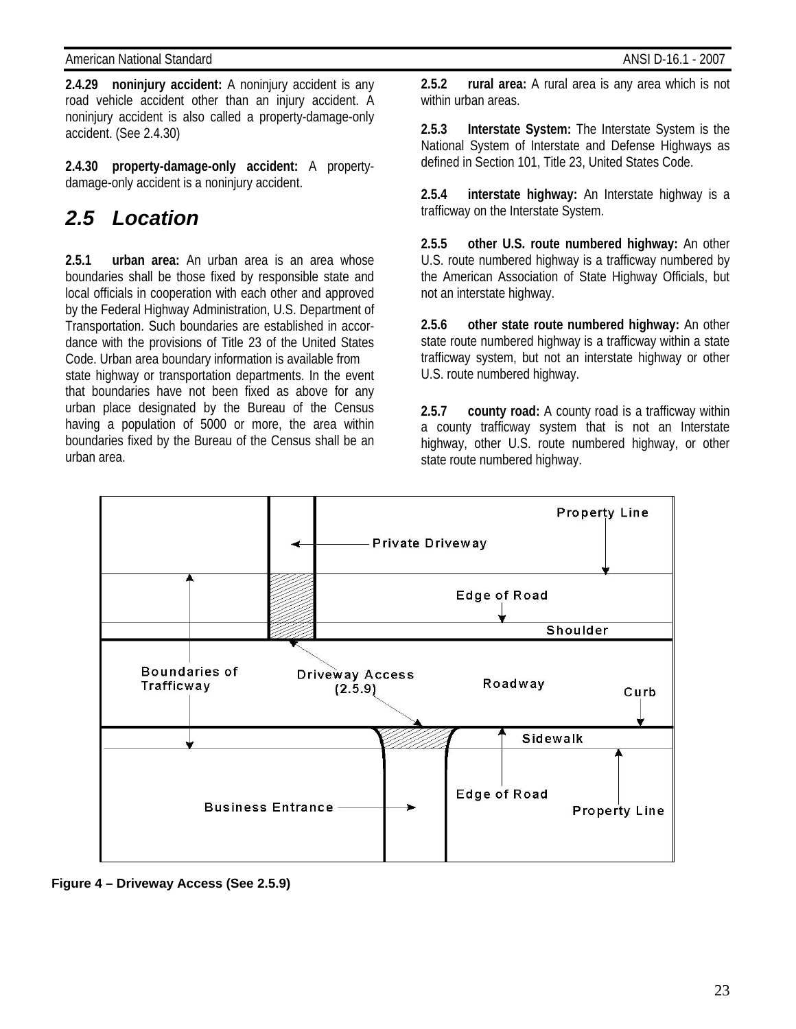**2.4.29 noninjury accident:** A noninjury accident is any road vehicle accident other than an injury accident. A noninjury accident is also called a property-damage-only accident. (See 2.4.30)

**2.4.30 property-damage-only accident:** A property-damage-only accident is a noninjury accident.

## *2.5 Location*

**2.5.1 urban area:** An urban area is an area whose boundaries shall be those fixed by responsible state and local officials in cooperation with each other and approved by the Federal Highway Administration, U.S. Department of Transportation. Such boundaries are established in accordance with the provisions of Title 23 of the United States Code. Urban area boundary information is available from state highway or transportation departments. In the event that boundaries have not been fixed as above for any urban place designated by the Bureau of the Census having a population of 5000 or more, the area within boundaries fixed by the Bureau of the Census shall be an urban area.

**2.5.2 rural area:** A rural area is any area which is not within urban areas.

**2.5.3 Interstate System:** The Interstate System is the National System of Interstate and Defense Highways as defined in Section 101, Title 23, United States Code.

**2.5.4 interstate highway:** An Interstate highway is a trafficway on the Interstate System.

**2.5.5 other U.S. route numbered highway:** An other U.S. route numbered highway is a trafficway numbered by the American Association of State Highway Officials, but not an interstate highway.

**2.5.6 other state route numbered highway:** An other state route numbered highway is a trafficway within a state trafficway system, but not an interstate highway or other U.S. route numbered highway.

**2.5.7 county road:** A county road is a trafficway within a county trafficway system that is not an Interstate highway, other U.S. route numbered highway, or other state route numbered highway.

Property Line

Private Driveway

Edge of Road

Shoulder

Boundaries of Trafficway

Driveway Access (2.5.9)

Roadway

Curb

Sidewalk

Edge of Road

Business Entrance

Property Line

**Figure 4 – Driveway Access (See 2.5.9)**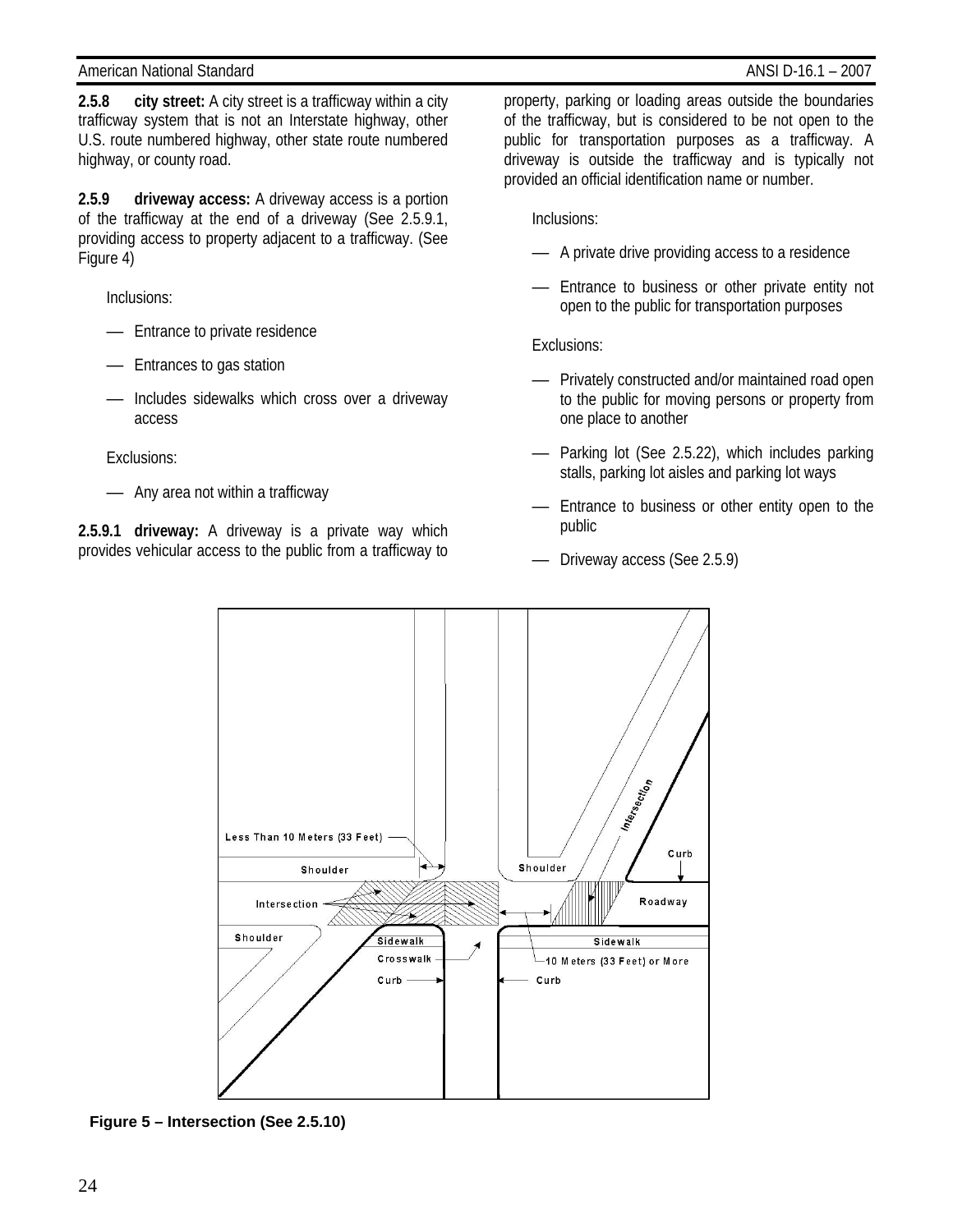**2.5.8 city street:** A city street is a trafficway within a city trafficway system that is not an Interstate highway, other U.S. route numbered highway, other state route numbered highway, or county road.

**2.5.9 driveway access:** A driveway access is a portion of the trafficway at the end of a driveway (See 2.5.9.1, providing access to property adjacent to a trafficway. (See Figure 4)

Inclusions:

- Entrance to private residence
- Entrances to gas station
- Includes sidewalks which cross over a driveway access

Exclusions:

- Any area not within a trafficway

**2.5.9.1 driveway:** A driveway is a private way which provides vehicular access to the public from a trafficway to property, parking or loading areas outside the boundaries of the trafficway, but is considered to be not open to the public for transportation purposes as a trafficway. A driveway is outside the trafficway and is typically not provided an official identification name or number.

Inclusions:

- A private drive providing access to a residence
- Entrance to business or other private entity not open to the public for transportation purposes

Exclusions:

- Privately constructed and/or maintained road open to the public for moving persons or property from one place to another
- Parking lot (See 2.5.22), which includes parking stalls, parking lot aisles and parking lot ways
- Entrance to business or other entity open to the public
- Driveway access (See 2.5.9)

**Figure 5 – Intersection (See 2.5.10)**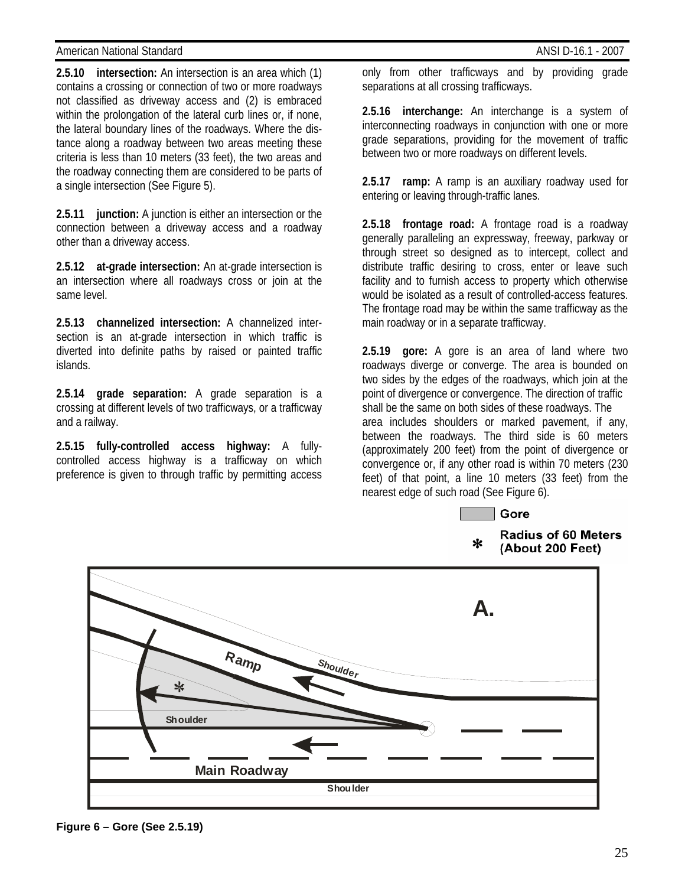**2.5.10 intersection:** An intersection is an area which (1) contains a crossing or connection of two or more roadways not classified as driveway access and (2) is embraced within the prolongation of the lateral curb lines or, if none, the lateral boundary lines of the roadways. Where the distance along a roadway between two areas meeting these criteria is less than 10 meters (33 feet), the two areas and the roadway connecting them are considered to be parts of a single intersection (See Figure 5).

**2.5.11 junction:** A junction is either an intersection or the connection between a driveway access and a roadway other than a driveway access.

**2.5.12 at-grade intersection:** An at-grade intersection is an intersection where all roadways cross or join at the same level.

**2.5.13 channelized intersection:** A channelized intersection is an at-grade intersection in which traffic is diverted into definite paths by raised or painted traffic islands.

**2.5.14 grade separation:** A grade separation is a crossing at different levels of two trafficways, or a trafficway and a railway.

**2.5.15 fully-controlled access highway:** A fully-controlled access highway is a trafficway on which preference is given to through traffic by permitting access only from other trafficways and by providing grade separations at all crossing trafficways.

**2.5.16 interchange:** An interchange is a system of interconnecting roadways in conjunction with one or more grade separations, providing for the movement of traffic between two or more roadways on different levels.

**2.5.17 ramp:** A ramp is an auxiliary roadway used for entering or leaving through-traffic lanes.

**2.5.18 frontage road:** A frontage road is a roadway generally paralleling an expressway, freeway, parkway or through street so designed as to intercept, collect and distribute traffic desiring to cross, enter or leave such facility and to furnish access to property which otherwise would be isolated as a result of controlled-access features. The frontage road may be within the same trafficway as the main roadway or in a separate trafficway.

**2.5.19 gore:** A gore is an area of land where two roadways diverge or converge. The area is bounded on two sides by the edges of the roadways, which join at the point of divergence or convergence. The direction of traffic shall be the same on both sides of these roadways. The area includes shoulders or marked pavement, if any, between the roadways. The third side is 60 meters (approximately 200 feet) from the point of divergence or convergence or, if any other road is within 70 meters (230 feet) of that point, a line 10 meters (33 feet) from the nearest edge of such road (See Figure 6).

Gore

* Radius of 60 Meters (About 200 Feet)

A.

Ramp

Shoulder

Shoulder

Main Roadway

Shoulder

**Figure 6 – Gore (See 2.5.19)**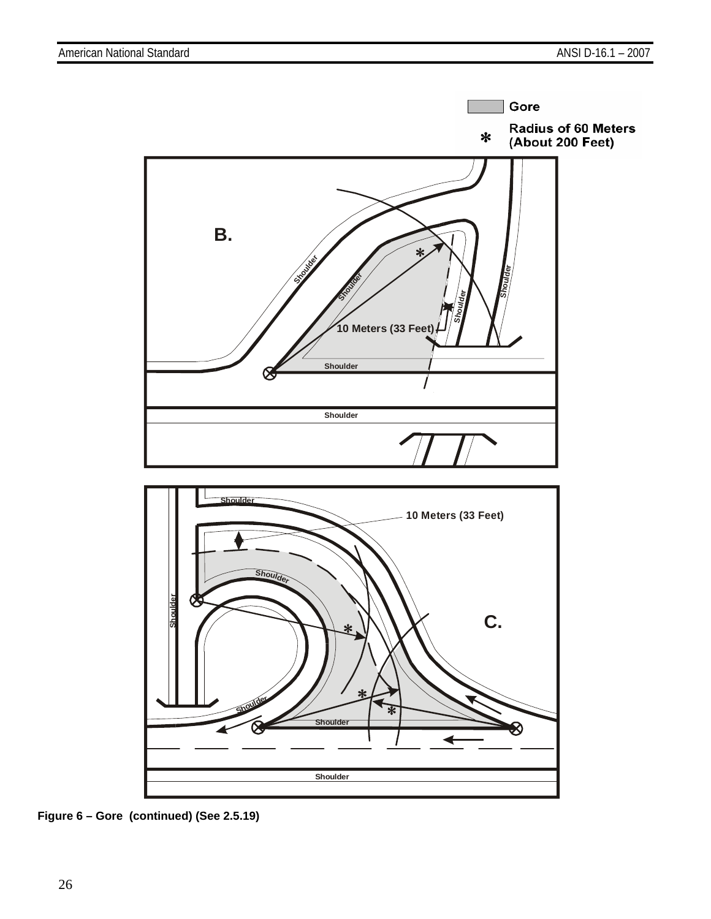Gore

* Radius of 60 Meters (About 200 Feet)

B.

10 Meters (33 Feet)

C.

10 Meters (33 Feet)

**Figure 6 – Gore (continued) (See 2.5.19)**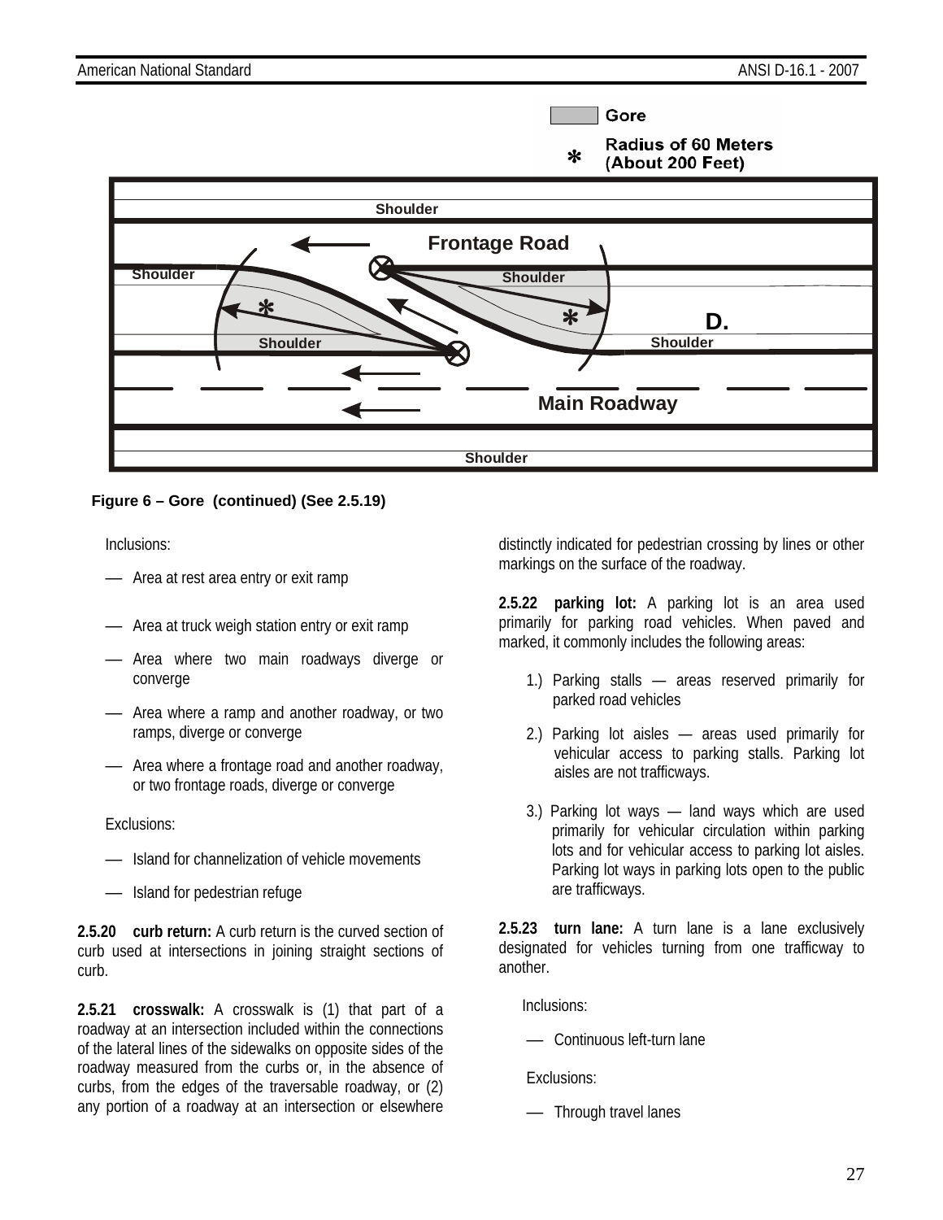**Figure 6 – Gore (continued) (See 2.5.19)**

Inclusions:

- Area at rest area entry or exit ramp
- Area at truck weigh station entry or exit ramp
- Area where two main roadways diverge or converge
- Area where a ramp and another roadway, or two ramps, diverge or converge
- Area where a frontage road and another roadway, or two frontage roads, diverge or converge

Exclusions:

- Island for channelization of vehicle movements
- Island for pedestrian refuge

**2.5.20 curb return:** A curb return is the curved section of curb used at intersections in joining straight sections of curb.

**2.5.21 crosswalk:** A crosswalk is (1) that part of a roadway at an intersection included within the connections of the lateral lines of the sidewalks on opposite sides of the roadway measured from the curbs or, in the absence of curbs, from the edges of the traversable roadway, or (2) any portion of a roadway at an intersection or elsewhere distinctly indicated for pedestrian crossing by lines or other markings on the surface of the roadway.

**2.5.22 parking lot:** A parking lot is an area used primarily for parking road vehicles. When paved and marked, it commonly includes the following areas:

1.) Parking stalls — areas reserved primarily for parked road vehicles
2.) Parking lot aisles — areas used primarily for vehicular access to parking stalls. Parking lot aisles are not trafficways.
3.) Parking lot ways — land ways which are used primarily for vehicular circulation within parking lots and for vehicular access to parking lot aisles. Parking lot ways in parking lots open to the public are trafficways.

**2.5.23 turn lane:** A turn lane is a lane exclusively designated for vehicles turning from one trafficway to another.

Inclusions:

- Continuous left-turn lane

Exclusions:

- Through travel lanes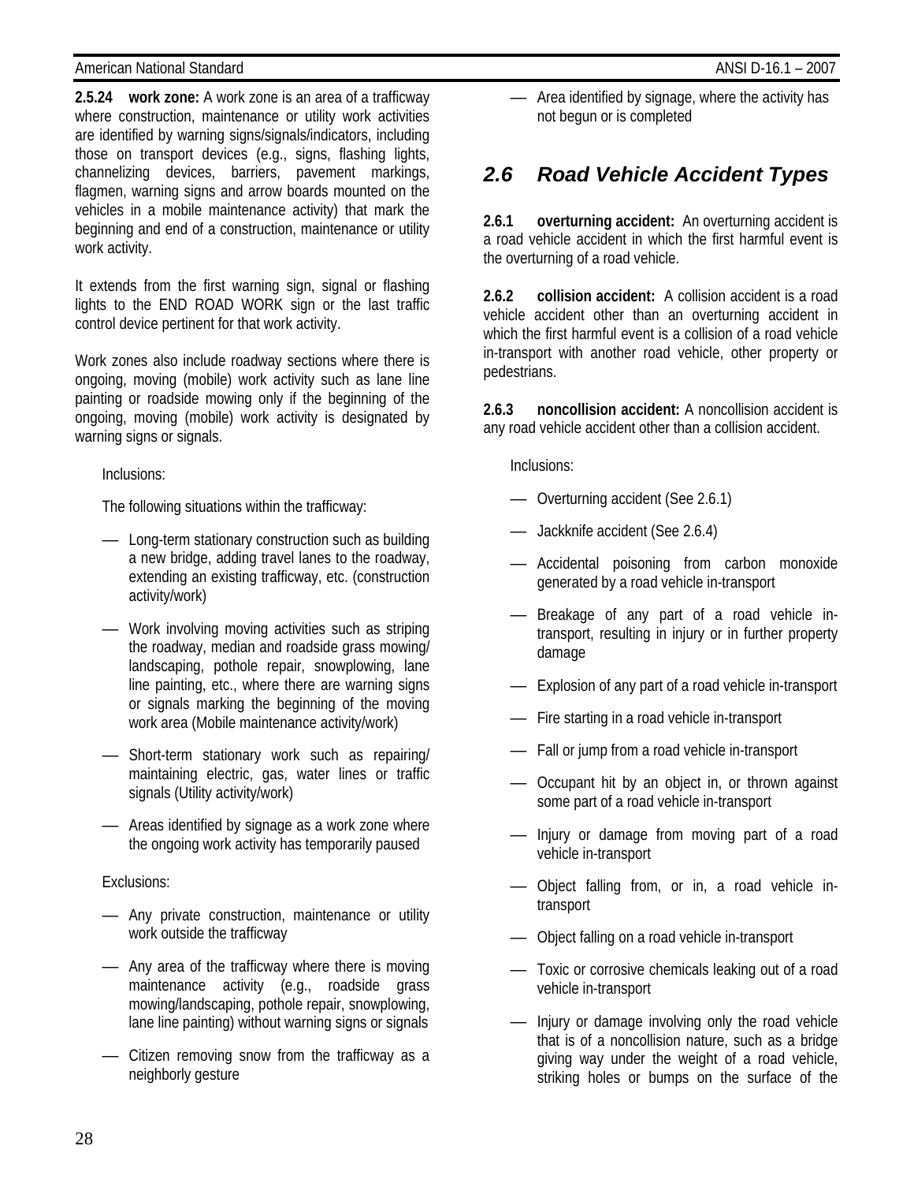**2.5.24 work zone:** A work zone is an area of a trafficway where construction, maintenance or utility work activities are identified by warning signs/signals/indicators, including those on transport devices (e.g., signs, flashing lights, channelizing devices, barriers, pavement markings, flagmen, warning signs and arrow boards mounted on the vehicles in a mobile maintenance activity) that mark the beginning and end of a construction, maintenance or utility work activity.

It extends from the first warning sign, signal or flashing lights to the END ROAD WORK sign or the last traffic control device pertinent for that work activity.

Work zones also include roadway sections where there is ongoing, moving (mobile) work activity such as lane line painting or roadside mowing only if the beginning of the ongoing, moving (mobile) work activity is designated by warning signs or signals.

Inclusions:

The following situations within the trafficway:

- Long-term stationary construction such as building a new bridge, adding travel lanes to the roadway, extending an existing trafficway, etc. (construction activity/work)
- Work involving moving activities such as striping the roadway, median and roadside grass mowing/ landscaping, pothole repair, snowplowing, lane line painting, etc., where there are warning signs or signals marking the beginning of the moving work area (Mobile maintenance activity/work)
- Short-term stationary work such as repairing/ maintaining electric, gas, water lines or traffic signals (Utility activity/work)
- Areas identified by signage as a work zone where the ongoing work activity has temporarily paused

Exclusions:

- Any private construction, maintenance or utility work outside the trafficway
- Any area of the trafficway where there is moving maintenance activity (e.g., roadside grass mowing/landscaping, pothole repair, snowplowing, lane line painting) without warning signs or signals
- Citizen removing snow from the trafficway as a neighborly gesture
- Area identified by signage, where the activity has not begun or is completed

## 2.6 Road Vehicle Accident Types

**2.6.1 overturning accident:** An overturning accident is a road vehicle accident in which the first harmful event is the overturning of a road vehicle.

**2.6.2 collision accident:** A collision accident is a road vehicle accident other than an overturning accident in which the first harmful event is a collision of a road vehicle in-transport with another road vehicle, other property or pedestrians.

**2.6.3 noncollision accident:** A noncollision accident is any road vehicle accident other than a collision accident.

Inclusions:

- Overturning accident (See 2.6.1)
- Jackknife accident (See 2.6.4)
- Accidental poisoning from carbon monoxide generated by a road vehicle in-transport
- Breakage of any part of a road vehicle in-transport, resulting in injury or in further property damage
- Explosion of any part of a road vehicle in-transport
- Fire starting in a road vehicle in-transport
- Fall or jump from a road vehicle in-transport
- Occupant hit by an object in, or thrown against some part of a road vehicle in-transport
- Injury or damage from moving part of a road vehicle in-transport
- Object falling from, or in, a road vehicle in-transport
- Object falling on a road vehicle in-transport
- Toxic or corrosive chemicals leaking out of a road vehicle in-transport
- Injury or damage involving only the road vehicle that is of a noncollision nature, such as a bridge giving way under the weight of a road vehicle, striking holes or bumps on the surface of the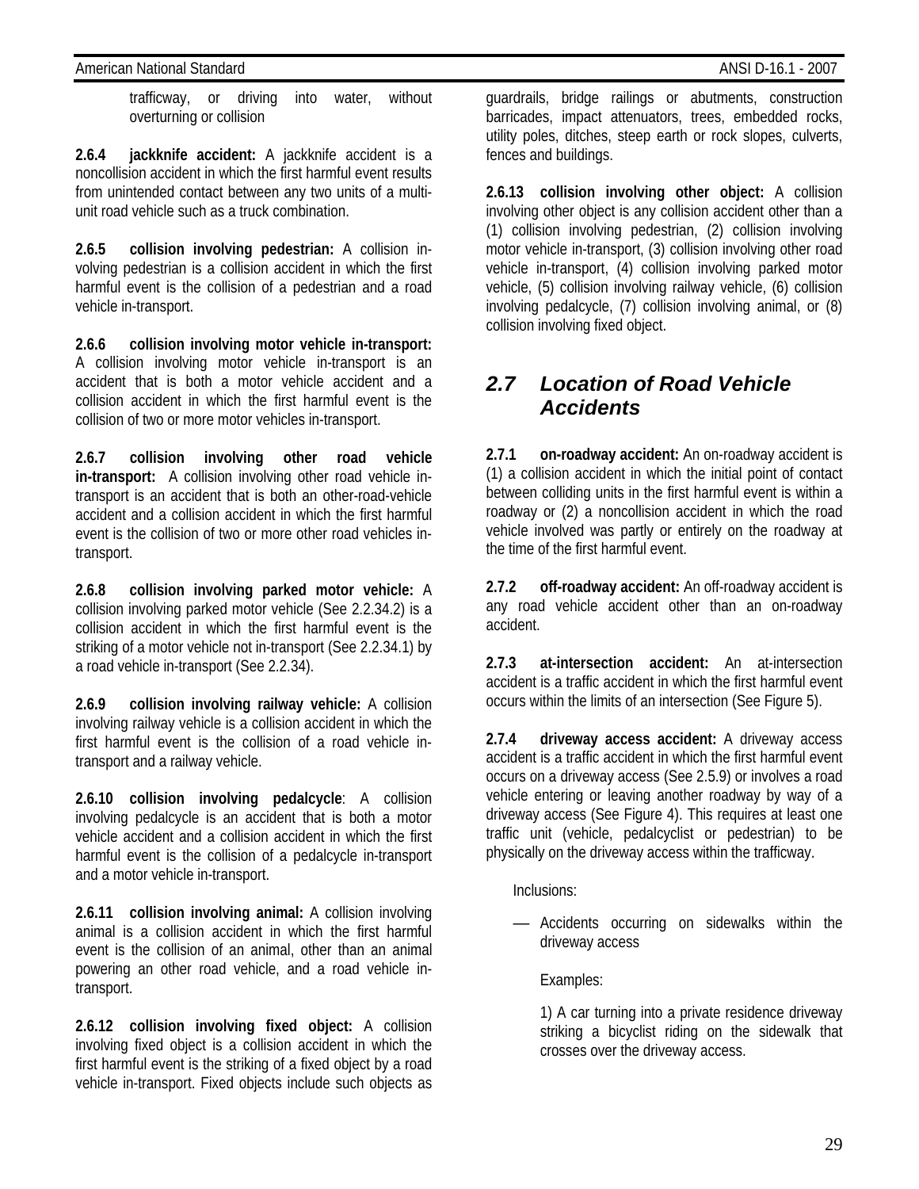trafficway, or driving into water, without overturning or collision

**2.6.4 jackknife accident:** A jackknife accident is a noncollision accident in which the first harmful event results from unintended contact between any two units of a multi-unit road vehicle such as a truck combination.

**2.6.5 collision involving pedestrian:** A collision involving pedestrian is a collision accident in which the first harmful event is the collision of a pedestrian and a road vehicle in-transport.

**2.6.6 collision involving motor vehicle in-transport:** A collision involving motor vehicle in-transport is an accident that is both a motor vehicle accident and a collision accident in which the first harmful event is the collision of two or more motor vehicles in-transport.

**2.6.7 collision involving other road vehicle in-transport:** A collision involving other road vehicle in-transport is an accident that is both an other-road-vehicle accident and a collision accident in which the first harmful event is the collision of two or more other road vehicles in-transport.

**2.6.8 collision involving parked motor vehicle:** A collision involving parked motor vehicle (See 2.2.34.2) is a collision accident in which the first harmful event is the striking of a motor vehicle not in-transport (See 2.2.34.1) by a road vehicle in-transport (See 2.2.34).

**2.6.9 collision involving railway vehicle:** A collision involving railway vehicle is a collision accident in which the first harmful event is the collision of a road vehicle in-transport and a railway vehicle.

**2.6.10 collision involving pedalcycle**: A collision involving pedalcycle is an accident that is both a motor vehicle accident and a collision accident in which the first harmful event is the collision of a pedalcycle in-transport and a motor vehicle in-transport.

**2.6.11 collision involving animal:** A collision involving animal is a collision accident in which the first harmful event is the collision of an animal, other than an animal powering an other road vehicle, and a road vehicle in-transport.

**2.6.12 collision involving fixed object:** A collision involving fixed object is a collision accident in which the first harmful event is the striking of a fixed object by a road vehicle in-transport. Fixed objects include such objects as guardrails, bridge railings or abutments, construction barricades, impact attenuators, trees, embedded rocks, utility poles, ditches, steep earth or rock slopes, culverts, fences and buildings.

**2.6.13 collision involving other object:** A collision involving other object is any collision accident other than a (1) collision involving pedestrian, (2) collision involving motor vehicle in-transport, (3) collision involving other road vehicle in-transport, (4) collision involving parked motor vehicle, (5) collision involving railway vehicle, (6) collision involving pedalcycle, (7) collision involving animal, or (8) collision involving fixed object.

## *2.7 Location of Road Vehicle Accidents*

**2.7.1 on-roadway accident:** An on-roadway accident is (1) a collision accident in which the initial point of contact between colliding units in the first harmful event is within a roadway or (2) a noncollision accident in which the road vehicle involved was partly or entirely on the roadway at the time of the first harmful event.

**2.7.2 off-roadway accident:** An off-roadway accident is any road vehicle accident other than an on-roadway accident.

**2.7.3 at-intersection accident:** An at-intersection accident is a traffic accident in which the first harmful event occurs within the limits of an intersection (See Figure 5).

**2.7.4 driveway access accident:** A driveway access accident is a traffic accident in which the first harmful event occurs on a driveway access (See 2.5.9) or involves a road vehicle entering or leaving another roadway by way of a driveway access (See Figure 4). This requires at least one traffic unit (vehicle, pedalcyclist or pedestrian) to be physically on the driveway access within the trafficway.

Inclusions:

— Accidents occurring on sidewalks within the driveway access

Examples:

1) A car turning into a private residence driveway striking a bicyclist riding on the sidewalk that crosses over the driveway access.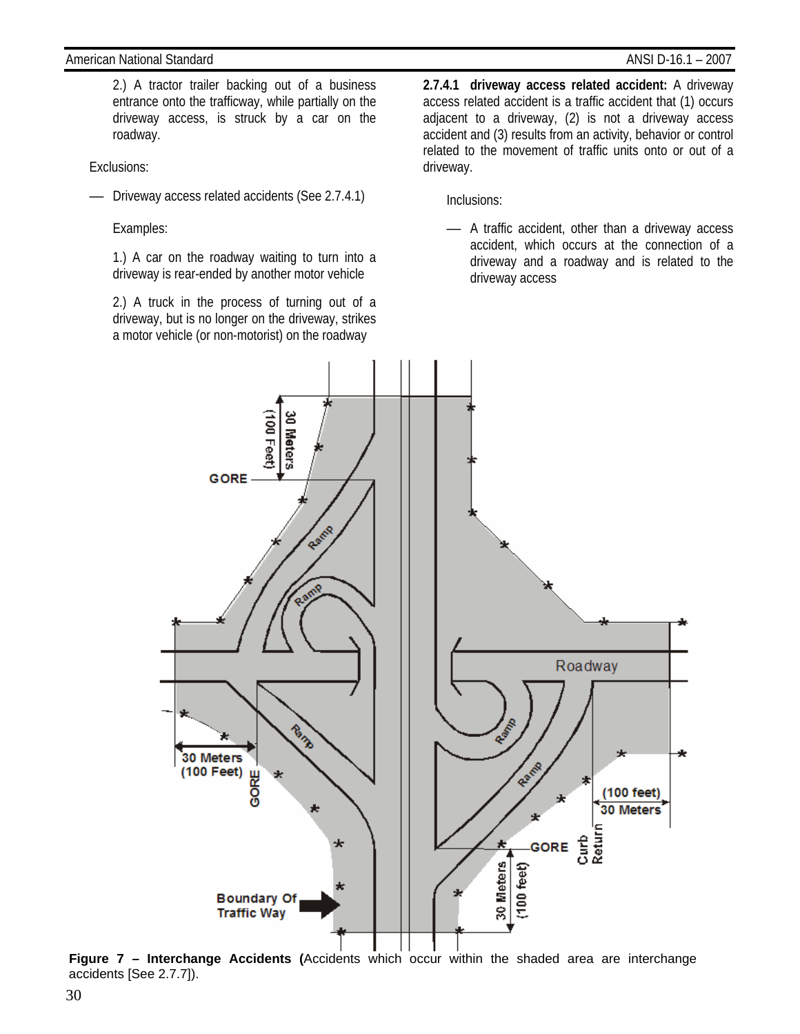2.) A tractor trailer backing out of a business entrance onto the trafficway, while partially on the driveway access, is struck by a car on the roadway.

Exclusions:

— Driveway access related accidents (See 2.7.4.1)

Examples:

1.) A car on the roadway waiting to turn into a driveway is rear-ended by another motor vehicle

2.) A truck in the process of turning out of a driveway, but is no longer on the driveway, strikes a motor vehicle (or non-motorist) on the roadway

**2.7.4.1 driveway access related accident:** A driveway access related accident is a traffic accident that (1) occurs adjacent to a driveway, (2) is not a driveway access accident and (3) results from an activity, behavior or control related to the movement of traffic units onto or out of a driveway.

Inclusions:

— A traffic accident, other than a driveway access accident, which occurs at the connection of a driveway and a roadway and is related to the driveway access

**Figure 7 – Interchange Accidents (**Accidents which occur within the shaded area are interchange accidents [See 2.7.7]).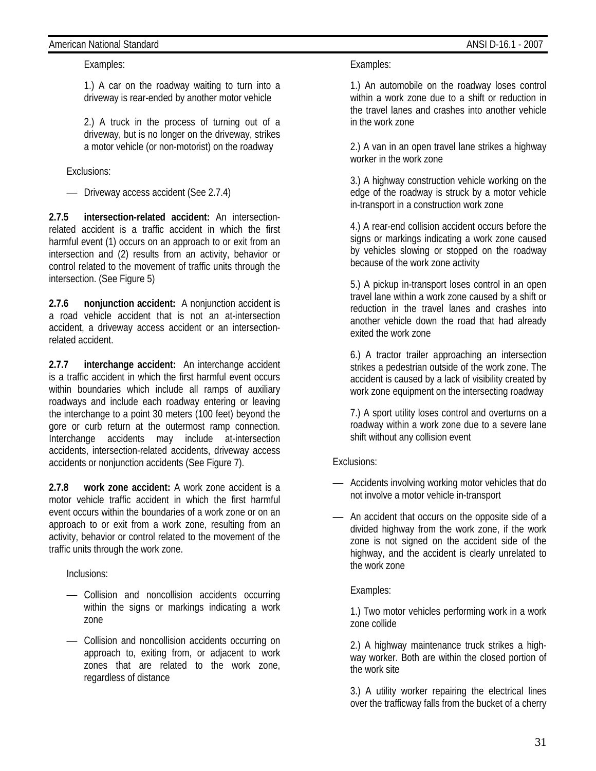Examples:

1.) A car on the roadway waiting to turn into a driveway is rear-ended by another motor vehicle

2.) A truck in the process of turning out of a driveway, but is no longer on the driveway, strikes a motor vehicle (or non-motorist) on the roadway

Exclusions:

— Driveway access accident (See 2.7.4)

**2.7.5 intersection-related accident:** An intersection-related accident is a traffic accident in which the first harmful event (1) occurs on an approach to or exit from an intersection and (2) results from an activity, behavior or control related to the movement of traffic units through the intersection. (See Figure 5)

**2.7.6 nonjunction accident:** A nonjunction accident is a road vehicle accident that is not an at-intersection accident, a driveway access accident or an intersection-related accident.

**2.7.7 interchange accident:** An interchange accident is a traffic accident in which the first harmful event occurs within boundaries which include all ramps of auxiliary roadways and include each roadway entering or leaving the interchange to a point 30 meters (100 feet) beyond the gore or curb return at the outermost ramp connection. Interchange accidents may include at-intersection accidents, intersection-related accidents, driveway access accidents or nonjunction accidents (See Figure 7).

**2.7.8 work zone accident:** A work zone accident is a motor vehicle traffic accident in which the first harmful event occurs within the boundaries of a work zone or on an approach to or exit from a work zone, resulting from an activity, behavior or control related to the movement of the traffic units through the work zone.

Inclusions:

— Collision and noncollision accidents occurring within the signs or markings indicating a work zone

— Collision and noncollision accidents occurring on approach to, exiting from, or adjacent to work zones that are related to the work zone, regardless of distance

Examples:

1.) An automobile on the roadway loses control within a work zone due to a shift or reduction in the travel lanes and crashes into another vehicle in the work zone

2.) A van in an open travel lane strikes a highway worker in the work zone

3.) A highway construction vehicle working on the edge of the roadway is struck by a motor vehicle in-transport in a construction work zone

4.) A rear-end collision accident occurs before the signs or markings indicating a work zone caused by vehicles slowing or stopped on the roadway because of the work zone activity

5.) A pickup in-transport loses control in an open travel lane within a work zone caused by a shift or reduction in the travel lanes and crashes into another vehicle down the road that had already exited the work zone

6.) A tractor trailer approaching an intersection strikes a pedestrian outside of the work zone. The accident is caused by a lack of visibility created by work zone equipment on the intersecting roadway

7.) A sport utility loses control and overturns on a roadway within a work zone due to a severe lane shift without any collision event

Exclusions:

— Accidents involving working motor vehicles that do not involve a motor vehicle in-transport

— An accident that occurs on the opposite side of a divided highway from the work zone, if the work zone is not signed on the accident side of the highway, and the accident is clearly unrelated to the work zone

Examples:

1.) Two motor vehicles performing work in a work zone collide

2.) A highway maintenance truck strikes a highway worker. Both are within the closed portion of the work site

3.) A utility worker repairing the electrical lines over the trafficway falls from the bucket of a cherry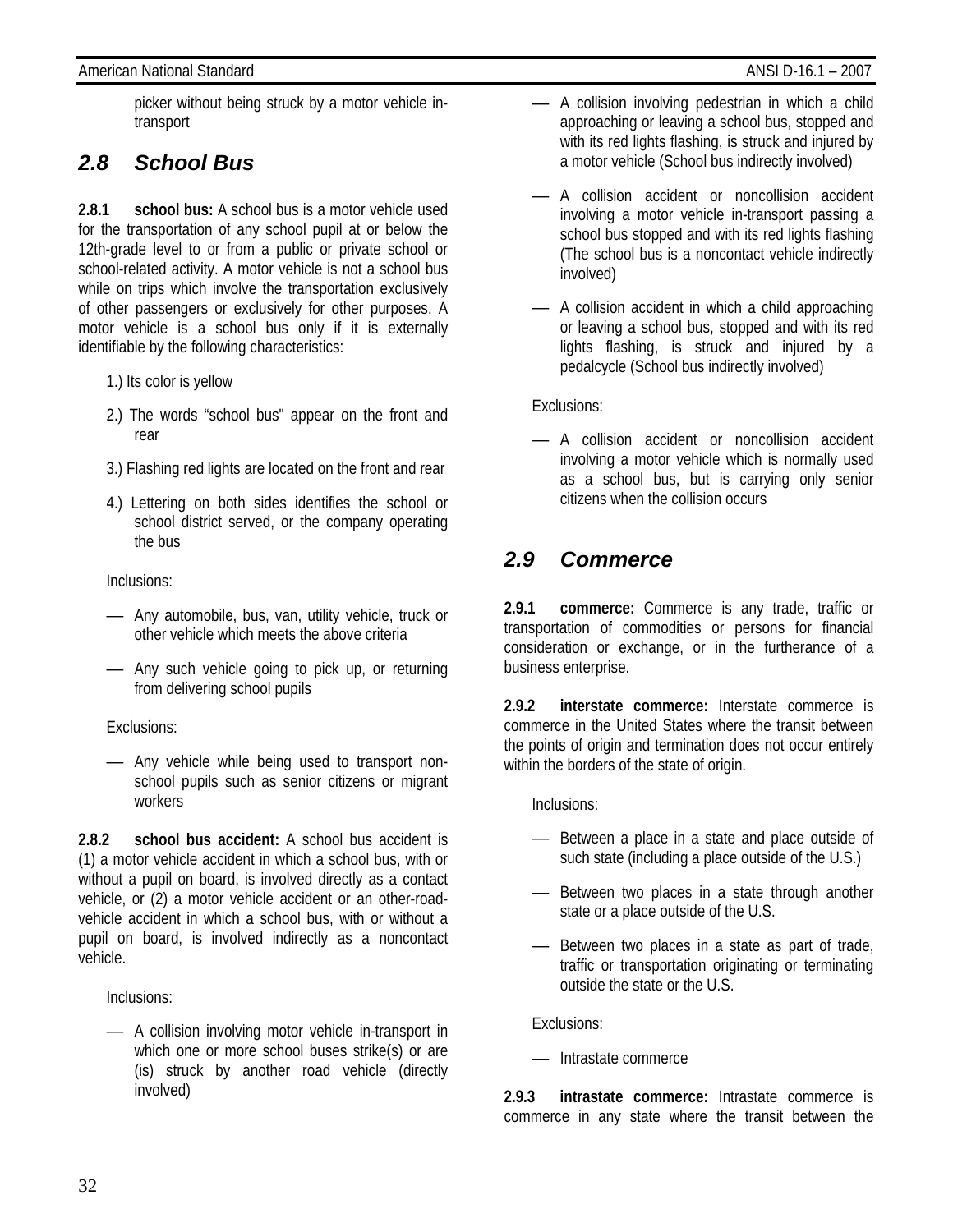picker without being struck by a motor vehicle in-transport

## 2.8 School Bus

**2.8.1 school bus:** A school bus is a motor vehicle used for the transportation of any school pupil at or below the 12th-grade level to or from a public or private school or school-related activity. A motor vehicle is not a school bus while on trips which involve the transportation exclusively of other passengers or exclusively for other purposes. A motor vehicle is a school bus only if it is externally identifiable by the following characteristics:

1.) Its color is yellow

2.) The words "school bus" appear on the front and rear

3.) Flashing red lights are located on the front and rear

4.) Lettering on both sides identifies the school or school district served, or the company operating the bus

Inclusions:

- Any automobile, bus, van, utility vehicle, truck or other vehicle which meets the above criteria
- Any such vehicle going to pick up, or returning from delivering school pupils

Exclusions:

- Any vehicle while being used to transport non-school pupils such as senior citizens or migrant workers

**2.8.2 school bus accident:** A school bus accident is (1) a motor vehicle accident in which a school bus, with or without a pupil on board, is involved directly as a contact vehicle, or (2) a motor vehicle accident or an other-road-vehicle accident in which a school bus, with or without a pupil on board, is involved indirectly as a noncontact vehicle.

Inclusions:

- A collision involving motor vehicle in-transport in which one or more school buses strike(s) or are (is) struck by another road vehicle (directly involved)
- A collision involving pedestrian in which a child approaching or leaving a school bus, stopped and with its red lights flashing, is struck and injured by a motor vehicle (School bus indirectly involved)
- A collision accident or noncollision accident involving a motor vehicle in-transport passing a school bus stopped and with its red lights flashing (The school bus is a noncontact vehicle indirectly involved)
- A collision accident in which a child approaching or leaving a school bus, stopped and with its red lights flashing, is struck and injured by a pedalcycle (School bus indirectly involved)

Exclusions:

- A collision accident or noncollision accident involving a motor vehicle which is normally used as a school bus, but is carrying only senior citizens when the collision occurs

## 2.9 Commerce

**2.9.1 commerce:** Commerce is any trade, traffic or transportation of commodities or persons for financial consideration or exchange, or in the furtherance of a business enterprise.

**2.9.2 interstate commerce:** Interstate commerce is commerce in the United States where the transit between the points of origin and termination does not occur entirely within the borders of the state of origin.

Inclusions:

- Between a place in a state and place outside of such state (including a place outside of the U.S.)
- Between two places in a state through another state or a place outside of the U.S.
- Between two places in a state as part of trade, traffic or transportation originating or terminating outside the state or the U.S.

Exclusions:

- Intrastate commerce

**2.9.3 intrastate commerce:** Intrastate commerce is commerce in any state where the transit between the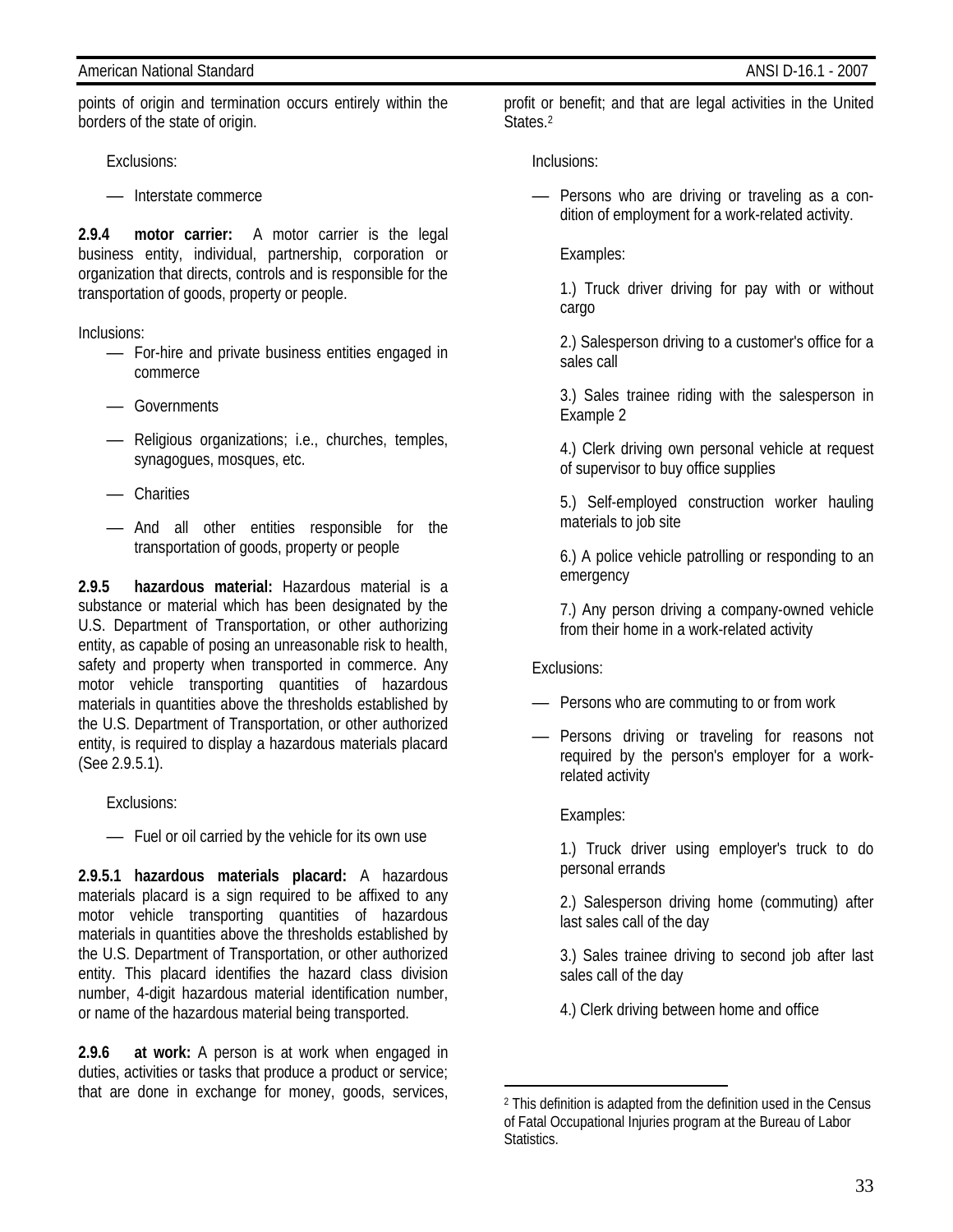points of origin and termination occurs entirely within the borders of the state of origin.

Exclusions:

- Interstate commerce

**2.9.4 motor carrier:** A motor carrier is the legal business entity, individual, partnership, corporation or organization that directs, controls and is responsible for the transportation of goods, property or people.

Inclusions:

- For-hire and private business entities engaged in commerce
- Governments
- Religious organizations; i.e., churches, temples, synagogues, mosques, etc.
- Charities
- And all other entities responsible for the transportation of goods, property or people

**2.9.5 hazardous material:** Hazardous material is a substance or material which has been designated by the U.S. Department of Transportation, or other authorizing entity, as capable of posing an unreasonable risk to health, safety and property when transported in commerce. Any motor vehicle transporting quantities of hazardous materials in quantities above the thresholds established by the U.S. Department of Transportation, or other authorized entity, is required to display a hazardous materials placard (See 2.9.5.1).

Exclusions:

- Fuel or oil carried by the vehicle for its own use

**2.9.5.1 hazardous materials placard:** A hazardous materials placard is a sign required to be affixed to any motor vehicle transporting quantities of hazardous materials in quantities above the thresholds established by the U.S. Department of Transportation, or other authorized entity. This placard identifies the hazard class division number, 4-digit hazardous material identification number, or name of the hazardous material being transported.

**2.9.6 at work:** A person is at work when engaged in duties, activities or tasks that produce a product or service; that are done in exchange for money, goods, services, profit or benefit; and that are legal activities in the United States.[2]

Inclusions:

- Persons who are driving or traveling as a condition of employment for a work-related activity.

  Examples:

  1.) Truck driver driving for pay with or without cargo

  2.) Salesperson driving to a customer's office for a sales call

  3.) Sales trainee riding with the salesperson in Example 2

  4.) Clerk driving own personal vehicle at request of supervisor to buy office supplies

  5.) Self-employed construction worker hauling materials to job site

  6.) A police vehicle patrolling or responding to an emergency

  7.) Any person driving a company-owned vehicle from their home in a work-related activity

Exclusions:

- Persons who are commuting to or from work
- Persons driving or traveling for reasons not required by the person's employer for a work-related activity

  Examples:

  1.) Truck driver using employer's truck to do personal errands

  2.) Salesperson driving home (commuting) after last sales call of the day

  3.) Sales trainee driving to second job after last sales call of the day

  4.) Clerk driving between home and office

[2] This definition is adapted from the definition used in the Census of Fatal Occupational Injuries program at the Bureau of Labor Statistics.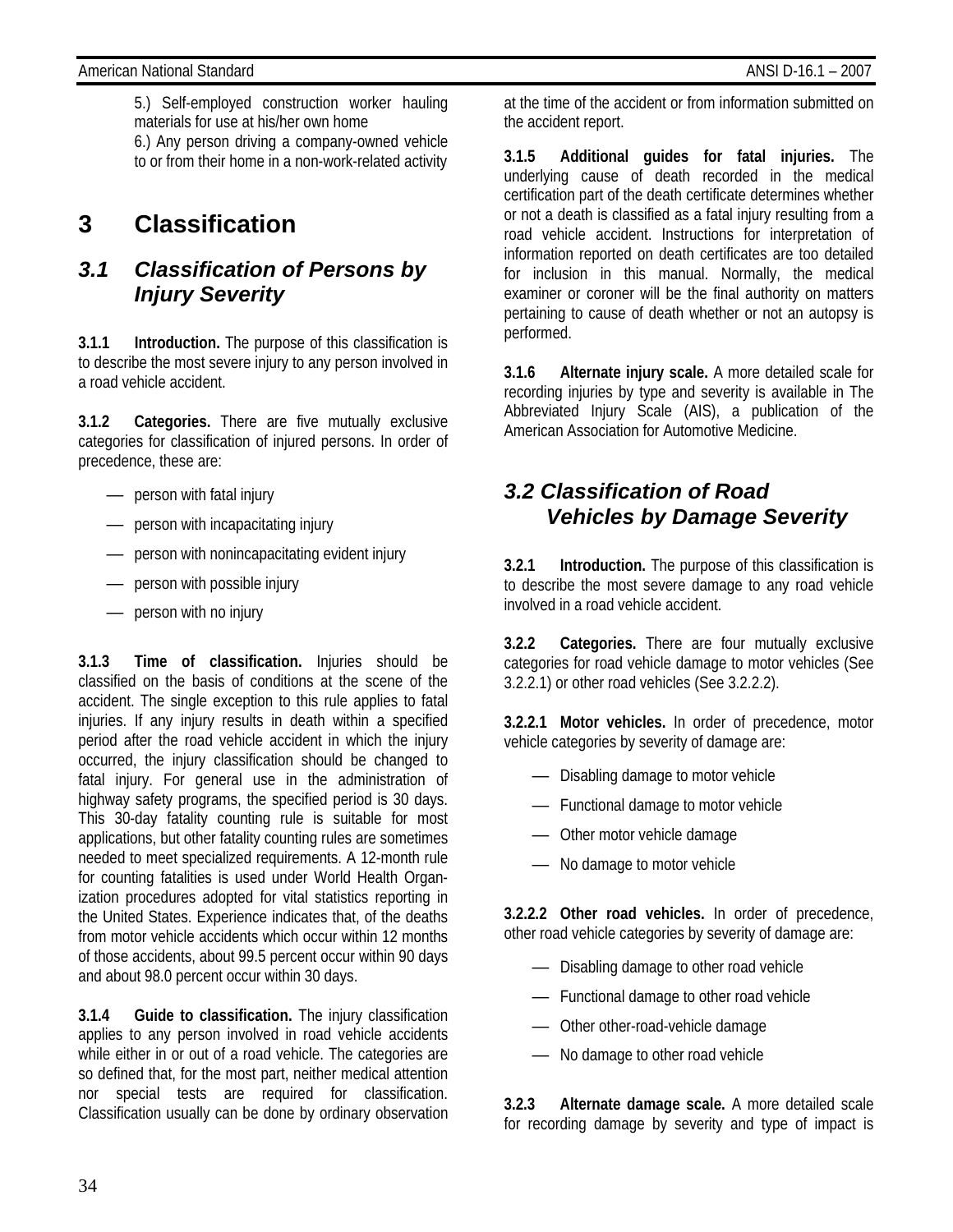5.) Self-employed construction worker hauling materials for use at his/her own home
6.) Any person driving a company-owned vehicle to or from their home in a non-work-related activity

# 3 Classification

## *3.1 Classification of Persons by Injury Severity*

**3.1.1 Introduction.** The purpose of this classification is to describe the most severe injury to any person involved in a road vehicle accident.

**3.1.2 Categories.** There are five mutually exclusive categories for classification of injured persons. In order of precedence, these are:

- person with fatal injury
- person with incapacitating injury
- person with nonincapacitating evident injury
- person with possible injury
- person with no injury

**3.1.3 Time of classification.** Injuries should be classified on the basis of conditions at the scene of the accident. The single exception to this rule applies to fatal injuries. If any injury results in death within a specified period after the road vehicle accident in which the injury occurred, the injury classification should be changed to fatal injury. For general use in the administration of highway safety programs, the specified period is 30 days. This 30-day fatality counting rule is suitable for most applications, but other fatality counting rules are sometimes needed to meet specialized requirements. A 12-month rule for counting fatalities is used under World Health Organization procedures adopted for vital statistics reporting in the United States. Experience indicates that, of the deaths from motor vehicle accidents which occur within 12 months of those accidents, about 99.5 percent occur within 90 days and about 98.0 percent occur within 30 days.

**3.1.4 Guide to classification.** The injury classification applies to any person involved in road vehicle accidents while either in or out of a road vehicle. The categories are so defined that, for the most part, neither medical attention nor special tests are required for classification. Classification usually can be done by ordinary observation at the time of the accident or from information submitted on the accident report.

**3.1.5 Additional guides for fatal injuries.** The underlying cause of death recorded in the medical certification part of the death certificate determines whether or not a death is classified as a fatal injury resulting from a road vehicle accident. Instructions for interpretation of information reported on death certificates are too detailed for inclusion in this manual. Normally, the medical examiner or coroner will be the final authority on matters pertaining to cause of death whether or not an autopsy is performed.

**3.1.6 Alternate injury scale.** A more detailed scale for recording injuries by type and severity is available in The Abbreviated Injury Scale (AIS), a publication of the American Association for Automotive Medicine.

## *3.2 Classification of Road Vehicles by Damage Severity*

**3.2.1 Introduction.** The purpose of this classification is to describe the most severe damage to any road vehicle involved in a road vehicle accident.

**3.2.2 Categories.** There are four mutually exclusive categories for road vehicle damage to motor vehicles (See 3.2.2.1) or other road vehicles (See 3.2.2.2).

**3.2.2.1 Motor vehicles.** In order of precedence, motor vehicle categories by severity of damage are:

- Disabling damage to motor vehicle
- Functional damage to motor vehicle
- Other motor vehicle damage
- No damage to motor vehicle

**3.2.2.2 Other road vehicles.** In order of precedence, other road vehicle categories by severity of damage are:

- Disabling damage to other road vehicle
- Functional damage to other road vehicle
- Other other-road-vehicle damage
- No damage to other road vehicle

**3.2.3 Alternate damage scale.** A more detailed scale for recording damage by severity and type of impact is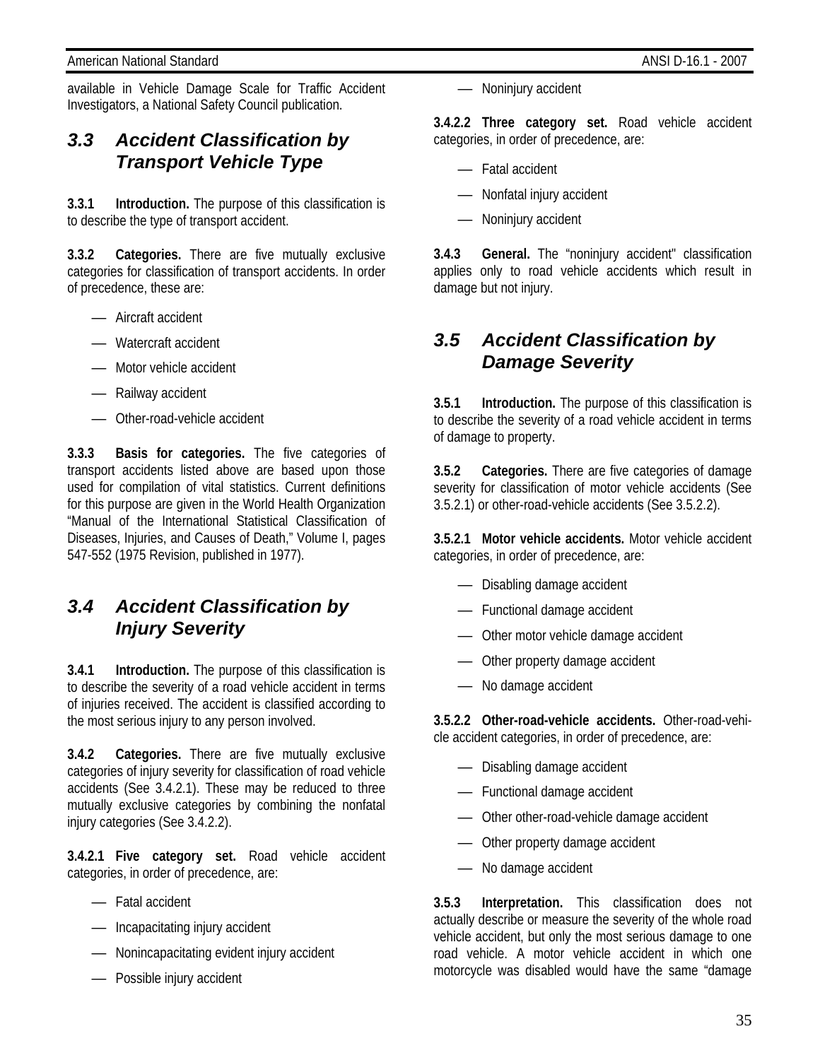available in Vehicle Damage Scale for Traffic Accident Investigators, a National Safety Council publication.

## 3.3 Accident Classification by Transport Vehicle Type

**3.3.1 Introduction.** The purpose of this classification is to describe the type of transport accident.

**3.3.2 Categories.** There are five mutually exclusive categories for classification of transport accidents. In order of precedence, these are:

- Aircraft accident
- Watercraft accident
- Motor vehicle accident
- Railway accident
- Other-road-vehicle accident

**3.3.3 Basis for categories.** The five categories of transport accidents listed above are based upon those used for compilation of vital statistics. Current definitions for this purpose are given in the World Health Organization "Manual of the International Statistical Classification of Diseases, Injuries, and Causes of Death," Volume I, pages 547-552 (1975 Revision, published in 1977).

## 3.4 Accident Classification by Injury Severity

**3.4.1 Introduction.** The purpose of this classification is to describe the severity of a road vehicle accident in terms of injuries received. The accident is classified according to the most serious injury to any person involved.

**3.4.2 Categories.** There are five mutually exclusive categories of injury severity for classification of road vehicle accidents (See 3.4.2.1). These may be reduced to three mutually exclusive categories by combining the nonfatal injury categories (See 3.4.2.2).

**3.4.2.1 Five category set.** Road vehicle accident categories, in order of precedence, are:

- Fatal accident
- Incapacitating injury accident
- Nonincapacitating evident injury accident
- Possible injury accident
- Noninjury accident

**3.4.2.2 Three category set.** Road vehicle accident categories, in order of precedence, are:

- Fatal accident
- Nonfatal injury accident
- Noninjury accident

**3.4.3 General.** The "noninjury accident" classification applies only to road vehicle accidents which result in damage but not injury.

## 3.5 Accident Classification by Damage Severity

**3.5.1 Introduction.** The purpose of this classification is to describe the severity of a road vehicle accident in terms of damage to property.

**3.5.2 Categories.** There are five categories of damage severity for classification of motor vehicle accidents (See 3.5.2.1) or other-road-vehicle accidents (See 3.5.2.2).

**3.5.2.1 Motor vehicle accidents.** Motor vehicle accident categories, in order of precedence, are:

- Disabling damage accident
- Functional damage accident
- Other motor vehicle damage accident
- Other property damage accident
- No damage accident

**3.5.2.2 Other-road-vehicle accidents.** Other-road-vehicle accident categories, in order of precedence, are:

- Disabling damage accident
- Functional damage accident
- Other other-road-vehicle damage accident
- Other property damage accident
- No damage accident

**3.5.3 Interpretation.** This classification does not actually describe or measure the severity of the whole road vehicle accident, but only the most serious damage to one road vehicle. A motor vehicle accident in which one motorcycle was disabled would have the same "damage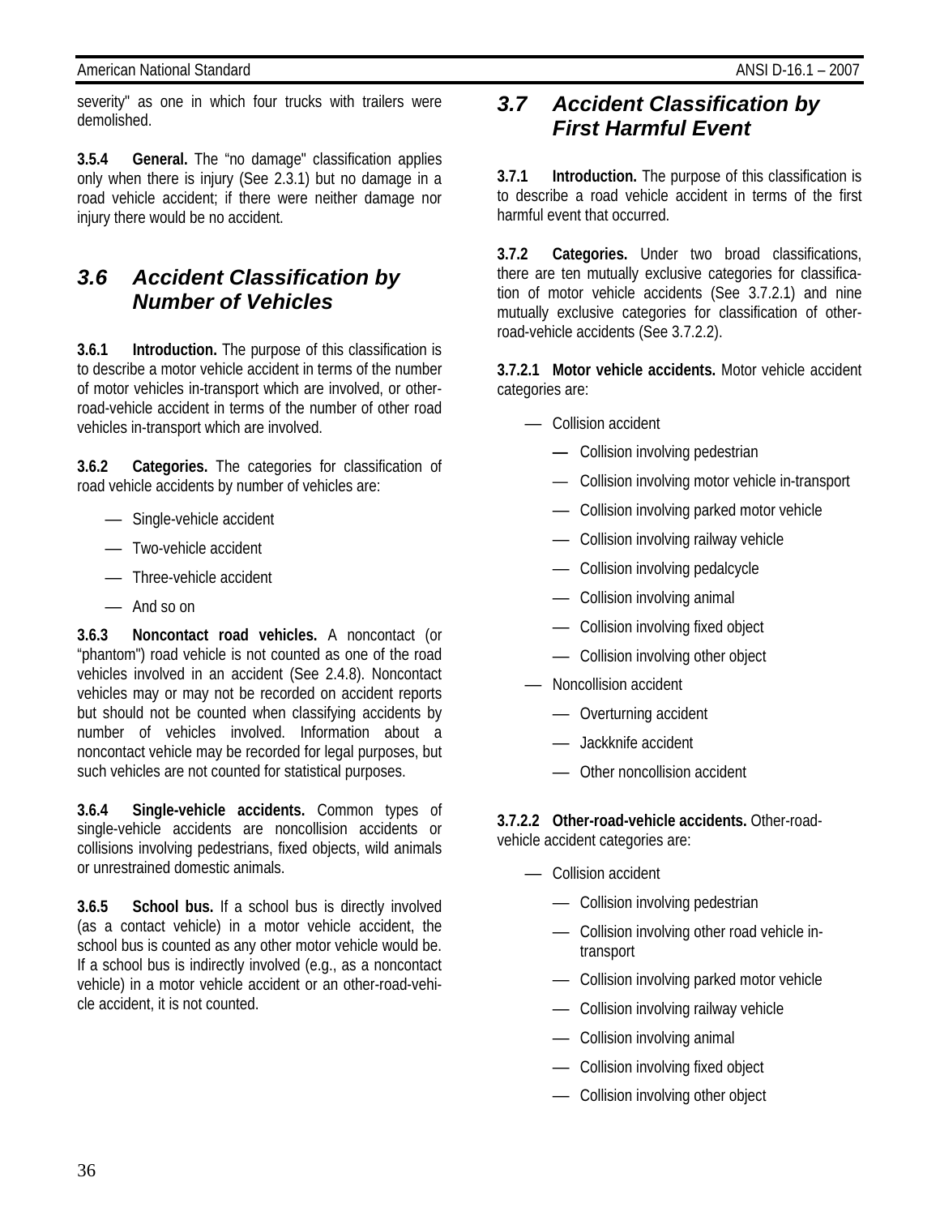severity" as one in which four trucks with trailers were demolished.

**3.5.4 General.** The "no damage" classification applies only when there is injury (See 2.3.1) but no damage in a road vehicle accident; if there were neither damage nor injury there would be no accident.

## *3.6 Accident Classification by Number of Vehicles*

**3.6.1 Introduction.** The purpose of this classification is to describe a motor vehicle accident in terms of the number of motor vehicles in-transport which are involved, or other-road-vehicle accident in terms of the number of other road vehicles in-transport which are involved.

**3.6.2 Categories.** The categories for classification of road vehicle accidents by number of vehicles are:

- Single-vehicle accident
- Two-vehicle accident
- Three-vehicle accident
- And so on

**3.6.3 Noncontact road vehicles.** A noncontact (or "phantom") road vehicle is not counted as one of the road vehicles involved in an accident (See 2.4.8). Noncontact vehicles may or may not be recorded on accident reports but should not be counted when classifying accidents by number of vehicles involved. Information about a noncontact vehicle may be recorded for legal purposes, but such vehicles are not counted for statistical purposes.

**3.6.4 Single-vehicle accidents.** Common types of single-vehicle accidents are noncollision accidents or collisions involving pedestrians, fixed objects, wild animals or unrestrained domestic animals.

**3.6.5 School bus.** If a school bus is directly involved (as a contact vehicle) in a motor vehicle accident, the school bus is counted as any other motor vehicle would be. If a school bus is indirectly involved (e.g., as a noncontact vehicle) in a motor vehicle accident or an other-road-vehicle accident, it is not counted.

## *3.7 Accident Classification by First Harmful Event*

**3.7.1 Introduction.** The purpose of this classification is to describe a road vehicle accident in terms of the first harmful event that occurred.

**3.7.2 Categories.** Under two broad classifications, there are ten mutually exclusive categories for classification of motor vehicle accidents (See 3.7.2.1) and nine mutually exclusive categories for classification of other-road-vehicle accidents (See 3.7.2.2).

**3.7.2.1 Motor vehicle accidents.** Motor vehicle accident categories are:

- Collision accident
  - Collision involving pedestrian
  - Collision involving motor vehicle in-transport
  - Collision involving parked motor vehicle
  - Collision involving railway vehicle
  - Collision involving pedalcycle
  - Collision involving animal
  - Collision involving fixed object
  - Collision involving other object
- Noncollision accident
  - Overturning accident
  - Jackknife accident
  - Other noncollision accident

**3.7.2.2 Other-road-vehicle accidents.** Other-road-vehicle accident categories are:

- Collision accident
  - Collision involving pedestrian
  - Collision involving other road vehicle in-transport
  - Collision involving parked motor vehicle
  - Collision involving railway vehicle
  - Collision involving animal
  - Collision involving fixed object
  - Collision involving other object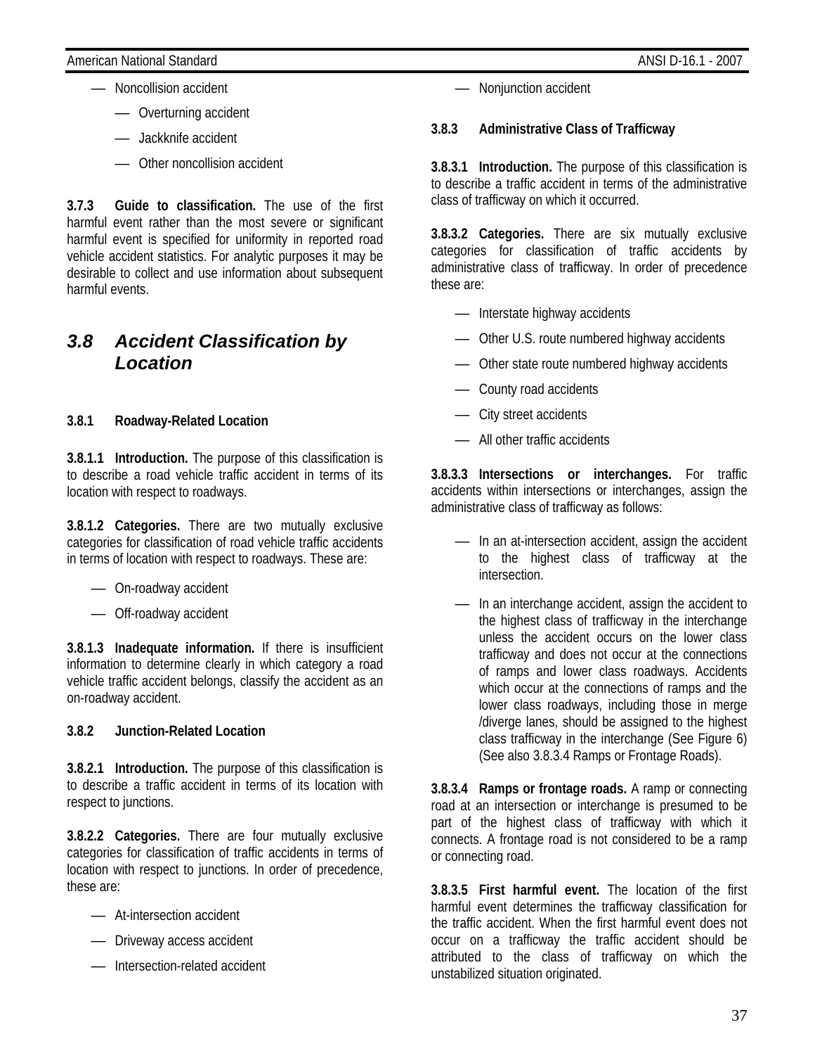- Noncollision accident
  - Overturning accident
  - Jackknife accident
  - Other noncollision accident

**3.7.3 Guide to classification.** The use of the first harmful event rather than the most severe or significant harmful event is specified for uniformity in reported road vehicle accident statistics. For analytic purposes it may be desirable to collect and use information about subsequent harmful events.

## *3.8 Accident Classification by Location*

### 3.8.1 Roadway-Related Location

**3.8.1.1 Introduction.** The purpose of this classification is to describe a road vehicle traffic accident in terms of its location with respect to roadways.

**3.8.1.2 Categories.** There are two mutually exclusive categories for classification of road vehicle traffic accidents in terms of location with respect to roadways. These are:

- On-roadway accident
- Off-roadway accident

**3.8.1.3 Inadequate information.** If there is insufficient information to determine clearly in which category a road vehicle traffic accident belongs, classify the accident as an on-roadway accident.

### 3.8.2 Junction-Related Location

**3.8.2.1 Introduction.** The purpose of this classification is to describe a traffic accident in terms of its location with respect to junctions.

**3.8.2.2 Categories.** There are four mutually exclusive categories for classification of traffic accidents in terms of location with respect to junctions. In order of precedence, these are:

- At-intersection accident
- Driveway access accident
- Intersection-related accident
- Nonjunction accident

### 3.8.3 Administrative Class of Trafficway

**3.8.3.1 Introduction.** The purpose of this classification is to describe a traffic accident in terms of the administrative class of trafficway on which it occurred.

**3.8.3.2 Categories.** There are six mutually exclusive categories for classification of traffic accidents by administrative class of trafficway. In order of precedence these are:

- Interstate highway accidents
- Other U.S. route numbered highway accidents
- Other state route numbered highway accidents
- County road accidents
- City street accidents
- All other traffic accidents

**3.8.3.3 Intersections or interchanges.** For traffic accidents within intersections or interchanges, assign the administrative class of trafficway as follows:

- In an at-intersection accident, assign the accident to the highest class of trafficway at the intersection.
- In an interchange accident, assign the accident to the highest class of trafficway in the interchange unless the accident occurs on the lower class trafficway and does not occur at the connections of ramps and lower class roadways. Accidents which occur at the connections of ramps and the lower class roadways, including those in merge /diverge lanes, should be assigned to the highest class trafficway in the interchange (See Figure 6) (See also 3.8.3.4 Ramps or Frontage Roads).

**3.8.3.4 Ramps or frontage roads.** A ramp or connecting road at an intersection or interchange is presumed to be part of the highest class of trafficway with which it connects. A frontage road is not considered to be a ramp or connecting road.

**3.8.3.5 First harmful event.** The location of the first harmful event determines the trafficway classification for the traffic accident. When the first harmful event does not occur on a trafficway the traffic accident should be attributed to the class of trafficway on which the unstabilized situation originated.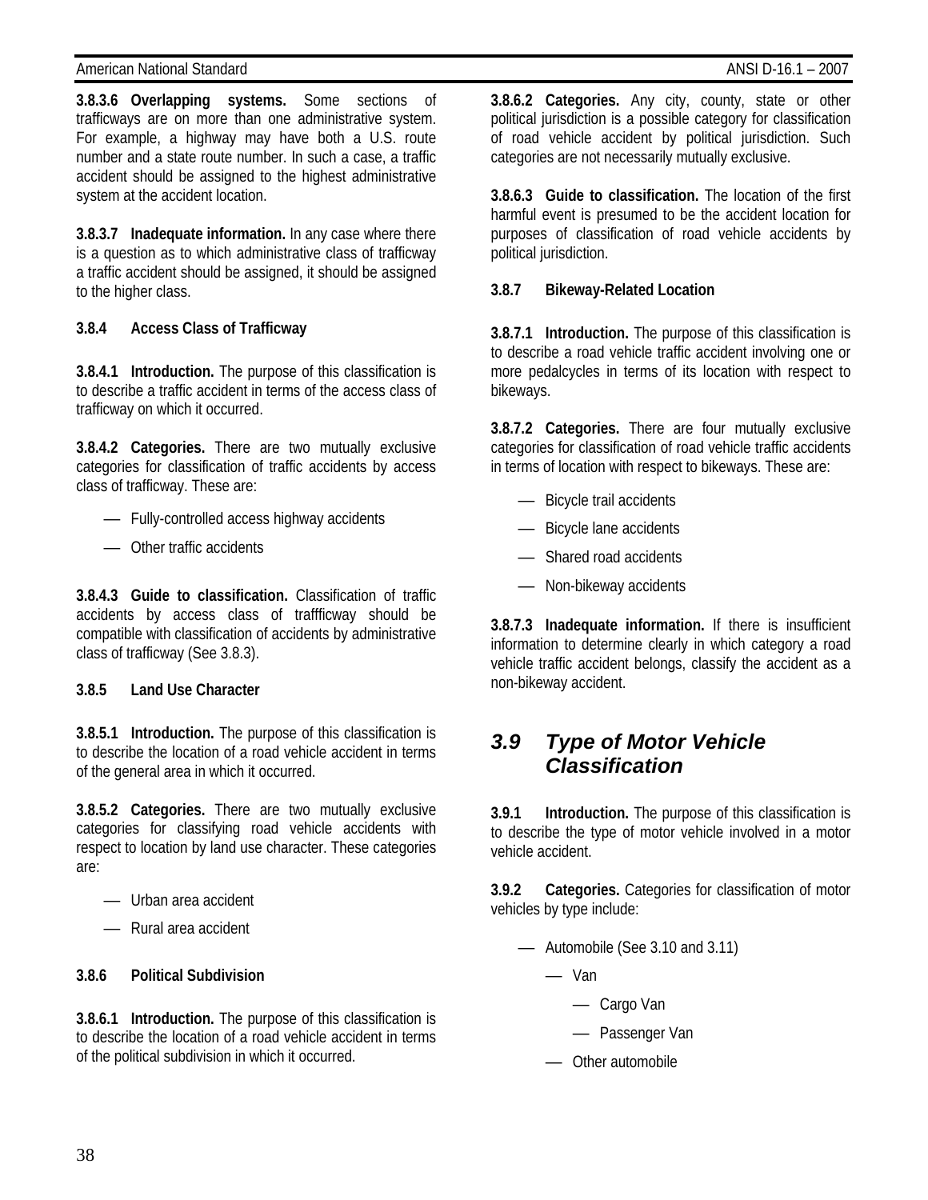**3.8.3.6 Overlapping systems.** Some sections of trafficways are on more than one administrative system. For example, a highway may have both a U.S. route number and a state route number. In such a case, a traffic accident should be assigned to the highest administrative system at the accident location.

**3.8.3.7 Inadequate information.** In any case where there is a question as to which administrative class of trafficway a traffic accident should be assigned, it should be assigned to the higher class.

**3.8.4 Access Class of Trafficway**

**3.8.4.1 Introduction.** The purpose of this classification is to describe a traffic accident in terms of the access class of trafficway on which it occurred.

**3.8.4.2 Categories.** There are two mutually exclusive categories for classification of traffic accidents by access class of trafficway. These are:

- Fully-controlled access highway accidents
- Other traffic accidents

**3.8.4.3 Guide to classification.** Classification of traffic accidents by access class of traffficway should be compatible with classification of accidents by administrative class of trafficway (See 3.8.3).

**3.8.5 Land Use Character**

**3.8.5.1 Introduction.** The purpose of this classification is to describe the location of a road vehicle accident in terms of the general area in which it occurred.

**3.8.5.2 Categories.** There are two mutually exclusive categories for classifying road vehicle accidents with respect to location by land use character. These categories are:

- Urban area accident
- Rural area accident

**3.8.6 Political Subdivision**

**3.8.6.1 Introduction.** The purpose of this classification is to describe the location of a road vehicle accident in terms of the political subdivision in which it occurred.

**3.8.6.2 Categories.** Any city, county, state or other political jurisdiction is a possible category for classification of road vehicle accident by political jurisdiction. Such categories are not necessarily mutually exclusive.

**3.8.6.3 Guide to classification.** The location of the first harmful event is presumed to be the accident location for purposes of classification of road vehicle accidents by political jurisdiction.

**3.8.7 Bikeway-Related Location**

**3.8.7.1 Introduction.** The purpose of this classification is to describe a road vehicle traffic accident involving one or more pedalcycles in terms of its location with respect to bikeways.

**3.8.7.2 Categories.** There are four mutually exclusive categories for classification of road vehicle traffic accidents in terms of location with respect to bikeways. These are:

- Bicycle trail accidents
- Bicycle lane accidents
- Shared road accidents
- Non-bikeway accidents

**3.8.7.3 Inadequate information.** If there is insufficient information to determine clearly in which category a road vehicle traffic accident belongs, classify the accident as a non-bikeway accident.

## *3.9 Type of Motor Vehicle Classification*

**3.9.1 Introduction.** The purpose of this classification is to describe the type of motor vehicle involved in a motor vehicle accident.

**3.9.2 Categories.** Categories for classification of motor vehicles by type include:

- Automobile (See 3.10 and 3.11)
  - Van
    - Cargo Van
    - Passenger Van
  - Other automobile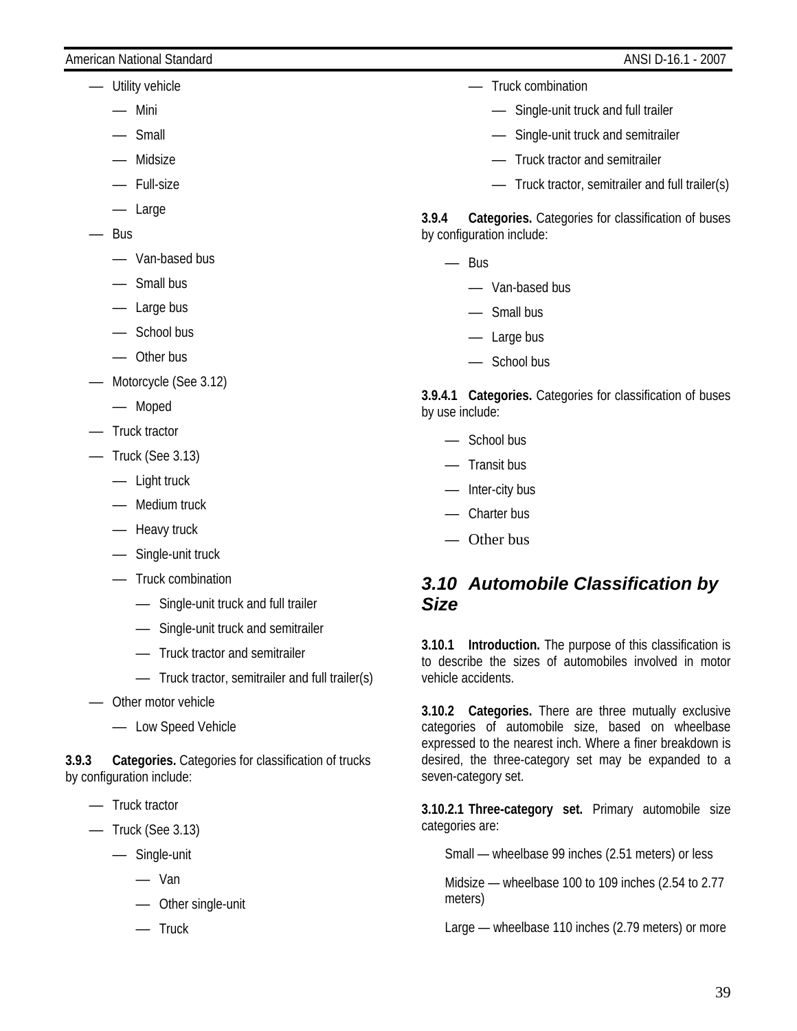- Utility vehicle
  - Mini
  - Small
  - Midsize
  - Full-size
  - Large
- Bus
  - Van-based bus
  - Small bus
  - Large bus
  - School bus
  - Other bus
- Motorcycle (See 3.12)
  - Moped
- Truck tractor
- Truck (See 3.13)
  - Light truck
  - Medium truck
  - Heavy truck
  - Single-unit truck
  - Truck combination
    - Single-unit truck and full trailer
    - Single-unit truck and semitrailer
    - Truck tractor and semitrailer
    - Truck tractor, semitrailer and full trailer(s)
- Other motor vehicle
  - Low Speed Vehicle

**3.9.3 Categories.** Categories for classification of trucks by configuration include:

- Truck tractor
- Truck (See 3.13)
  - Single-unit
    - Van
    - Other single-unit
    - Truck
  - Truck combination
    - Single-unit truck and full trailer
    - Single-unit truck and semitrailer
    - Truck tractor and semitrailer
    - Truck tractor, semitrailer and full trailer(s)

**3.9.4 Categories.** Categories for classification of buses by configuration include:

- Bus
  - Van-based bus
  - Small bus
  - Large bus
  - School bus

**3.9.4.1 Categories.** Categories for classification of buses by use include:

- School bus
- Transit bus
- Inter-city bus
- Charter bus
- Other bus

## *3.10 Automobile Classification by Size*

**3.10.1 Introduction.** The purpose of this classification is to describe the sizes of automobiles involved in motor vehicle accidents.

**3.10.2 Categories.** There are three mutually exclusive categories of automobile size, based on wheelbase expressed to the nearest inch. Where a finer breakdown is desired, the three-category set may be expanded to a seven-category set.

**3.10.2.1 Three-category set.** Primary automobile size categories are:

Small — wheelbase 99 inches (2.51 meters) or less

Midsize — wheelbase 100 to 109 inches (2.54 to 2.77 meters)

Large — wheelbase 110 inches (2.79 meters) or more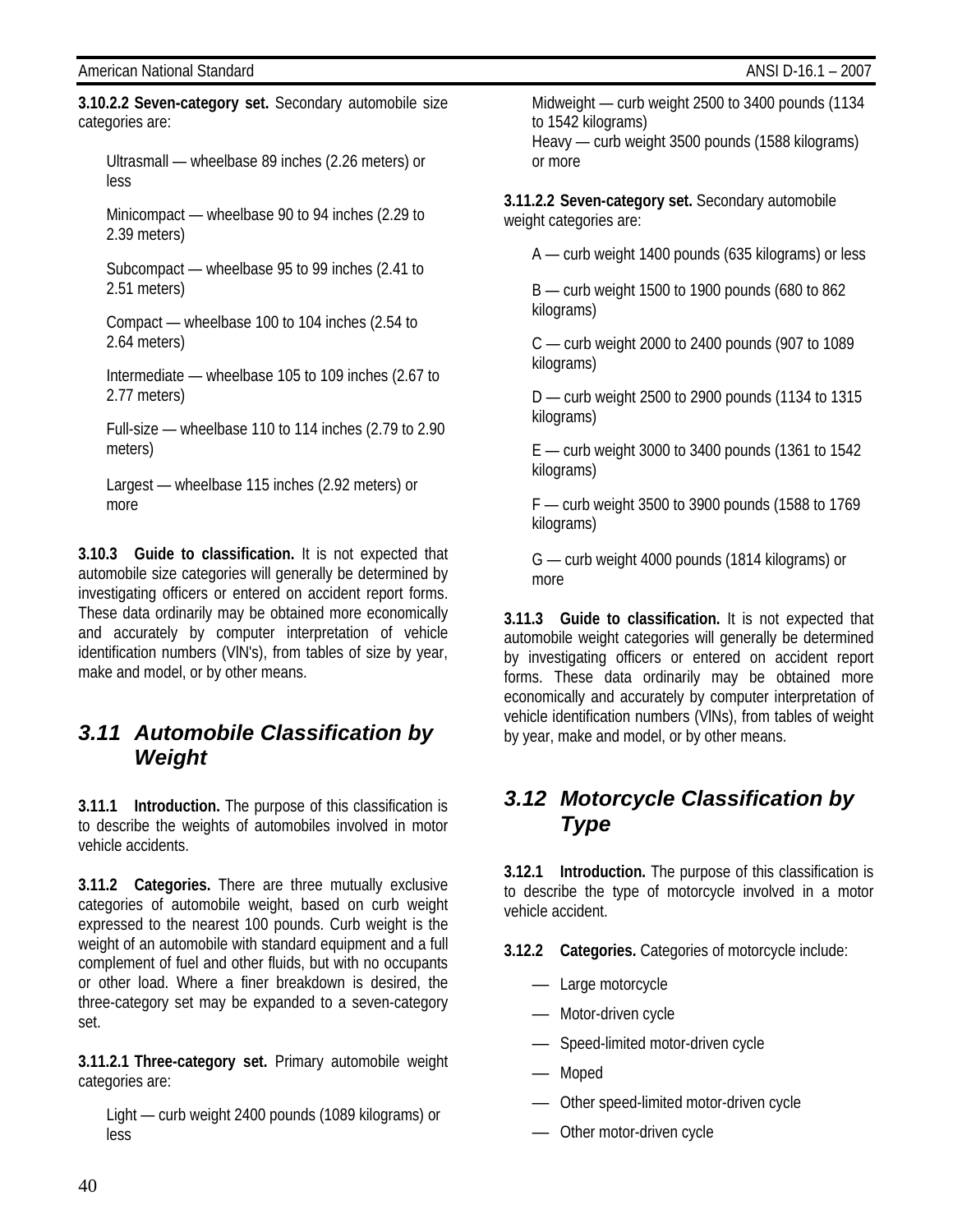**3.10.2.2 Seven-category set.** Secondary automobile size categories are:

Ultrasmall — wheelbase 89 inches (2.26 meters) or less

Minicompact — wheelbase 90 to 94 inches (2.29 to 2.39 meters)

Subcompact — wheelbase 95 to 99 inches (2.41 to 2.51 meters)

Compact — wheelbase 100 to 104 inches (2.54 to 2.64 meters)

Intermediate — wheelbase 105 to 109 inches (2.67 to 2.77 meters)

Full-size — wheelbase 110 to 114 inches (2.79 to 2.90 meters)

Largest — wheelbase 115 inches (2.92 meters) or more

**3.10.3 Guide to classification.** It is not expected that automobile size categories will generally be determined by investigating officers or entered on accident report forms. These data ordinarily may be obtained more economically and accurately by computer interpretation of vehicle identification numbers (VIN's), from tables of size by year, make and model, or by other means.

## *3.11 Automobile Classification by Weight*

**3.11.1 Introduction.** The purpose of this classification is to describe the weights of automobiles involved in motor vehicle accidents.

**3.11.2 Categories.** There are three mutually exclusive categories of automobile weight, based on curb weight expressed to the nearest 100 pounds. Curb weight is the weight of an automobile with standard equipment and a full complement of fuel and other fluids, but with no occupants or other load. Where a finer breakdown is desired, the three-category set may be expanded to a seven-category set.

**3.11.2.1 Three-category set.** Primary automobile weight categories are:

Light — curb weight 2400 pounds (1089 kilograms) or less

Midweight — curb weight 2500 to 3400 pounds (1134 to 1542 kilograms)
Heavy — curb weight 3500 pounds (1588 kilograms) or more

**3.11.2.2 Seven-category set.** Secondary automobile weight categories are:

A — curb weight 1400 pounds (635 kilograms) or less

B — curb weight 1500 to 1900 pounds (680 to 862 kilograms)

C — curb weight 2000 to 2400 pounds (907 to 1089 kilograms)

D — curb weight 2500 to 2900 pounds (1134 to 1315 kilograms)

E — curb weight 3000 to 3400 pounds (1361 to 1542 kilograms)

F — curb weight 3500 to 3900 pounds (1588 to 1769 kilograms)

G — curb weight 4000 pounds (1814 kilograms) or more

**3.11.3 Guide to classification.** It is not expected that automobile weight categories will generally be determined by investigating officers or entered on accident report forms. These data ordinarily may be obtained more economically and accurately by computer interpretation of vehicle identification numbers (VINs), from tables of weight by year, make and model, or by other means.

## *3.12 Motorcycle Classification by Type*

**3.12.1 Introduction.** The purpose of this classification is to describe the type of motorcycle involved in a motor vehicle accident.

**3.12.2 Categories.** Categories of motorcycle include:

- Large motorcycle
- Motor-driven cycle
- Speed-limited motor-driven cycle
- Moped
- Other speed-limited motor-driven cycle
- Other motor-driven cycle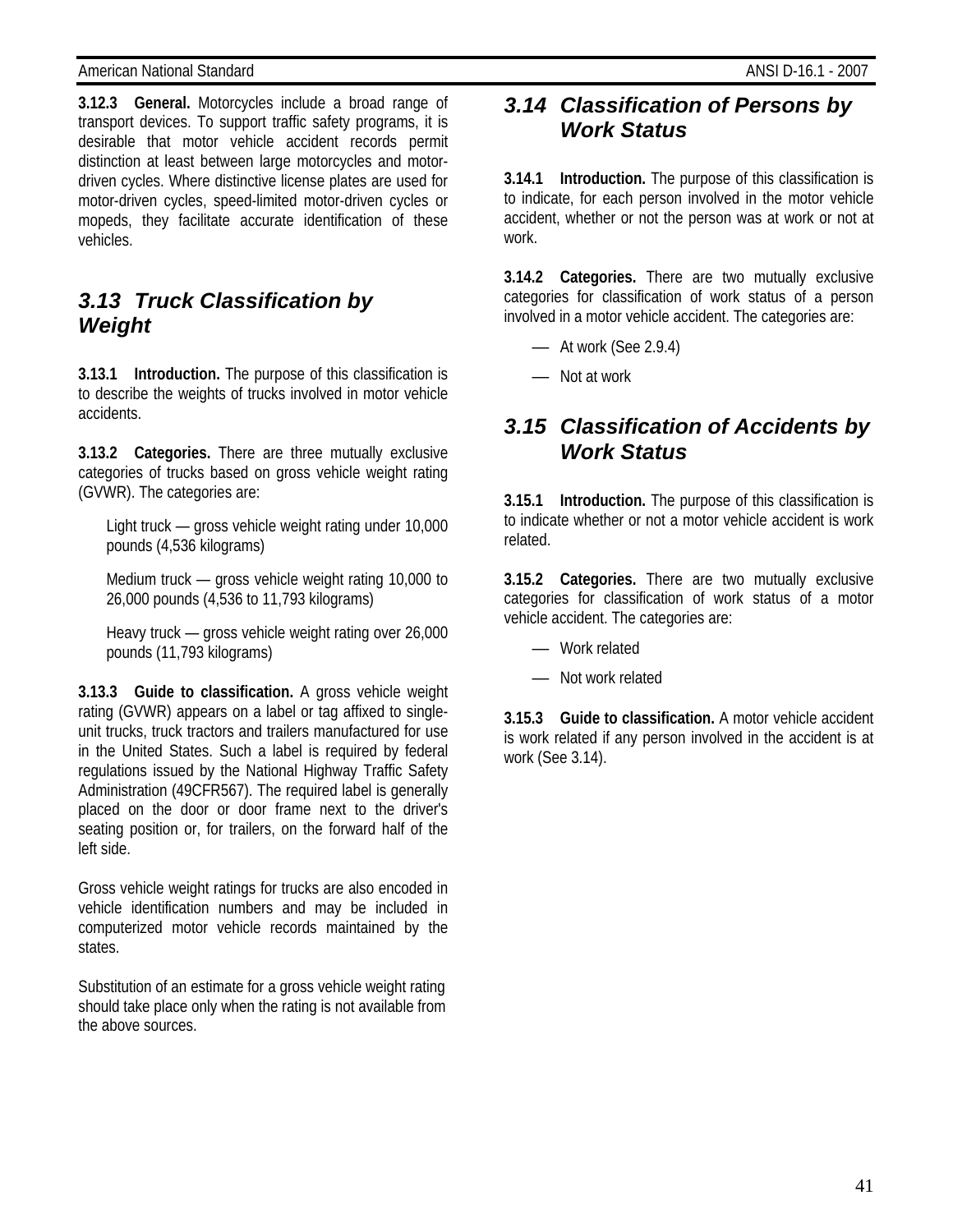**3.12.3 General.** Motorcycles include a broad range of transport devices. To support traffic safety programs, it is desirable that motor vehicle accident records permit distinction at least between large motorcycles and motor-driven cycles. Where distinctive license plates are used for motor-driven cycles, speed-limited motor-driven cycles or mopeds, they facilitate accurate identification of these vehicles.

## 3.13 Truck Classification by Weight

**3.13.1 Introduction.** The purpose of this classification is to describe the weights of trucks involved in motor vehicle accidents.

**3.13.2 Categories.** There are three mutually exclusive categories of trucks based on gross vehicle weight rating (GVWR). The categories are:

Light truck — gross vehicle weight rating under 10,000 pounds (4,536 kilograms)

Medium truck — gross vehicle weight rating 10,000 to 26,000 pounds (4,536 to 11,793 kilograms)

Heavy truck — gross vehicle weight rating over 26,000 pounds (11,793 kilograms)

**3.13.3 Guide to classification.** A gross vehicle weight rating (GVWR) appears on a label or tag affixed to single-unit trucks, truck tractors and trailers manufactured for use in the United States. Such a label is required by federal regulations issued by the National Highway Traffic Safety Administration (49CFR567). The required label is generally placed on the door or door frame next to the driver's seating position or, for trailers, on the forward half of the left side.

Gross vehicle weight ratings for trucks are also encoded in vehicle identification numbers and may be included in computerized motor vehicle records maintained by the states.

Substitution of an estimate for a gross vehicle weight rating should take place only when the rating is not available from the above sources.

## 3.14 Classification of Persons by Work Status

**3.14.1 Introduction.** The purpose of this classification is to indicate, for each person involved in the motor vehicle accident, whether or not the person was at work or not at work.

**3.14.2 Categories.** There are two mutually exclusive categories for classification of work status of a person involved in a motor vehicle accident. The categories are:

- At work (See 2.9.4)
- Not at work

## 3.15 Classification of Accidents by Work Status

**3.15.1 Introduction.** The purpose of this classification is to indicate whether or not a motor vehicle accident is work related.

**3.15.2 Categories.** There are two mutually exclusive categories for classification of work status of a motor vehicle accident. The categories are:

- Work related
- Not work related

**3.15.3 Guide to classification.** A motor vehicle accident is work related if any person involved in the accident is at work (See 3.14).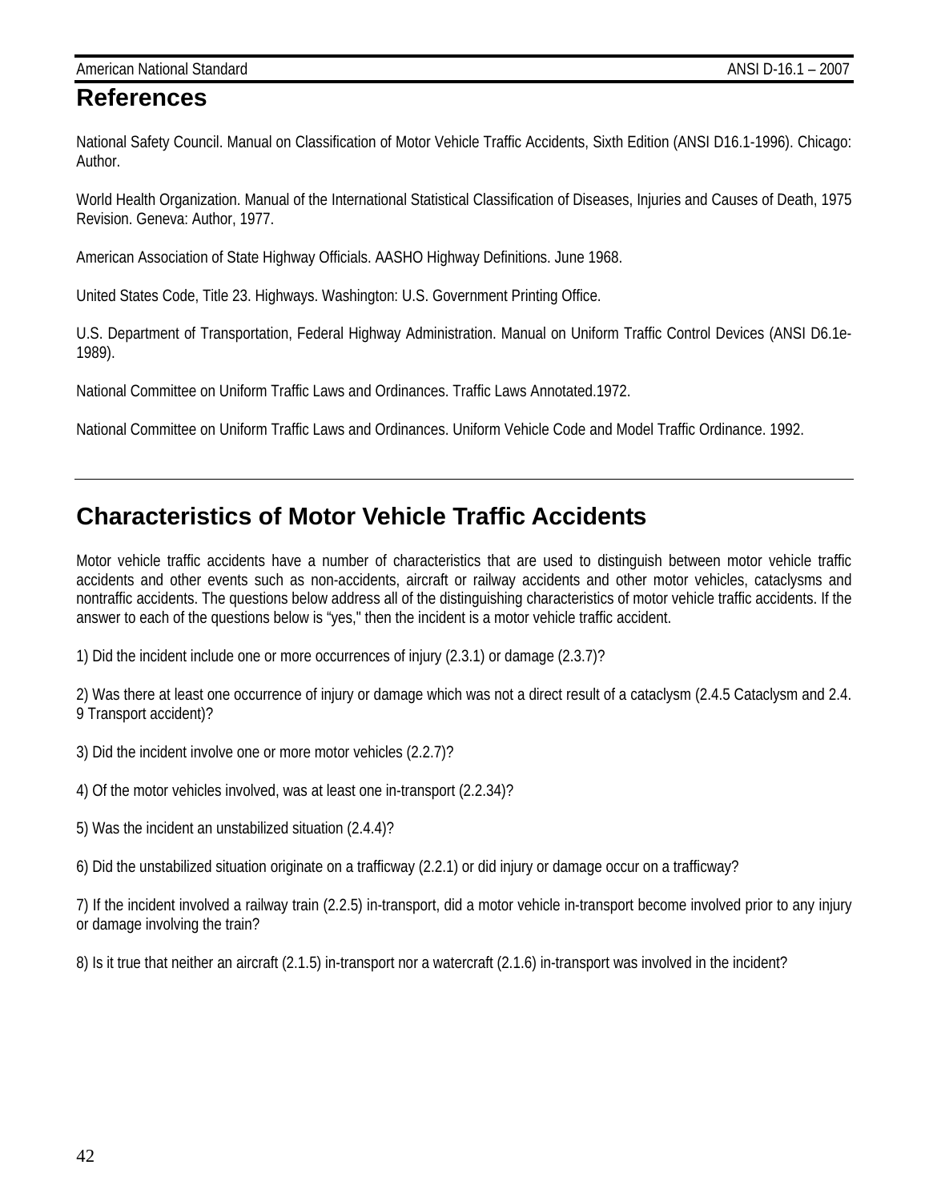## References

National Safety Council. Manual on Classification of Motor Vehicle Traffic Accidents, Sixth Edition (ANSI D16.1-1996). Chicago: Author.

World Health Organization. Manual of the International Statistical Classification of Diseases, Injuries and Causes of Death, 1975 Revision. Geneva: Author, 1977.

American Association of State Highway Officials. AASHO Highway Definitions. June 1968.

United States Code, Title 23. Highways. Washington: U.S. Government Printing Office.

U.S. Department of Transportation, Federal Highway Administration. Manual on Uniform Traffic Control Devices (ANSI D6.1e-1989).

National Committee on Uniform Traffic Laws and Ordinances. Traffic Laws Annotated.1972.

National Committee on Uniform Traffic Laws and Ordinances. Uniform Vehicle Code and Model Traffic Ordinance. 1992.

---

## Characteristics of Motor Vehicle Traffic Accidents

Motor vehicle traffic accidents have a number of characteristics that are used to distinguish between motor vehicle traffic accidents and other events such as non-accidents, aircraft or railway accidents and other motor vehicles, cataclysms and nontraffic accidents. The questions below address all of the distinguishing characteristics of motor vehicle traffic accidents. If the answer to each of the questions below is "yes," then the incident is a motor vehicle traffic accident.

1) Did the incident include one or more occurrences of injury (2.3.1) or damage (2.3.7)?

2) Was there at least one occurrence of injury or damage which was not a direct result of a cataclysm (2.4.5 Cataclysm and 2.4. 9 Transport accident)?

3) Did the incident involve one or more motor vehicles (2.2.7)?

4) Of the motor vehicles involved, was at least one in-transport (2.2.34)?

5) Was the incident an unstabilized situation (2.4.4)?

6) Did the unstabilized situation originate on a trafficway (2.2.1) or did injury or damage occur on a trafficway?

7) If the incident involved a railway train (2.2.5) in-transport, did a motor vehicle in-transport become involved prior to any injury or damage involving the train?

8) Is it true that neither an aircraft (2.1.5) in-transport nor a watercraft (2.1.6) in-transport was involved in the incident?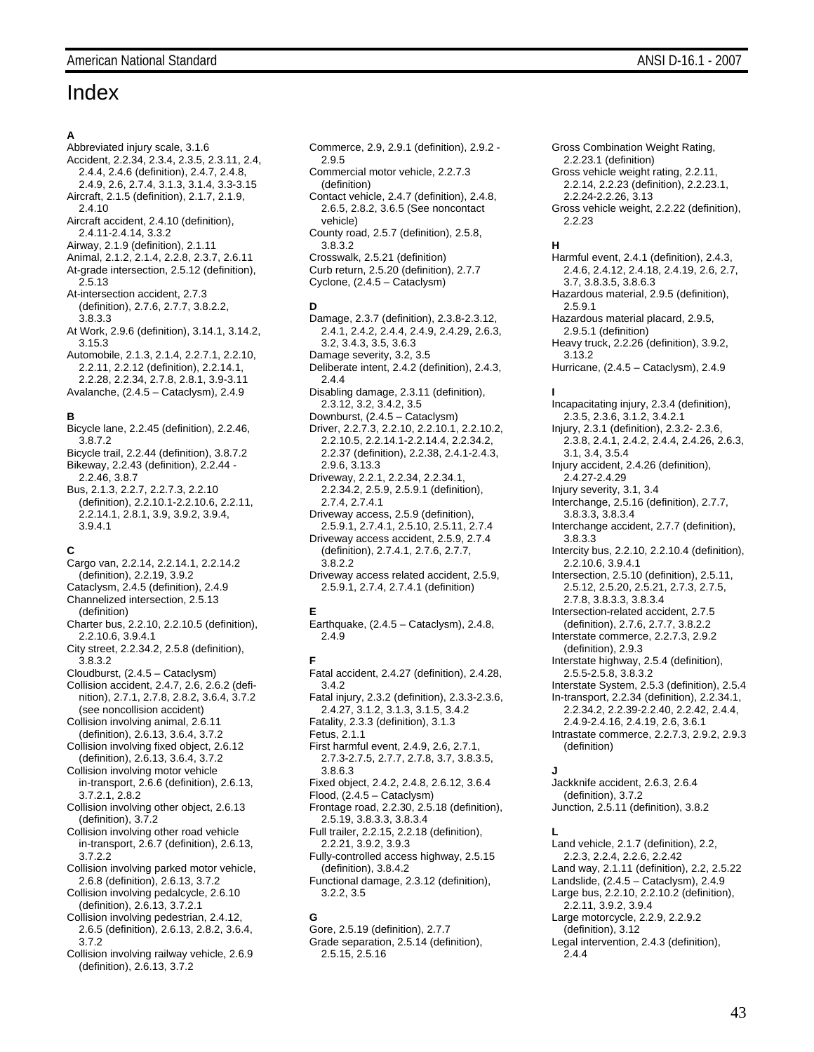# Index

### A

Abbreviated injury scale, 3.1.6
Accident, 2.2.34, 2.3.4, 2.3.5, 2.3.11, 2.4, 2.4.4, 2.4.6 (definition), 2.4.7, 2.4.8, 2.4.9, 2.6, 2.7.4, 3.1.3, 3.1.4, 3.3-3.15
Aircraft, 2.1.5 (definition), 2.1.7, 2.1.9, 2.4.10
Aircraft accident, 2.4.10 (definition), 2.4.11-2.4.14, 3.3.2
Airway, 2.1.9 (definition), 2.1.11
Animal, 2.1.2, 2.1.4, 2.2.8, 2.3.7, 2.6.11
At-grade intersection, 2.5.12 (definition), 2.5.13
At-intersection accident, 2.7.3 (definition), 2.7.6, 2.7.7, 3.8.2.2, 3.8.3.3
At Work, 2.9.6 (definition), 3.14.1, 3.14.2, 3.15.3
Automobile, 2.1.3, 2.1.4, 2.2.7.1, 2.2.10, 2.2.11, 2.2.12 (definition), 2.2.14.1, 2.2.28, 2.2.34, 2.7.8, 2.8.1, 3.9-3.11
Avalanche, (2.4.5 – Cataclysm), 2.4.9

### B

Bicycle lane, 2.2.45 (definition), 2.2.46, 3.8.7.2
Bicycle trail, 2.2.44 (definition), 3.8.7.2
Bikeway, 2.2.43 (definition), 2.2.44 - 2.2.46, 3.8.7
Bus, 2.1.3, 2.2.7, 2.2.7.3, 2.2.10 (definition), 2.2.10.1-2.2.10.6, 2.2.11, 2.2.14.1, 2.8.1, 3.9, 3.9.2, 3.9.4, 3.9.4.1

### C

Cargo van, 2.2.14, 2.2.14.1, 2.2.14.2 (definition), 2.2.19, 3.9.2
Cataclysm, 2.4.5 (definition), 2.4.9
Channelized intersection, 2.5.13 (definition)
Charter bus, 2.2.10, 2.2.10.5 (definition), 2.2.10.6, 3.9.4.1
City street, 2.2.34.2, 2.5.8 (definition), 3.8.3.2
Cloudburst, (2.4.5 – Cataclysm)
Collision accident, 2.4.7, 2.6, 2.6.2 (definition), 2.7.1, 2.7.8, 2.8.2, 3.6.4, 3.7.2 (see noncollision accident)
Collision involving animal, 2.6.11 (definition), 2.6.13, 3.6.4, 3.7.2
Collision involving fixed object, 2.6.12 (definition), 2.6.13, 3.6.4, 3.7.2
Collision involving motor vehicle in-transport, 2.6.6 (definition), 2.6.13, 3.7.2.1, 2.8.2
Collision involving other object, 2.6.13 (definition), 3.7.2
Collision involving other road vehicle in-transport, 2.6.7 (definition), 2.6.13, 3.7.2.2
Collision involving parked motor vehicle, 2.6.8 (definition), 2.6.13, 3.7.2
Collision involving pedalcycle, 2.6.10 (definition), 2.6.13, 3.7.2.1
Collision involving pedestrian, 2.4.12, 2.6.5 (definition), 2.6.13, 2.8.2, 3.6.4, 3.7.2
Collision involving railway vehicle, 2.6.9 (definition), 2.6.13, 3.7.2
Commerce, 2.9, 2.9.1 (definition), 2.9.2 - 2.9.5
Commercial motor vehicle, 2.2.7.3 (definition)
Contact vehicle, 2.4.7 (definition), 2.4.8, 2.6.5, 2.8.2, 3.6.5 (See noncontact vehicle)
County road, 2.5.7 (definition), 2.5.8, 3.8.3.2
Crosswalk, 2.5.21 (definition)
Curb return, 2.5.20 (definition), 2.7.7
Cyclone, (2.4.5 – Cataclysm)

### D

Damage, 2.3.7 (definition), 2.3.8-2.3.12, 2.4.1, 2.4.2, 2.4.4, 2.4.9, 2.4.29, 2.6.3, 3.2, 3.4.3, 3.5, 3.6.3
Damage severity, 3.2, 3.5
Deliberate intent, 2.4.2 (definition), 2.4.3, 2.4.4
Disabling damage, 2.3.11 (definition), 2.3.12, 3.2, 3.4.2, 3.5
Downburst, (2.4.5 – Cataclysm)
Driver, 2.2.7.3, 2.2.10, 2.2.10.1, 2.2.10.2, 2.2.10.5, 2.2.14.1-2.2.14.4, 2.2.34.2, 2.2.37 (definition), 2.2.38, 2.4.1-2.4.3, 2.9.6, 3.13.3
Driveway, 2.2.1, 2.2.34, 2.2.34.1, 2.2.34.2, 2.5.9, 2.5.9.1 (definition), 2.7.4, 2.7.4.1
Driveway access, 2.5.9 (definition), 2.5.9.1, 2.7.4.1, 2.5.10, 2.5.11, 2.7.4
Driveway access accident, 2.5.9, 2.7.4 (definition), 2.7.4.1, 2.7.6, 2.7.7, 3.8.2.2
Driveway access related accident, 2.5.9, 2.5.9.1, 2.7.4, 2.7.4.1 (definition)

### E

Earthquake, (2.4.5 – Cataclysm), 2.4.8, 2.4.9

### F

Fatal accident, 2.4.27 (definition), 2.4.28, 3.4.2
Fatal injury, 2.3.2 (definition), 2.3.3-2.3.6, 2.4.27, 3.1.2, 3.1.3, 3.1.5, 3.4.2
Fatality, 2.3.3 (definition), 3.1.3
Fetus, 2.1.1
First harmful event, 2.4.9, 2.6, 2.7.1, 2.7.3-2.7.5, 2.7.7, 2.7.8, 3.7, 3.8.3.5, 3.8.6.3
Fixed object, 2.4.2, 2.4.8, 2.6.12, 3.6.4
Flood, (2.4.5 – Cataclysm)
Frontage road, 2.2.30, 2.5.18 (definition), 2.5.19, 3.8.3.3, 3.8.3.4
Full trailer, 2.2.15, 2.2.18 (definition), 2.2.21, 3.9.2, 3.9.3
Fully-controlled access highway, 2.5.15 (definition), 3.8.4.2
Functional damage, 2.3.12 (definition), 3.2.2, 3.5

### G

Gore, 2.5.19 (definition), 2.7.7
Grade separation, 2.5.14 (definition), 2.5.15, 2.5.16
Gross Combination Weight Rating, 2.2.23.1 (definition)
Gross vehicle weight rating, 2.2.11, 2.2.14, 2.2.23 (definition), 2.2.23.1, 2.2.24-2.2.26, 3.13
Gross vehicle weight, 2.2.22 (definition), 2.2.23

### H

Harmful event, 2.4.1 (definition), 2.4.3, 2.4.6, 2.4.12, 2.4.18, 2.4.19, 2.6, 2.7, 3.7, 3.8.3.5, 3.8.6.3
Hazardous material, 2.9.5 (definition), 2.5.9.1
Hazardous material placard, 2.9.5, 2.9.5.1 (definition)
Heavy truck, 2.2.26 (definition), 3.9.2, 3.13.2
Hurricane, (2.4.5 – Cataclysm), 2.4.9

### I

Incapacitating injury, 2.3.4 (definition), 2.3.5, 2.3.6, 3.1.2, 3.4.2.1
Injury, 2.3.1 (definition), 2.3.2- 2.3.6, 2.3.8, 2.4.1, 2.4.2, 2.4.4, 2.4.26, 2.6.3, 3.1, 3.4, 3.5.4
Injury accident, 2.4.26 (definition), 2.4.27-2.4.29
Injury severity, 3.1, 3.4
Interchange, 2.5.16 (definition), 2.7.7, 3.8.3.3, 3.8.3.4
Interchange accident, 2.7.7 (definition), 3.8.3.3
Intercity bus, 2.2.10, 2.2.10.4 (definition), 2.2.10.6, 3.9.4.1
Intersection, 2.5.10 (definition), 2.5.11, 2.5.12, 2.5.20, 2.5.21, 2.7.3, 2.7.5, 2.7.8, 3.8.3.3, 3.8.3.4
Intersection-related accident, 2.7.5 (definition), 2.7.6, 2.7.7, 3.8.2.2
Interstate commerce, 2.2.7.3, 2.9.2 (definition), 2.9.3
Interstate highway, 2.5.4 (definition), 2.5.5-2.5.8, 3.8.3.2
Interstate System, 2.5.3 (definition), 2.5.4
In-transport, 2.2.34 (definition), 2.2.34.1, 2.2.34.2, 2.2.39-2.2.40, 2.2.42, 2.4.4, 2.4.9-2.4.16, 2.4.19, 2.6, 3.6.1
Intrastate commerce, 2.2.7.3, 2.9.2, 2.9.3 (definition)

### J

Jackknife accident, 2.6.3, 2.6.4 (definition), 3.7.2
Junction, 2.5.11 (definition), 3.8.2

### L

Land vehicle, 2.1.7 (definition), 2.2, 2.2.3, 2.2.4, 2.2.6, 2.2.42
Land way, 2.1.11 (definition), 2.2, 2.5.22
Landslide, (2.4.5 – Cataclysm), 2.4.9
Large bus, 2.2.10, 2.2.10.2 (definition), 2.2.11, 3.9.2, 3.9.4
Large motorcycle, 2.2.9, 2.2.9.2 (definition), 3.12
Legal intervention, 2.4.3 (definition), 2.4.4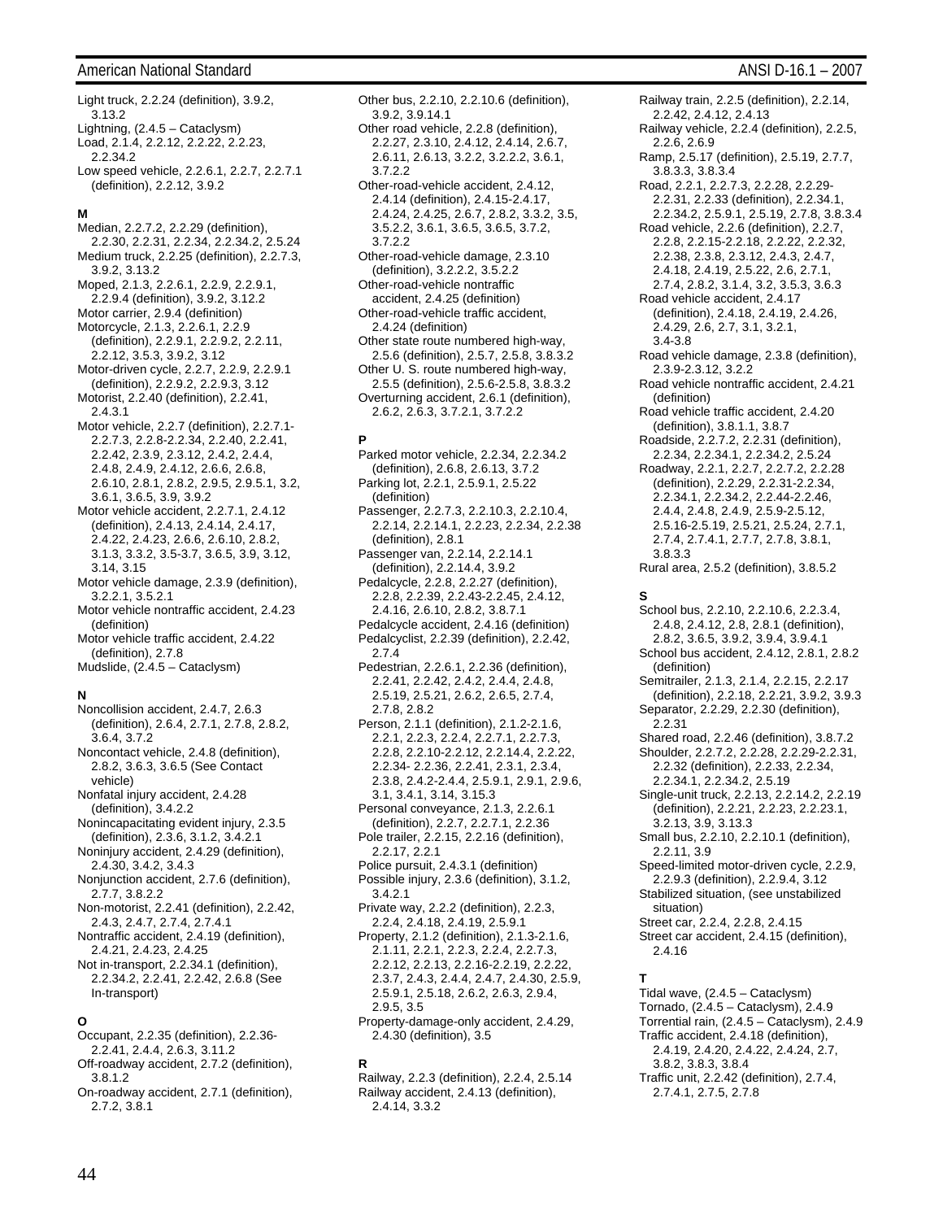Light truck, 2.2.24 (definition), 3.9.2, 3.13.2
Lightning, (2.4.5 – Cataclysm)
Load, 2.1.4, 2.2.12, 2.2.22, 2.2.23, 2.2.34.2
Low speed vehicle, 2.2.6.1, 2.2.7, 2.2.7.1 (definition), 2.2.12, 3.9.2

**M**

Median, 2.2.7.2, 2.2.29 (definition), 2.2.30, 2.2.31, 2.2.34, 2.2.34.2, 2.5.24
Medium truck, 2.2.25 (definition), 2.2.7.3, 3.9.2, 3.13.2
Moped, 2.1.3, 2.2.6.1, 2.2.9, 2.2.9.1, 2.2.9.4 (definition), 3.9.2, 3.12.2
Motor carrier, 2.9.4 (definition)
Motorcycle, 2.1.3, 2.2.6.1, 2.2.9 (definition), 2.2.9.1, 2.2.9.2, 2.2.11, 2.2.12, 3.5.3, 3.9.2, 3.12
Motor-driven cycle, 2.2.7, 2.2.9, 2.2.9.1 (definition), 2.2.9.2, 2.2.9.3, 3.12
Motorist, 2.2.40 (definition), 2.2.41, 2.4.3.1
Motor vehicle, 2.2.7 (definition), 2.2.7.1-2.2.7.3, 2.2.8-2.2.34, 2.2.40, 2.2.41, 2.2.42, 2.3.9, 2.3.12, 2.4.2, 2.4.4, 2.4.8, 2.4.9, 2.4.12, 2.6.6, 2.6.8, 2.6.10, 2.8.1, 2.8.2, 2.9.5, 2.9.5.1, 3.2, 3.6.1, 3.6.5, 3.9, 3.9.2
Motor vehicle accident, 2.2.7.1, 2.4.12 (definition), 2.4.13, 2.4.14, 2.4.17, 2.4.22, 2.4.23, 2.6.6, 2.6.10, 2.8.2, 3.1.3, 3.3.2, 3.5-3.7, 3.6.5, 3.9, 3.12, 3.14, 3.15
Motor vehicle damage, 2.3.9 (definition), 3.2.2.1, 3.5.2.1
Motor vehicle nontraffic accident, 2.4.23 (definition)
Motor vehicle traffic accident, 2.4.22 (definition), 2.7.8
Mudslide, (2.4.5 – Cataclysm)

**N**

Noncollision accident, 2.4.7, 2.6.3 (definition), 2.6.4, 2.7.1, 2.7.8, 2.8.2, 3.6.4, 3.7.2
Noncontact vehicle, 2.4.8 (definition), 2.8.2, 3.6.3, 3.6.5 (See Contact vehicle)
Nonfatal injury accident, 2.4.28 (definition), 3.4.2.2
Nonincapacitating evident injury, 2.3.5 (definition), 2.3.6, 3.1.2, 3.4.2.1
Noninjury accident, 2.4.29 (definition), 2.4.30, 3.4.2, 3.4.3
Nonjunction accident, 2.7.6 (definition), 2.7.7, 3.8.2.2
Non-motorist, 2.2.41 (definition), 2.2.42, 2.4.3, 2.4.7, 2.7.4, 2.7.4.1
Nontraffic accident, 2.4.19 (definition), 2.4.21, 2.4.23, 2.4.25
Not in-transport, 2.2.34.1 (definition), 2.2.34.2, 2.2.41, 2.2.42, 2.6.8 (See In-transport)

**O**

Occupant, 2.2.35 (definition), 2.2.36-2.2.41, 2.4.4, 2.6.3, 3.11.2
Off-roadway accident, 2.7.2 (definition), 3.8.1.2
On-roadway accident, 2.7.1 (definition), 2.7.2, 3.8.1
Other bus, 2.2.10, 2.2.10.6 (definition), 3.9.2, 3.9.14.1
Other road vehicle, 2.2.8 (definition), 2.2.27, 2.3.10, 2.4.12, 2.4.14, 2.6.7, 2.6.11, 2.6.13, 3.2.2, 3.2.2.2, 3.6.1, 3.7.2.2
Other-road-vehicle accident, 2.4.12, 2.4.14 (definition), 2.4.15-2.4.17, 2.4.24, 2.4.25, 2.6.7, 2.8.2, 3.3.2, 3.5, 3.5.2.2, 3.6.1, 3.6.5, 3.6.5, 3.7.2, 3.7.2.2
Other-road-vehicle damage, 2.3.10 (definition), 3.2.2.2, 3.5.2.2
Other-road-vehicle nontraffic accident, 2.4.25 (definition)
Other-road-vehicle traffic accident, 2.4.24 (definition)
Other state route numbered high-way, 2.5.6 (definition), 2.5.7, 2.5.8, 3.8.3.2
Other U. S. route numbered high-way, 2.5.5 (definition), 2.5.6-2.5.8, 3.8.3.2
Overturning accident, 2.6.1 (definition), 2.6.2, 2.6.3, 3.7.2.1, 3.7.2.2

**P**

Parked motor vehicle, 2.2.34, 2.2.34.2 (definition), 2.6.8, 2.6.13, 3.7.2
Parking lot, 2.2.1, 2.5.9.1, 2.5.22 (definition)
Passenger, 2.2.7.3, 2.2.10.3, 2.2.10.4, 2.2.14, 2.2.14.1, 2.2.23, 2.2.34, 2.2.38 (definition), 2.8.1
Passenger van, 2.2.14, 2.2.14.1 (definition), 2.2.14.4, 3.9.2
Pedalcycle, 2.2.8, 2.2.27 (definition), 2.2.8, 2.2.39, 2.2.43-2.2.45, 2.4.12, 2.4.16, 2.6.10, 2.8.2, 3.8.7.1
Pedalcycle accident, 2.4.16 (definition)
Pedalcyclist, 2.2.39 (definition), 2.2.42, 2.7.4
Pedestrian, 2.2.6.1, 2.2.36 (definition), 2.2.41, 2.2.42, 2.4.2, 2.4.4, 2.4.8, 2.5.19, 2.5.21, 2.6.2, 2.6.5, 2.7.4, 2.7.8, 2.8.2
Person, 2.1.1 (definition), 2.1.2-2.1.6, 2.2.1, 2.2.3, 2.2.4, 2.2.7.1, 2.2.7.3, 2.2.8, 2.2.10-2.2.12, 2.2.14.4, 2.2.22, 2.2.34- 2.2.36, 2.2.41, 2.3.1, 2.3.4, 2.3.8, 2.4.2-2.4.4, 2.5.9.1, 2.9.1, 2.9.6, 3.1, 3.4.1, 3.14, 3.15.3
Personal conveyance, 2.1.3, 2.2.6.1 (definition), 2.2.7, 2.2.7.1, 2.2.36
Pole trailer, 2.2.15, 2.2.16 (definition), 2.2.17, 2.2.1
Police pursuit, 2.4.3.1 (definition)
Possible injury, 2.3.6 (definition), 3.1.2, 3.4.2.1
Private way, 2.2.2 (definition), 2.2.3, 2.2.4, 2.4.18, 2.4.19, 2.5.9.1
Property, 2.1.2 (definition), 2.1.3-2.1.6, 2.1.11, 2.2.1, 2.2.3, 2.2.4, 2.2.7.3, 2.2.12, 2.2.13, 2.2.16-2.2.19, 2.2.22, 2.3.7, 2.4.3, 2.4.4, 2.4.7, 2.4.30, 2.5.9, 2.5.9.1, 2.5.18, 2.6.2, 2.6.3, 2.9.4, 2.9.5, 3.5
Property-damage-only accident, 2.4.29, 2.4.30 (definition), 3.5

**R**

Railway, 2.2.3 (definition), 2.2.4, 2.5.14
Railway accident, 2.4.13 (definition), 2.4.14, 3.3.2
Railway train, 2.2.5 (definition), 2.2.14, 2.2.42, 2.4.12, 2.4.13
Railway vehicle, 2.2.4 (definition), 2.2.5, 2.2.6, 2.6.9
Ramp, 2.5.17 (definition), 2.5.19, 2.7.7, 3.8.3.3, 3.8.3.4
Road, 2.2.1, 2.2.7.3, 2.2.28, 2.2.29-2.2.31, 2.2.33 (definition), 2.2.34.1, 2.2.34.2, 2.5.9.1, 2.5.19, 2.7.8, 3.8.3.4
Road vehicle, 2.2.6 (definition), 2.2.7, 2.2.8, 2.2.15-2.2.18, 2.2.22, 2.2.32, 2.2.38, 2.3.8, 2.3.12, 2.4.3, 2.4.7, 2.4.18, 2.4.19, 2.5.22, 2.6, 2.7.1, 2.7.4, 2.8.2, 3.1.4, 3.2, 3.5.3, 3.6.3
Road vehicle accident, 2.4.17 (definition), 2.4.18, 2.4.19, 2.4.26, 2.4.29, 2.6, 2.7, 3.1, 3.2.1, 3.4-3.8
Road vehicle damage, 2.3.8 (definition), 2.3.9-2.3.12, 3.2.2
Road vehicle nontraffic accident, 2.4.21 (definition)
Road vehicle traffic accident, 2.4.20 (definition), 3.8.1.1, 3.8.7
Roadside, 2.2.7.2, 2.2.31 (definition), 2.2.34, 2.2.34.1, 2.2.34.2, 2.5.24
Roadway, 2.2.1, 2.2.7, 2.2.7.2, 2.2.28 (definition), 2.2.29, 2.2.31-2.2.34, 2.2.34.1, 2.2.34.2, 2.2.44-2.2.46, 2.4.4, 2.4.8, 2.4.9, 2.5.9-2.5.12, 2.5.16-2.5.19, 2.5.21, 2.5.24, 2.7.1, 2.7.4, 2.7.4.1, 2.7.7, 2.7.8, 3.8.1, 3.8.3.3
Rural area, 2.5.2 (definition), 3.8.5.2

**S**

School bus, 2.2.10, 2.2.10.6, 2.2.3.4, 2.4.8, 2.4.12, 2.8, 2.8.1 (definition), 2.8.2, 3.6.5, 3.9.2, 3.9.4, 3.9.4.1
School bus accident, 2.4.12, 2.8.1, 2.8.2 (definition)
Semitrailer, 2.1.3, 2.1.4, 2.2.15, 2.2.17 (definition), 2.2.18, 2.2.21, 3.9.2, 3.9.3
Separator, 2.2.29, 2.2.30 (definition), 2.2.31
Shared road, 2.2.46 (definition), 3.8.7.2
Shoulder, 2.2.7.2, 2.2.28, 2.2.29-2.2.31, 2.2.32 (definition), 2.2.33, 2.2.34, 2.2.34.1, 2.2.34.2, 2.5.19
Single-unit truck, 2.2.13, 2.2.14.2, 2.2.19 (definition), 2.2.21, 2.2.23, 2.2.23.1, 3.2.13, 3.9, 3.13.3
Small bus, 2.2.10, 2.2.10.1 (definition), 2.2.11, 3.9
Speed-limited motor-driven cycle, 2.2.9, 2.2.9.3 (definition), 2.2.9.4, 3.12
Stabilized situation, (see unstabilized situation)
Street car, 2.2.4, 2.2.8, 2.4.15
Street car accident, 2.4.15 (definition), 2.4.16

**T**

Tidal wave, (2.4.5 – Cataclysm)
Tornado, (2.4.5 – Cataclysm), 2.4.9
Torrential rain, (2.4.5 – Cataclysm), 2.4.9
Traffic accident, 2.4.18 (definition), 2.4.19, 2.4.20, 2.4.22, 2.4.24, 2.7, 3.8.2, 3.8.3, 3.8.4
Traffic unit, 2.2.42 (definition), 2.7.4, 2.7.4.1, 2.7.5, 2.7.8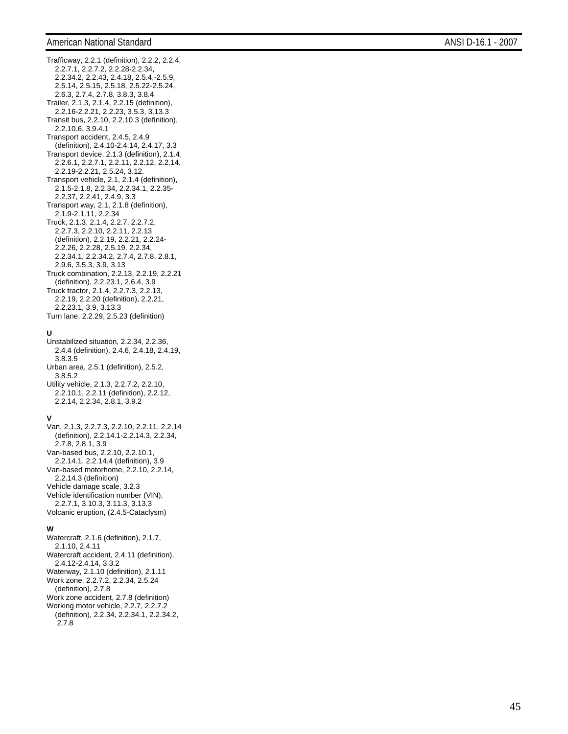Trafficway, 2.2.1 (definition), 2.2.2, 2.2.4, 2.2.7.1, 2.2.7.2, 2.2.28-2.2.34, 2.2.34.2, 2.2.43, 2.4.18, 2.5.4,-2.5.9, 2.5.14, 2.5.15, 2.5.18, 2.5.22-2.5.24, 2.6.3, 2.7.4, 2.7.8, 3.8.3, 3.8.4

Trailer, 2.1.3, 2.1.4, 2.2.15 (definition), 2.2.16-2.2.21, 2.2.23, 3.5.3, 3.13.3

Transit bus, 2.2.10, 2.2.10.3 (definition), 2.2.10.6, 3.9.4.1

Transport accident, 2.4.5, 2.4.9 (definition), 2.4.10-2.4.14, 2.4.17, 3.3

Transport device, 2.1.3 (definition), 2.1.4, 2.2.6.1, 2.2.7.1, 2.2.11, 2.2.12, 2.2.14, 2.2.19-2.2.21, 2.5.24, 3.12.

Transport vehicle, 2.1, 2.1.4 (definition), 2.1.5-2.1.8, 2.2.34, 2.2.34.1, 2.2.35-2.2.37, 2.2.41, 2.4.9, 3.3

Transport way, 2.1, 2.1.8 (definition), 2.1.9-2.1.11, 2.2.34

Truck, 2.1.3, 2.1.4, 2.2.7, 2.2.7.2, 2.2.7.3, 2.2.10, 2.2.11, 2.2.13 (definition), 2.2.19, 2.2.21, 2.2.24-2.2.26, 2.2.28, 2.5.19, 2.2.34, 2.2.34.1, 2.2.34.2, 2.7.4, 2.7.8, 2.8.1, 2.9.6, 3.5.3, 3.9, 3.13

Truck combination, 2.2.13, 2.2.19, 2.2.21 (definition), 2.2.23.1, 2.6.4, 3.9

Truck tractor, 2.1.4, 2.2.7.3, 2.2.13, 2.2.19, 2.2.20 (definition), 2.2.21, 2.2.23.1, 3.9, 3.13.3

Turn lane, 2.2.29, 2.5.23 (definition)

**U**

Unstabilized situation, 2.2.34, 2.2.36, 2.4.4 (definition), 2.4.6, 2.4.18, 2.4.19, 3.8.3.5

Urban area, 2.5.1 (definition), 2.5.2, 3.8.5.2

Utility vehicle, 2.1.3, 2.2.7.2, 2.2.10, 2.2.10.1, 2.2.11 (definition), 2.2.12, 2.2.14, 2.2.34, 2.8.1, 3.9.2

**V**

Van, 2.1.3, 2.2.7.3, 2.2.10, 2.2.11, 2.2.14 (definition), 2.2.14.1-2.2.14.3, 2.2.34, 2.7.8, 2.8.1, 3.9

Van-based bus, 2.2.10, 2.2.10.1, 2.2.14.1, 2.2.14.4 (definition), 3.9

Van-based motorhome, 2.2.10, 2.2.14, 2.2.14.3 (definition)

Vehicle damage scale, 3.2.3

Vehicle identification number (VIN), 2.2.7.1, 3.10.3, 3.11.3, 3.13.3

Volcanic eruption, (2.4.5-Cataclysm)

**W**

Watercraft, 2.1.6 (definition), 2.1.7, 2.1.10, 2.4.11

Watercraft accident, 2.4.11 (definition), 2.4.12-2.4.14, 3.3.2

Waterway, 2.1.10 (definition), 2.1.11

Work zone, 2.2.7.2, 2.2.34, 2.5.24 (definition), 2.7.8

Work zone accident, 2.7.8 (definition)

Working motor vehicle, 2.2.7, 2.2.7.2 (definition), 2.2.34, 2.2.34.1, 2.2.34.2, 2.7.8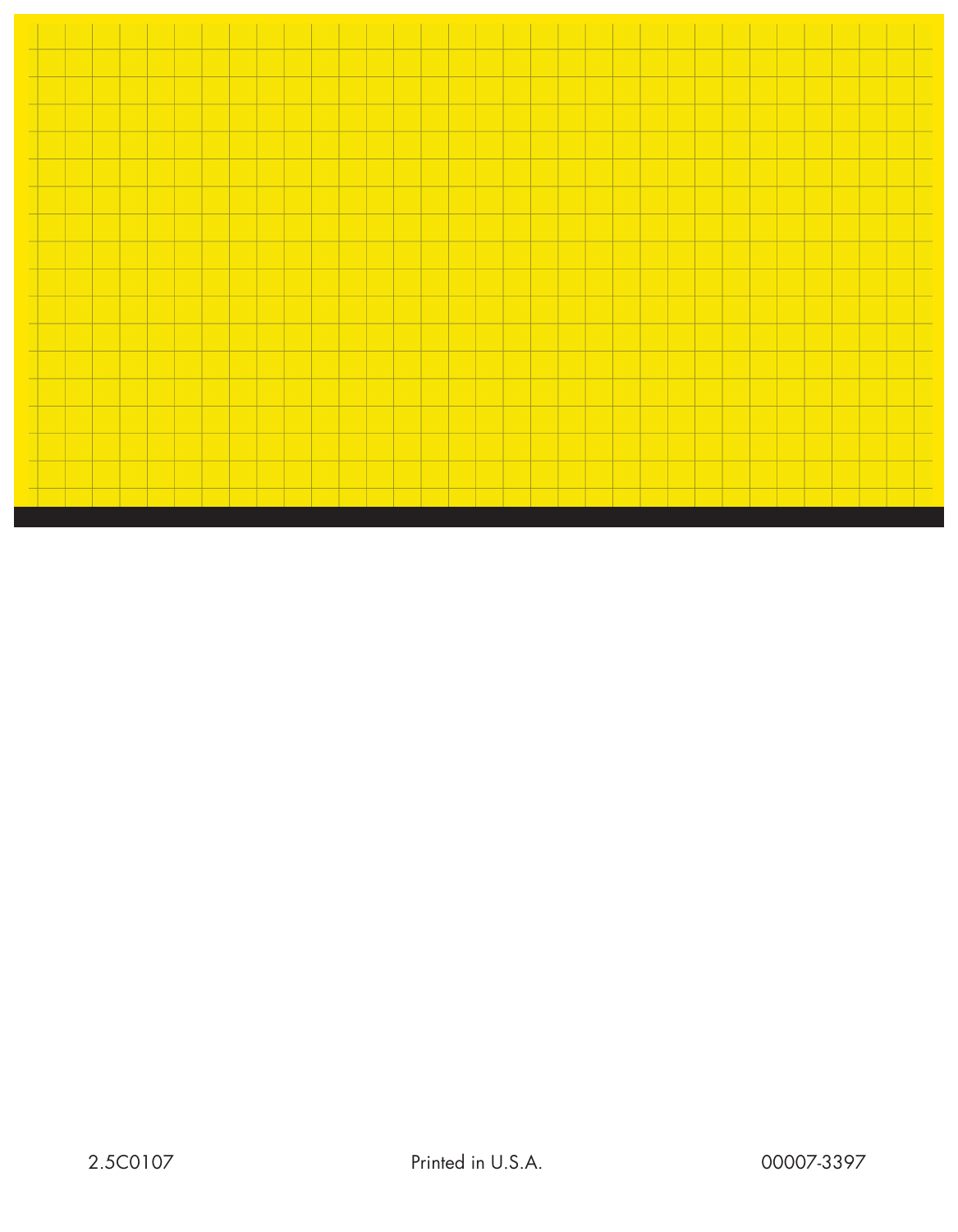2.5C0107

Printed in U.S.A.

00007-3397